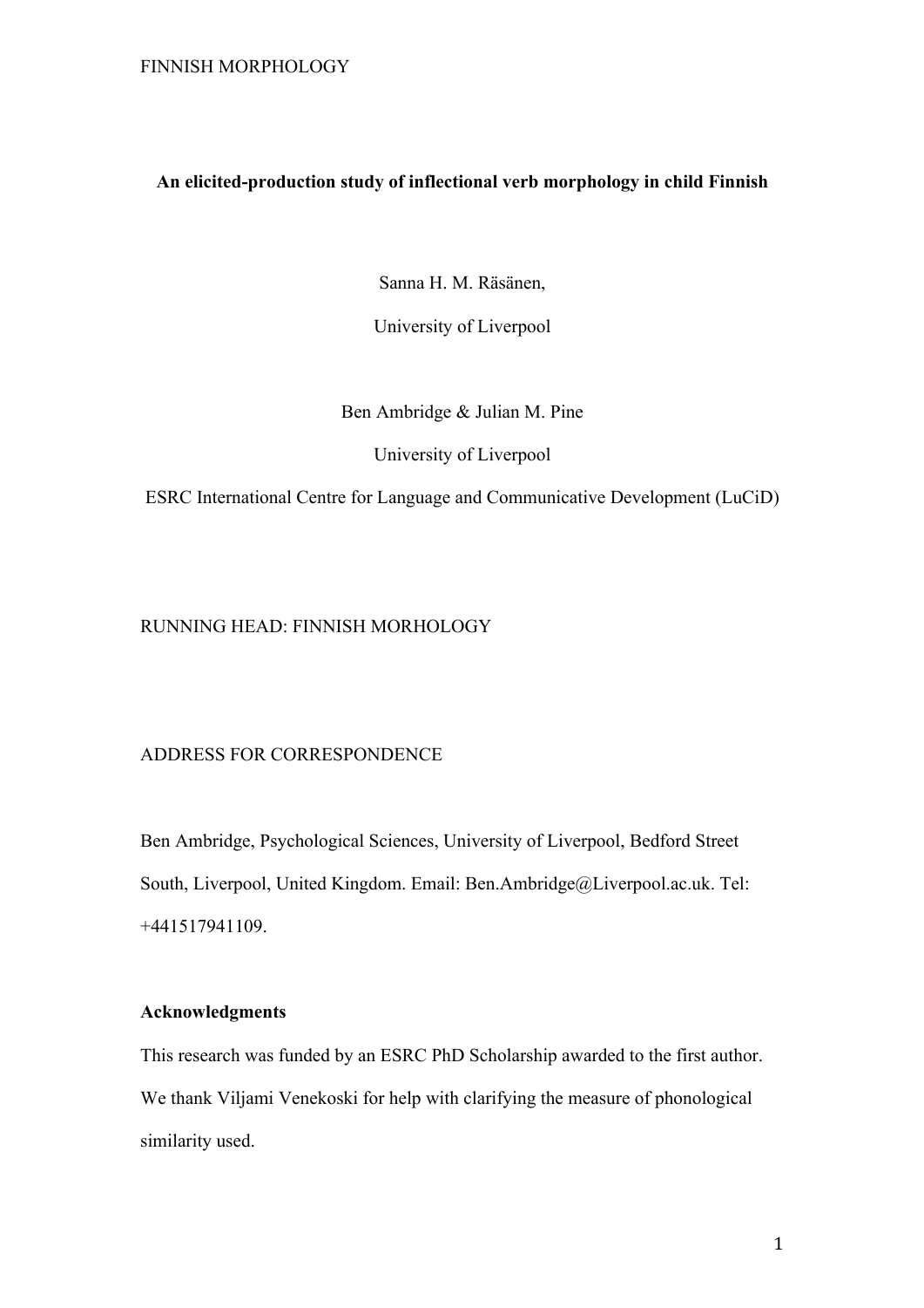**An elicited-production study of inflectional verb morphology in child Finnish**

Sanna H. M. Räsänen,

University of Liverpool

Ben Ambridge & Julian M. Pine

University of Liverpool

ESRC International Centre for Language and Communicative Development (LuCiD)

RUNNING HEAD: FINNISH MORHOLOGY

ADDRESS FOR CORRESPONDENCE

Ben Ambridge, Psychological Sciences, University of Liverpool, Bedford Street South, Liverpool, United Kingdom. Email: Ben.Ambridge@Liverpool.ac.uk. Tel: +441517941109.

**Acknowledgments**

This research was funded by an ESRC PhD Scholarship awarded to the first author. We thank Viljami Venekoski for help with clarifying the measure of phonological similarity used.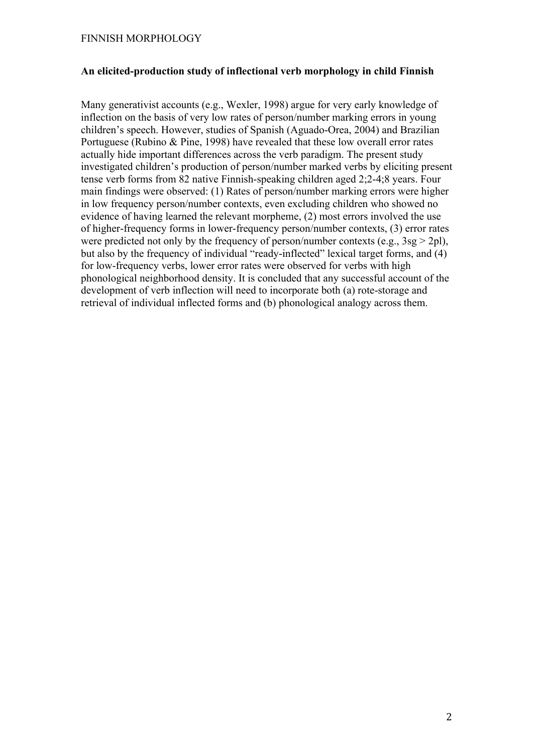**An elicited-production study of inflectional verb morphology in child Finnish**

Many generativist accounts (e.g., Wexler, 1998) argue for very early knowledge of inflection on the basis of very low rates of person/number marking errors in young children's speech. However, studies of Spanish (Aguado-Orea, 2004) and Brazilian Portuguese (Rubino & Pine, 1998) have revealed that these low overall error rates actually hide important differences across the verb paradigm. The present study investigated children's production of person/number marked verbs by eliciting present tense verb forms from 82 native Finnish-speaking children aged 2;2-4;8 years. Four main findings were observed: (1) Rates of person/number marking errors were higher in low frequency person/number contexts, even excluding children who showed no evidence of having learned the relevant morpheme, (2) most errors involved the use of higher-frequency forms in lower-frequency person/number contexts, (3) error rates were predicted not only by the frequency of person/number contexts (e.g., 3sg > 2pl), but also by the frequency of individual "ready-inflected" lexical target forms, and (4) for low-frequency verbs, lower error rates were observed for verbs with high phonological neighborhood density. It is concluded that any successful account of the development of verb inflection will need to incorporate both (a) rote-storage and retrieval of individual inflected forms and (b) phonological analogy across them.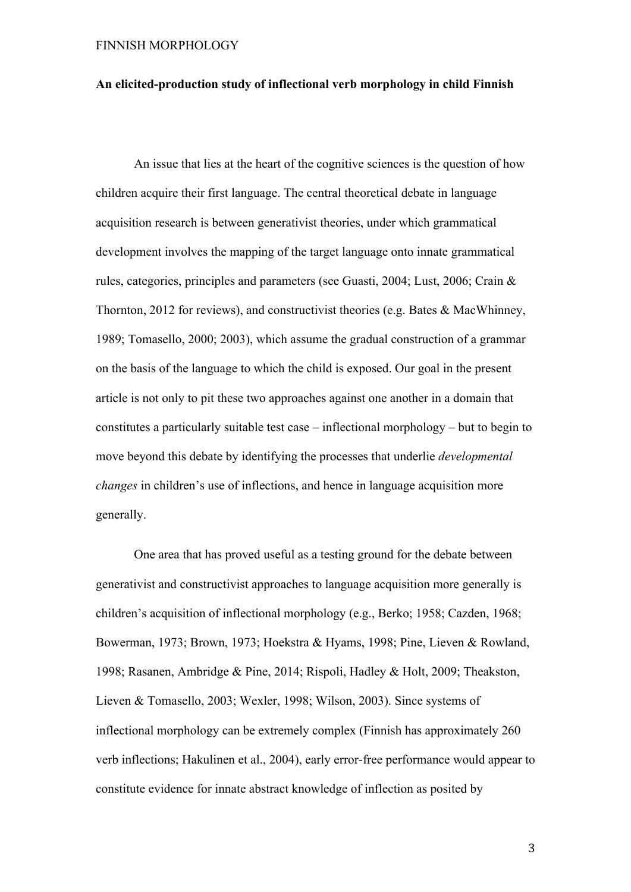**An elicited-production study of inflectional verb morphology in child Finnish**

An issue that lies at the heart of the cognitive sciences is the question of how children acquire their first language. The central theoretical debate in language acquisition research is between generativist theories, under which grammatical development involves the mapping of the target language onto innate grammatical rules, categories, principles and parameters (see Guasti, 2004; Lust, 2006; Crain & Thornton, 2012 for reviews), and constructivist theories (e.g. Bates & MacWhinney, 1989; Tomasello, 2000; 2003), which assume the gradual construction of a grammar on the basis of the language to which the child is exposed. Our goal in the present article is not only to pit these two approaches against one another in a domain that constitutes a particularly suitable test case – inflectional morphology – but to begin to move beyond this debate by identifying the processes that underlie *developmental changes* in children's use of inflections, and hence in language acquisition more generally.

One area that has proved useful as a testing ground for the debate between generativist and constructivist approaches to language acquisition more generally is children's acquisition of inflectional morphology (e.g., Berko; 1958; Cazden, 1968; Bowerman, 1973; Brown, 1973; Hoekstra & Hyams, 1998; Pine, Lieven & Rowland, 1998; Rasanen, Ambridge & Pine, 2014; Rispoli, Hadley & Holt, 2009; Theakston, Lieven & Tomasello, 2003; Wexler, 1998; Wilson, 2003). Since systems of inflectional morphology can be extremely complex (Finnish has approximately 260 verb inflections; Hakulinen et al., 2004), early error-free performance would appear to constitute evidence for innate abstract knowledge of inflection as posited by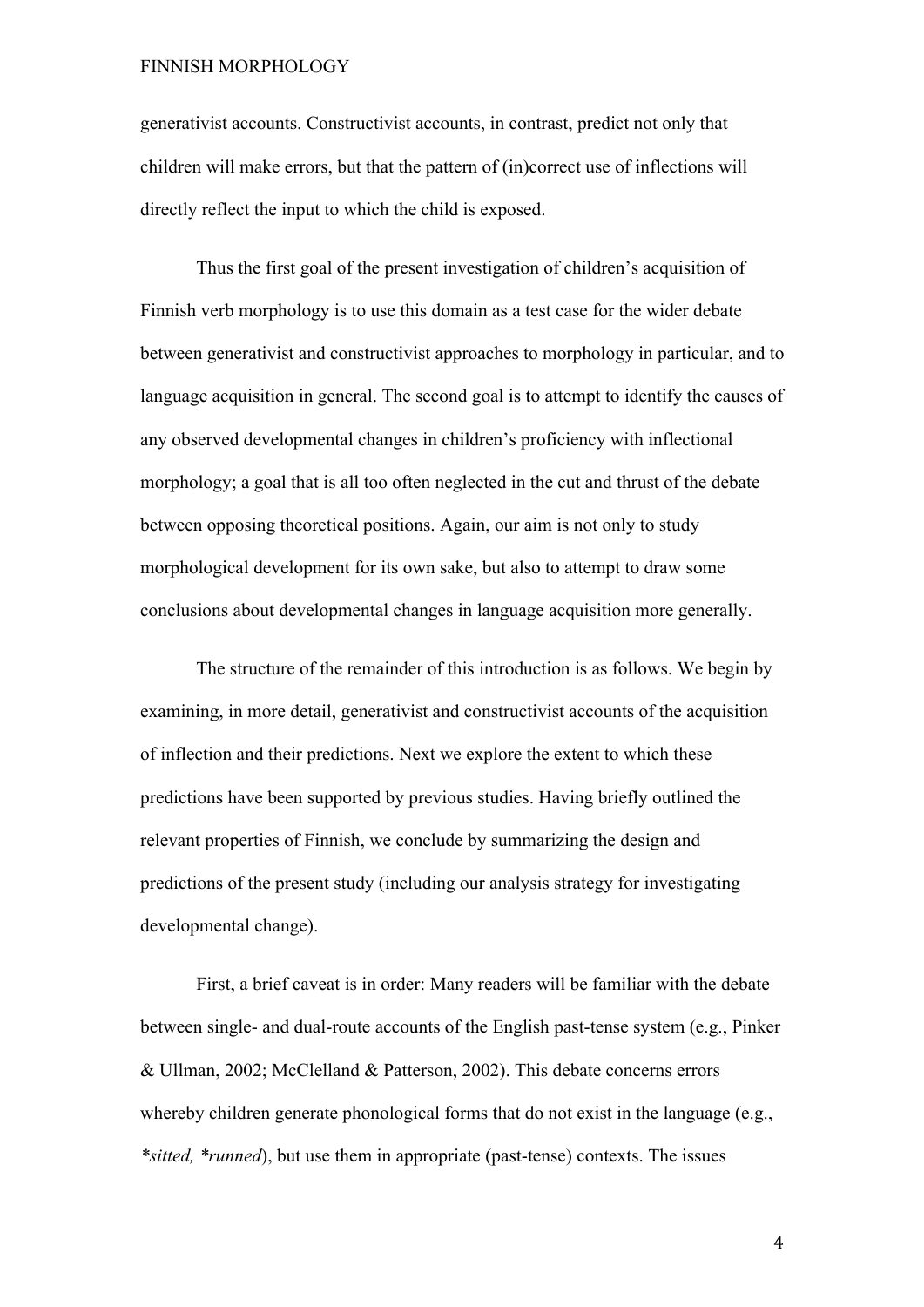generativist accounts. Constructivist accounts, in contrast, predict not only that children will make errors, but that the pattern of (in)correct use of inflections will directly reflect the input to which the child is exposed.

Thus the first goal of the present investigation of children's acquisition of Finnish verb morphology is to use this domain as a test case for the wider debate between generativist and constructivist approaches to morphology in particular, and to language acquisition in general. The second goal is to attempt to identify the causes of any observed developmental changes in children's proficiency with inflectional morphology; a goal that is all too often neglected in the cut and thrust of the debate between opposing theoretical positions. Again, our aim is not only to study morphological development for its own sake, but also to attempt to draw some conclusions about developmental changes in language acquisition more generally.

The structure of the remainder of this introduction is as follows. We begin by examining, in more detail, generativist and constructivist accounts of the acquisition of inflection and their predictions. Next we explore the extent to which these predictions have been supported by previous studies. Having briefly outlined the relevant properties of Finnish, we conclude by summarizing the design and predictions of the present study (including our analysis strategy for investigating developmental change).

First, a brief caveat is in order: Many readers will be familiar with the debate between single- and dual-route accounts of the English past-tense system (e.g., Pinker & Ullman, 2002; McClelland & Patterson, 2002). This debate concerns errors whereby children generate phonological forms that do not exist in the language (e.g., *\*sitted, \*runned*), but use them in appropriate (past-tense) contexts. The issues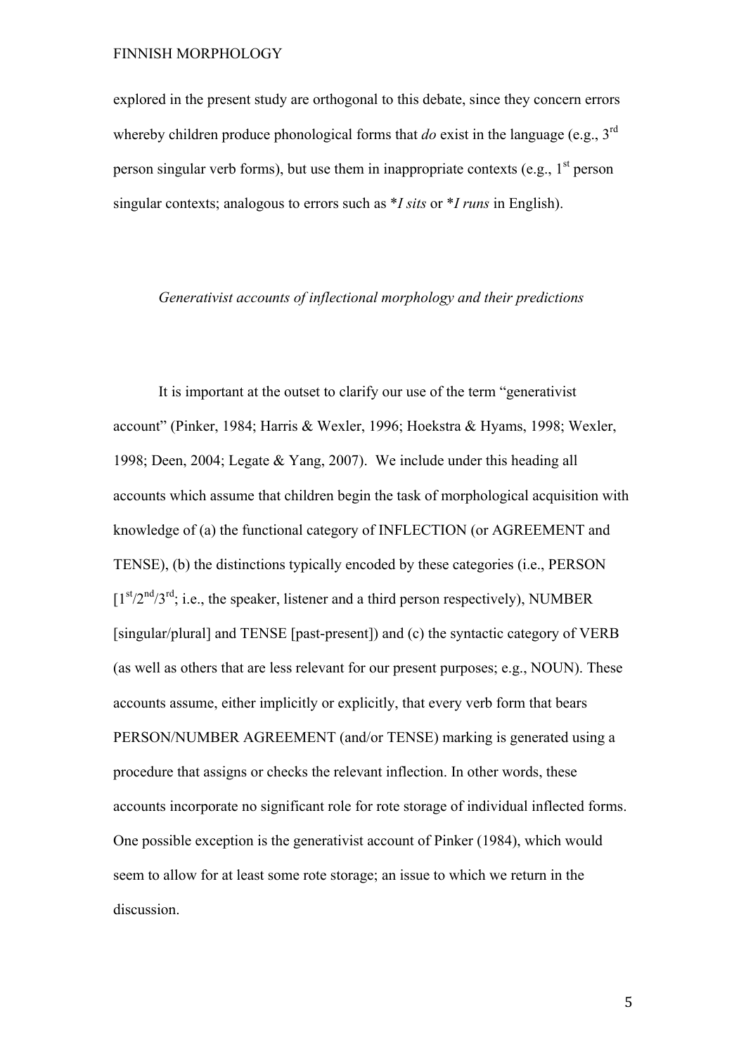explored in the present study are orthogonal to this debate, since they concern errors whereby children produce phonological forms that *do* exist in the language (e.g., 3rd person singular verb forms), but use them in inappropriate contexts (e.g., 1st person singular contexts; analogous to errors such as **I sits* or **I runs* in English).

### *Generativist accounts of inflectional morphology and their predictions*

It is important at the outset to clarify our use of the term "generativist account" (Pinker, 1984; Harris & Wexler, 1996; Hoekstra & Hyams, 1998; Wexler, 1998; Deen, 2004; Legate & Yang, 2007). We include under this heading all accounts which assume that children begin the task of morphological acquisition with knowledge of (a) the functional category of INFLECTION (or AGREEMENT and TENSE), (b) the distinctions typically encoded by these categories (i.e., PERSON [1st/2nd/3rd; i.e., the speaker, listener and a third person respectively), NUMBER [singular/plural] and TENSE [past-present]) and (c) the syntactic category of VERB (as well as others that are less relevant for our present purposes; e.g., NOUN). These accounts assume, either implicitly or explicitly, that every verb form that bears PERSON/NUMBER AGREEMENT (and/or TENSE) marking is generated using a procedure that assigns or checks the relevant inflection. In other words, these accounts incorporate no significant role for rote storage of individual inflected forms. One possible exception is the generativist account of Pinker (1984), which would seem to allow for at least some rote storage; an issue to which we return in the discussion.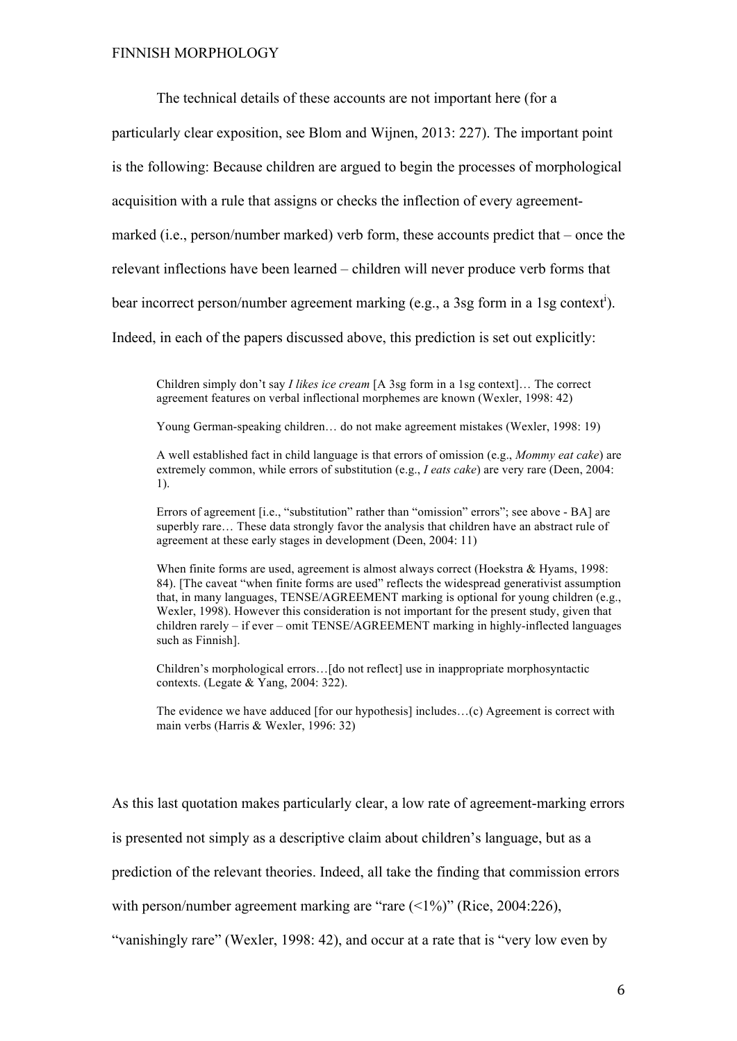The technical details of these accounts are not important here (for a particularly clear exposition, see Blom and Wijnen, 2013: 227). The important point is the following: Because children are argued to begin the processes of morphological acquisition with a rule that assigns or checks the inflection of every agreement-marked (i.e., person/number marked) verb form, these accounts predict that – once the relevant inflections have been learned – children will never produce verb forms that bear incorrect person/number agreement marking (e.g., a 3sg form in a 1sg context[i]). Indeed, in each of the papers discussed above, this prediction is set out explicitly:

> Children simply don't say *I likes ice cream* [A 3sg form in a 1sg context]… The correct agreement features on verbal inflectional morphemes are known (Wexler, 1998: 42)
>
> Young German-speaking children… do not make agreement mistakes (Wexler, 1998: 19)
>
> A well established fact in child language is that errors of omission (e.g., *Mommy eat cake*) are extremely common, while errors of substitution (e.g., *I eats cake*) are very rare (Deen, 2004: 1).
>
> Errors of agreement [i.e., "substitution" rather than "omission" errors"; see above - BA] are superbly rare… These data strongly favor the analysis that children have an abstract rule of agreement at these early stages in development (Deen, 2004: 11)
>
> When finite forms are used, agreement is almost always correct (Hoekstra & Hyams, 1998: 84). [The caveat "when finite forms are used" reflects the widespread generativist assumption that, in many languages, TENSE/AGREEMENT marking is optional for young children (e.g., Wexler, 1998). However this consideration is not important for the present study, given that children rarely – if ever – omit TENSE/AGREEMENT marking in highly-inflected languages such as Finnish].
>
> Children's morphological errors…[do not reflect] use in inappropriate morphosyntactic contexts. (Legate & Yang, 2004: 322).
>
> The evidence we have adduced [for our hypothesis] includes…(c) Agreement is correct with main verbs (Harris & Wexler, 1996: 32)

As this last quotation makes particularly clear, a low rate of agreement-marking errors is presented not simply as a descriptive claim about children's language, but as a prediction of the relevant theories. Indeed, all take the finding that commission errors with person/number agreement marking are "rare (<1%)" (Rice, 2004:226), "vanishingly rare" (Wexler, 1998: 42), and occur at a rate that is "very low even by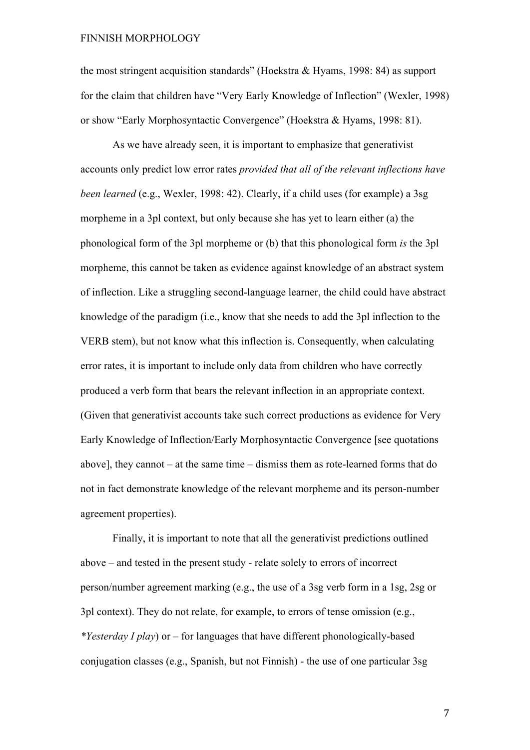the most stringent acquisition standards" (Hoekstra & Hyams, 1998: 84) as support for the claim that children have "Very Early Knowledge of Inflection" (Wexler, 1998) or show "Early Morphosyntactic Convergence" (Hoekstra & Hyams, 1998: 81).

As we have already seen, it is important to emphasize that generativist accounts only predict low error rates *provided that all of the relevant inflections have been learned* (e.g., Wexler, 1998: 42). Clearly, if a child uses (for example) a 3sg morpheme in a 3pl context, but only because she has yet to learn either (a) the phonological form of the 3pl morpheme or (b) that this phonological form *is* the 3pl morpheme, this cannot be taken as evidence against knowledge of an abstract system of inflection. Like a struggling second-language learner, the child could have abstract knowledge of the paradigm (i.e., know that she needs to add the 3pl inflection to the VERB stem), but not know what this inflection is. Consequently, when calculating error rates, it is important to include only data from children who have correctly produced a verb form that bears the relevant inflection in an appropriate context. (Given that generativist accounts take such correct productions as evidence for Very Early Knowledge of Inflection/Early Morphosyntactic Convergence [see quotations above], they cannot – at the same time – dismiss them as rote-learned forms that do not in fact demonstrate knowledge of the relevant morpheme and its person-number agreement properties).

Finally, it is important to note that all the generativist predictions outlined above – and tested in the present study - relate solely to errors of incorrect person/number agreement marking (e.g., the use of a 3sg verb form in a 1sg, 2sg or 3pl context). They do not relate, for example, to errors of tense omission (e.g., *\*Yesterday I play*) or – for languages that have different phonologically-based conjugation classes (e.g., Spanish, but not Finnish) - the use of one particular 3sg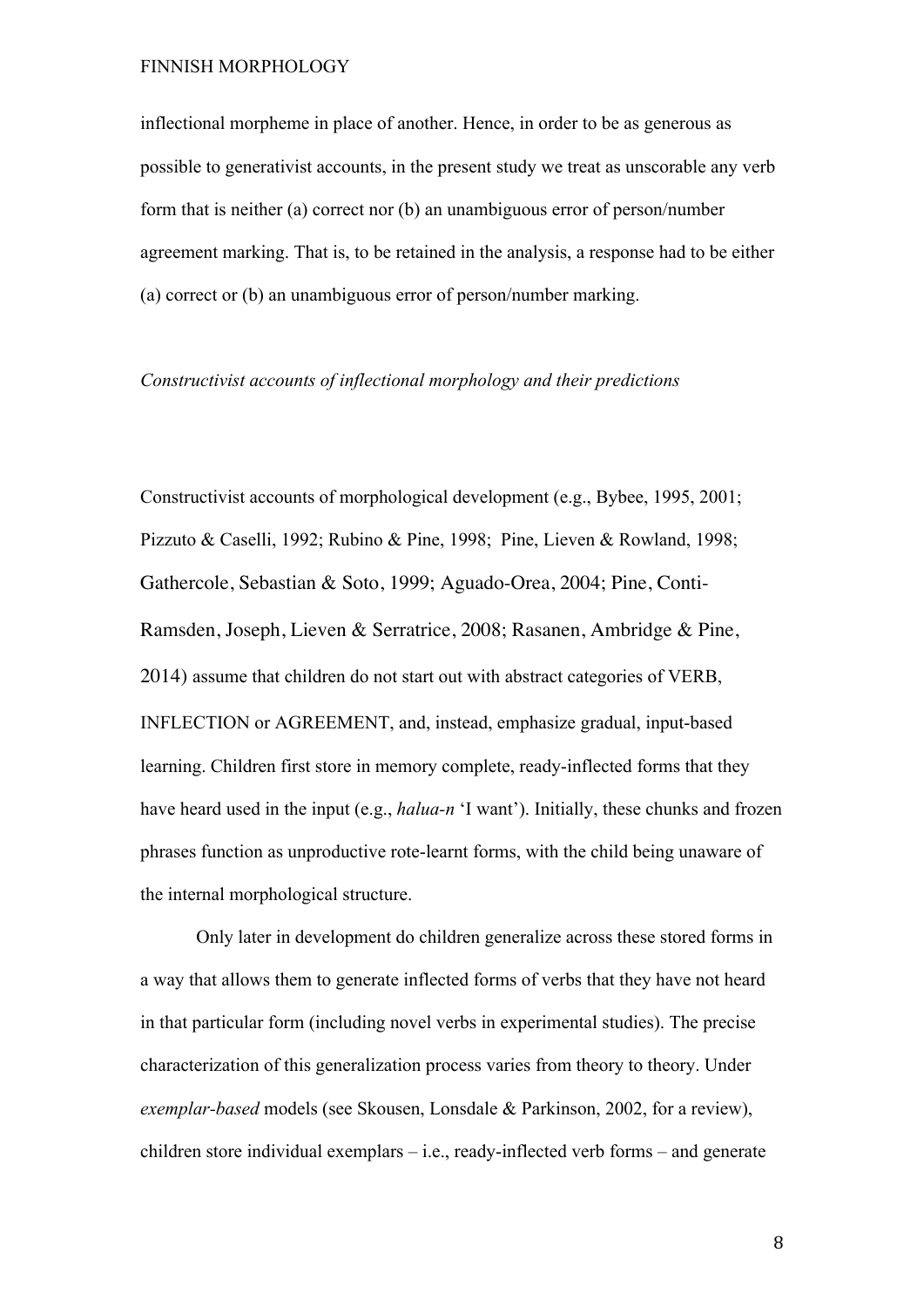inflectional morpheme in place of another. Hence, in order to be as generous as possible to generativist accounts, in the present study we treat as unscorable any verb form that is neither (a) correct nor (b) an unambiguous error of person/number agreement marking. That is, to be retained in the analysis, a response had to be either (a) correct or (b) an unambiguous error of person/number marking.

*Constructivist accounts of inflectional morphology and their predictions*

Constructivist accounts of morphological development (e.g., Bybee, 1995, 2001; Pizzuto & Caselli, 1992; Rubino & Pine, 1998; Pine, Lieven & Rowland, 1998; Gathercole, Sebastian & Soto, 1999; Aguado-Orea, 2004; Pine, Conti-Ramsden, Joseph, Lieven & Serratrice, 2008; Rasanen, Ambridge & Pine, 2014) assume that children do not start out with abstract categories of VERB, INFLECTION or AGREEMENT, and, instead, emphasize gradual, input-based learning. Children first store in memory complete, ready-inflected forms that they have heard used in the input (e.g., *halua-n* 'I want'). Initially, these chunks and frozen phrases function as unproductive rote-learnt forms, with the child being unaware of the internal morphological structure.

Only later in development do children generalize across these stored forms in a way that allows them to generate inflected forms of verbs that they have not heard in that particular form (including novel verbs in experimental studies). The precise characterization of this generalization process varies from theory to theory. Under *exemplar-based* models (see Skousen, Lonsdale & Parkinson, 2002, for a review), children store individual exemplars – i.e., ready-inflected verb forms – and generate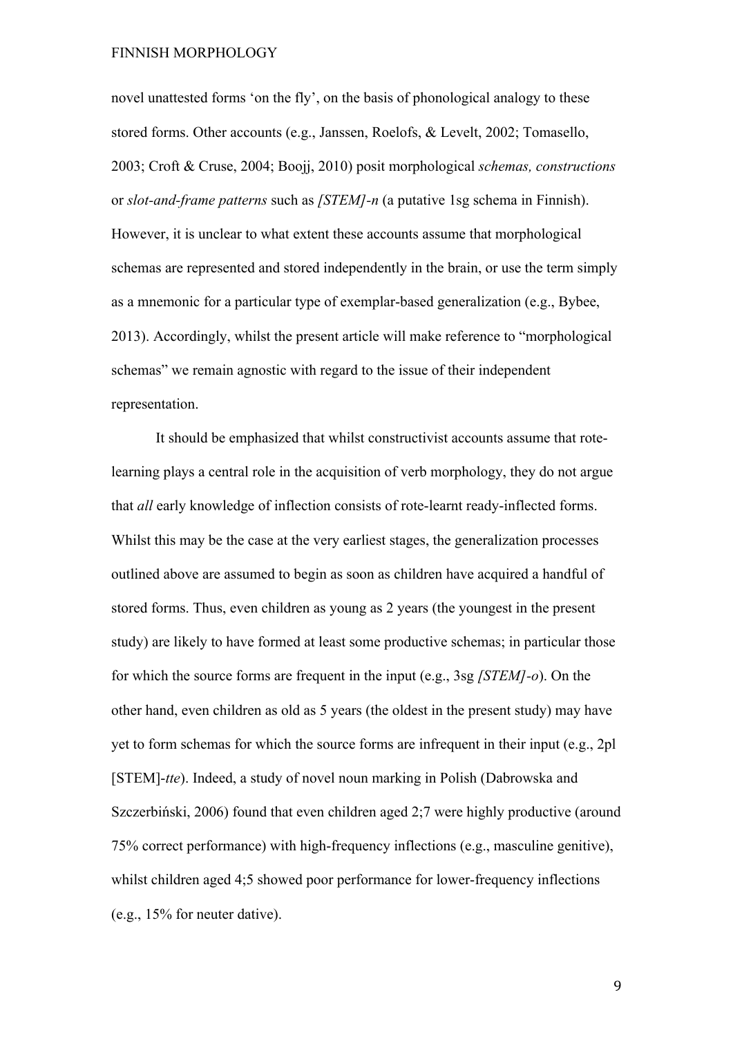novel unattested forms 'on the fly', on the basis of phonological analogy to these stored forms. Other accounts (e.g., Janssen, Roelofs, & Levelt, 2002; Tomasello, 2003; Croft & Cruse, 2004; Boojj, 2010) posit morphological *schemas, constructions* or *slot-and-frame patterns* such as *[STEM]-n* (a putative 1sg schema in Finnish). However, it is unclear to what extent these accounts assume that morphological schemas are represented and stored independently in the brain, or use the term simply as a mnemonic for a particular type of exemplar-based generalization (e.g., Bybee, 2013). Accordingly, whilst the present article will make reference to "morphological schemas" we remain agnostic with regard to the issue of their independent representation.

It should be emphasized that whilst constructivist accounts assume that rote-learning plays a central role in the acquisition of verb morphology, they do not argue that *all* early knowledge of inflection consists of rote-learnt ready-inflected forms. Whilst this may be the case at the very earliest stages, the generalization processes outlined above are assumed to begin as soon as children have acquired a handful of stored forms. Thus, even children as young as 2 years (the youngest in the present study) are likely to have formed at least some productive schemas; in particular those for which the source forms are frequent in the input (e.g., 3sg *[STEM]-o*). On the other hand, even children as old as 5 years (the oldest in the present study) may have yet to form schemas for which the source forms are infrequent in their input (e.g., 2pl [STEM]-*tte*). Indeed, a study of novel noun marking in Polish (Dabrowska and Szczerbiński, 2006) found that even children aged 2;7 were highly productive (around 75% correct performance) with high-frequency inflections (e.g., masculine genitive), whilst children aged 4;5 showed poor performance for lower-frequency inflections (e.g., 15% for neuter dative).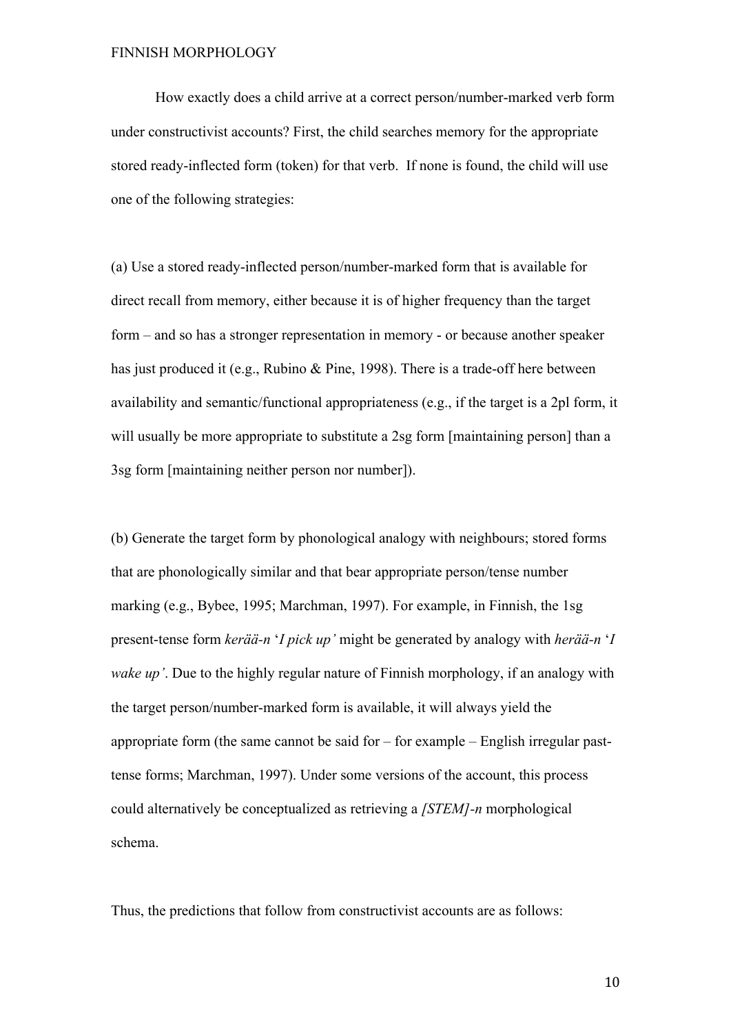How exactly does a child arrive at a correct person/number-marked verb form under constructivist accounts? First, the child searches memory for the appropriate stored ready-inflected form (token) for that verb. If none is found, the child will use one of the following strategies:

(a) Use a stored ready-inflected person/number-marked form that is available for direct recall from memory, either because it is of higher frequency than the target form – and so has a stronger representation in memory - or because another speaker has just produced it (e.g., Rubino & Pine, 1998). There is a trade-off here between availability and semantic/functional appropriateness (e.g., if the target is a 2pl form, it will usually be more appropriate to substitute a 2sg form [maintaining person] than a 3sg form [maintaining neither person nor number]).

(b) Generate the target form by phonological analogy with neighbours; stored forms that are phonologically similar and that bear appropriate person/tense number marking (e.g., Bybee, 1995; Marchman, 1997). For example, in Finnish, the 1sg present-tense form *kerää-n* '*I pick up'* might be generated by analogy with *herää-n* '*I wake up'*. Due to the highly regular nature of Finnish morphology, if an analogy with the target person/number-marked form is available, it will always yield the appropriate form (the same cannot be said for – for example – English irregular past-tense forms; Marchman, 1997). Under some versions of the account, this process could alternatively be conceptualized as retrieving a *[STEM]-n* morphological schema.

Thus, the predictions that follow from constructivist accounts are as follows: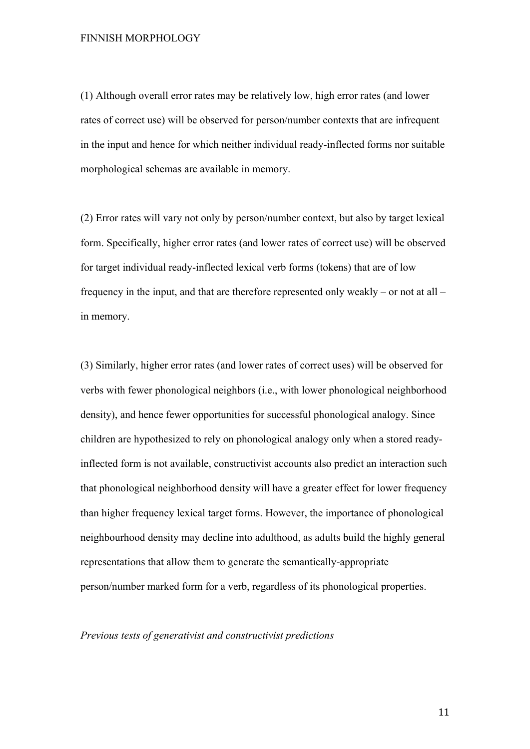(1) Although overall error rates may be relatively low, high error rates (and lower rates of correct use) will be observed for person/number contexts that are infrequent in the input and hence for which neither individual ready-inflected forms nor suitable morphological schemas are available in memory.

(2) Error rates will vary not only by person/number context, but also by target lexical form. Specifically, higher error rates (and lower rates of correct use) will be observed for target individual ready-inflected lexical verb forms (tokens) that are of low frequency in the input, and that are therefore represented only weakly – or not at all – in memory.

(3) Similarly, higher error rates (and lower rates of correct uses) will be observed for verbs with fewer phonological neighbors (i.e., with lower phonological neighborhood density), and hence fewer opportunities for successful phonological analogy. Since children are hypothesized to rely on phonological analogy only when a stored ready-inflected form is not available, constructivist accounts also predict an interaction such that phonological neighborhood density will have a greater effect for lower frequency than higher frequency lexical target forms. However, the importance of phonological neighbourhood density may decline into adulthood, as adults build the highly general representations that allow them to generate the semantically-appropriate person/number marked form for a verb, regardless of its phonological properties.

*Previous tests of generativist and constructivist predictions*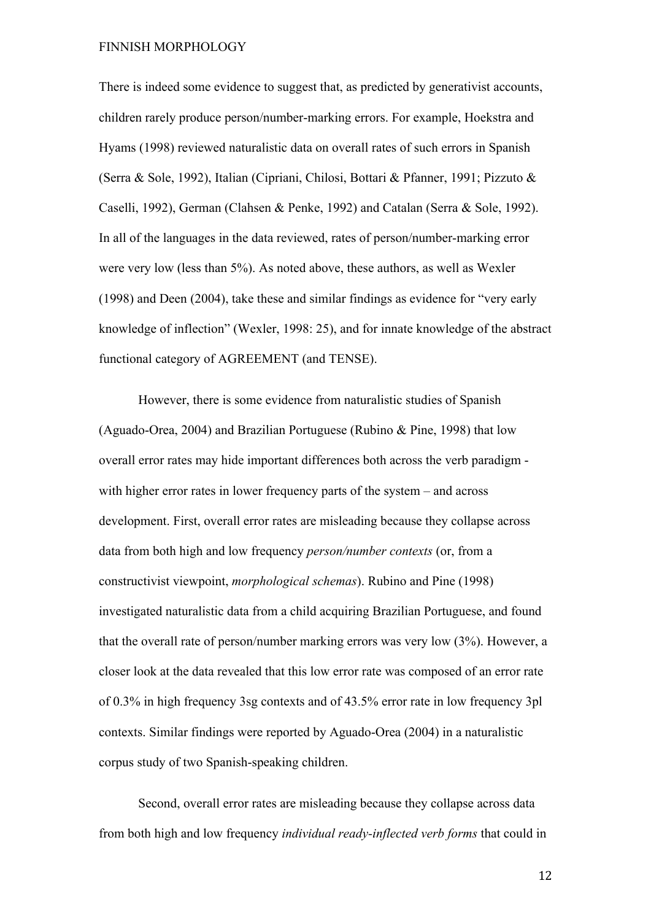There is indeed some evidence to suggest that, as predicted by generativist accounts, children rarely produce person/number-marking errors. For example, Hoekstra and Hyams (1998) reviewed naturalistic data on overall rates of such errors in Spanish (Serra & Sole, 1992), Italian (Cipriani, Chilosi, Bottari & Pfanner, 1991; Pizzuto & Caselli, 1992), German (Clahsen & Penke, 1992) and Catalan (Serra & Sole, 1992). In all of the languages in the data reviewed, rates of person/number-marking error were very low (less than 5%). As noted above, these authors, as well as Wexler (1998) and Deen (2004), take these and similar findings as evidence for "very early knowledge of inflection" (Wexler, 1998: 25), and for innate knowledge of the abstract functional category of AGREEMENT (and TENSE).

However, there is some evidence from naturalistic studies of Spanish (Aguado-Orea, 2004) and Brazilian Portuguese (Rubino & Pine, 1998) that low overall error rates may hide important differences both across the verb paradigm - with higher error rates in lower frequency parts of the system – and across development. First, overall error rates are misleading because they collapse across data from both high and low frequency *person/number contexts* (or, from a constructivist viewpoint, *morphological schemas*). Rubino and Pine (1998) investigated naturalistic data from a child acquiring Brazilian Portuguese, and found that the overall rate of person/number marking errors was very low (3%). However, a closer look at the data revealed that this low error rate was composed of an error rate of 0.3% in high frequency 3sg contexts and of 43.5% error rate in low frequency 3pl contexts. Similar findings were reported by Aguado-Orea (2004) in a naturalistic corpus study of two Spanish-speaking children.

Second, overall error rates are misleading because they collapse across data from both high and low frequency *individual ready-inflected verb forms* that could in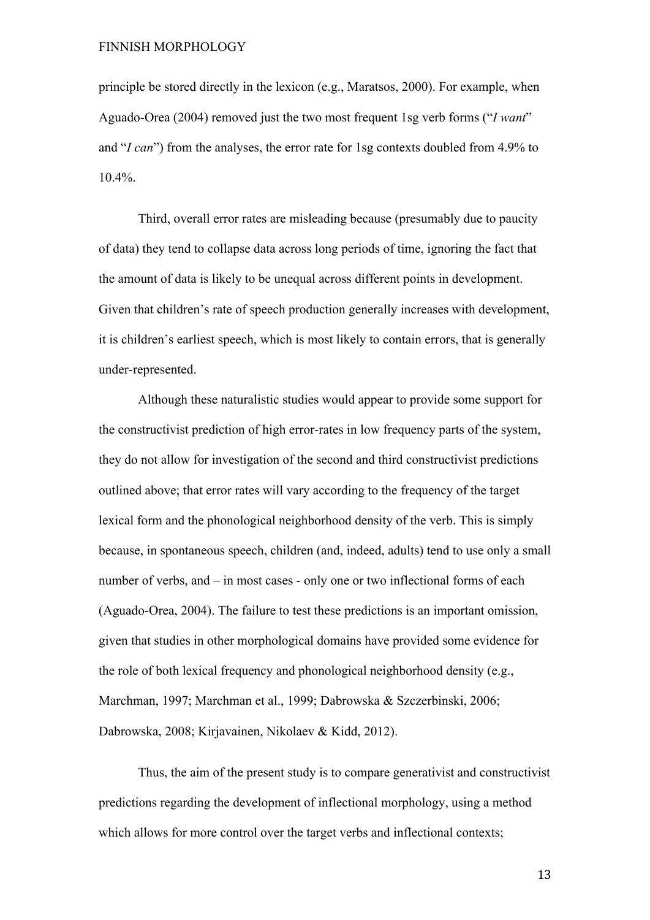principle be stored directly in the lexicon (e.g., Maratsos, 2000). For example, when Aguado-Orea (2004) removed just the two most frequent 1sg verb forms ("*I want*" and "*I can*") from the analyses, the error rate for 1sg contexts doubled from 4.9% to 10.4%.

Third, overall error rates are misleading because (presumably due to paucity of data) they tend to collapse data across long periods of time, ignoring the fact that the amount of data is likely to be unequal across different points in development. Given that children's rate of speech production generally increases with development, it is children's earliest speech, which is most likely to contain errors, that is generally under-represented.

Although these naturalistic studies would appear to provide some support for the constructivist prediction of high error-rates in low frequency parts of the system, they do not allow for investigation of the second and third constructivist predictions outlined above; that error rates will vary according to the frequency of the target lexical form and the phonological neighborhood density of the verb. This is simply because, in spontaneous speech, children (and, indeed, adults) tend to use only a small number of verbs, and – in most cases - only one or two inflectional forms of each (Aguado-Orea, 2004). The failure to test these predictions is an important omission, given that studies in other morphological domains have provided some evidence for the role of both lexical frequency and phonological neighborhood density (e.g., Marchman, 1997; Marchman et al., 1999; Dabrowska & Szczerbinski, 2006; Dabrowska, 2008; Kirjavainen, Nikolaev & Kidd, 2012).

Thus, the aim of the present study is to compare generativist and constructivist predictions regarding the development of inflectional morphology, using a method which allows for more control over the target verbs and inflectional contexts;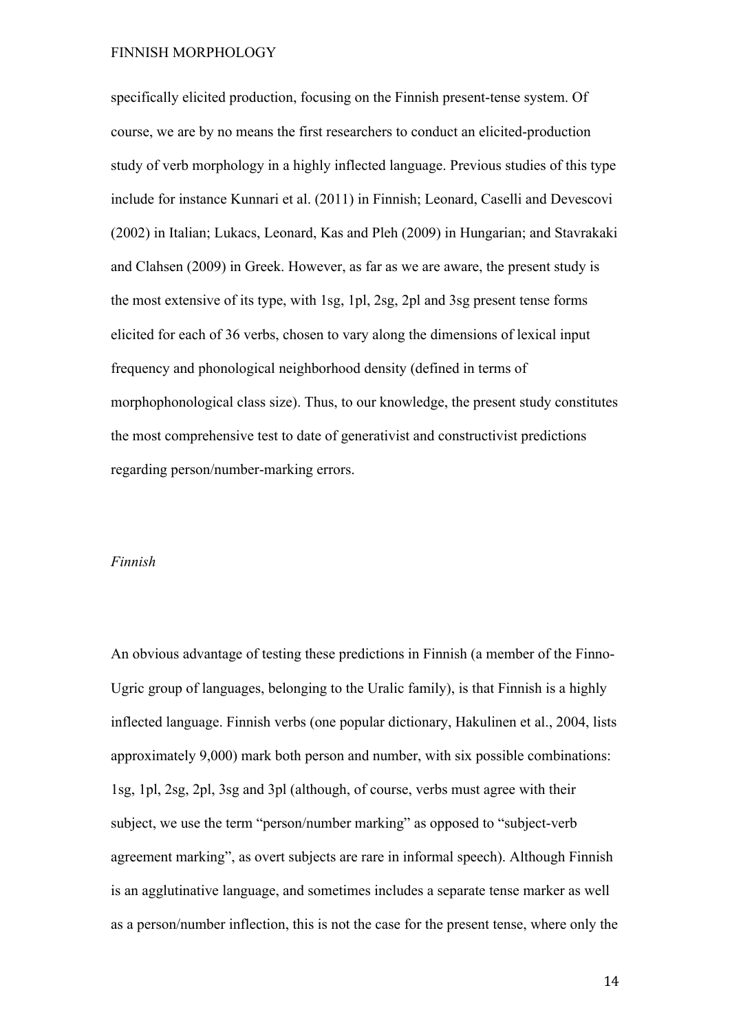specifically elicited production, focusing on the Finnish present-tense system. Of course, we are by no means the first researchers to conduct an elicited-production study of verb morphology in a highly inflected language. Previous studies of this type include for instance Kunnari et al. (2011) in Finnish; Leonard, Caselli and Devescovi (2002) in Italian; Lukacs, Leonard, Kas and Pleh (2009) in Hungarian; and Stavrakaki and Clahsen (2009) in Greek. However, as far as we are aware, the present study is the most extensive of its type, with 1sg, 1pl, 2sg, 2pl and 3sg present tense forms elicited for each of 36 verbs, chosen to vary along the dimensions of lexical input frequency and phonological neighborhood density (defined in terms of morphophonological class size). Thus, to our knowledge, the present study constitutes the most comprehensive test to date of generativist and constructivist predictions regarding person/number-marking errors.

*Finnish*

An obvious advantage of testing these predictions in Finnish (a member of the Finno-Ugric group of languages, belonging to the Uralic family), is that Finnish is a highly inflected language. Finnish verbs (one popular dictionary, Hakulinen et al., 2004, lists approximately 9,000) mark both person and number, with six possible combinations: 1sg, 1pl, 2sg, 2pl, 3sg and 3pl (although, of course, verbs must agree with their subject, we use the term "person/number marking" as opposed to "subject-verb agreement marking", as overt subjects are rare in informal speech). Although Finnish is an agglutinative language, and sometimes includes a separate tense marker as well as a person/number inflection, this is not the case for the present tense, where only the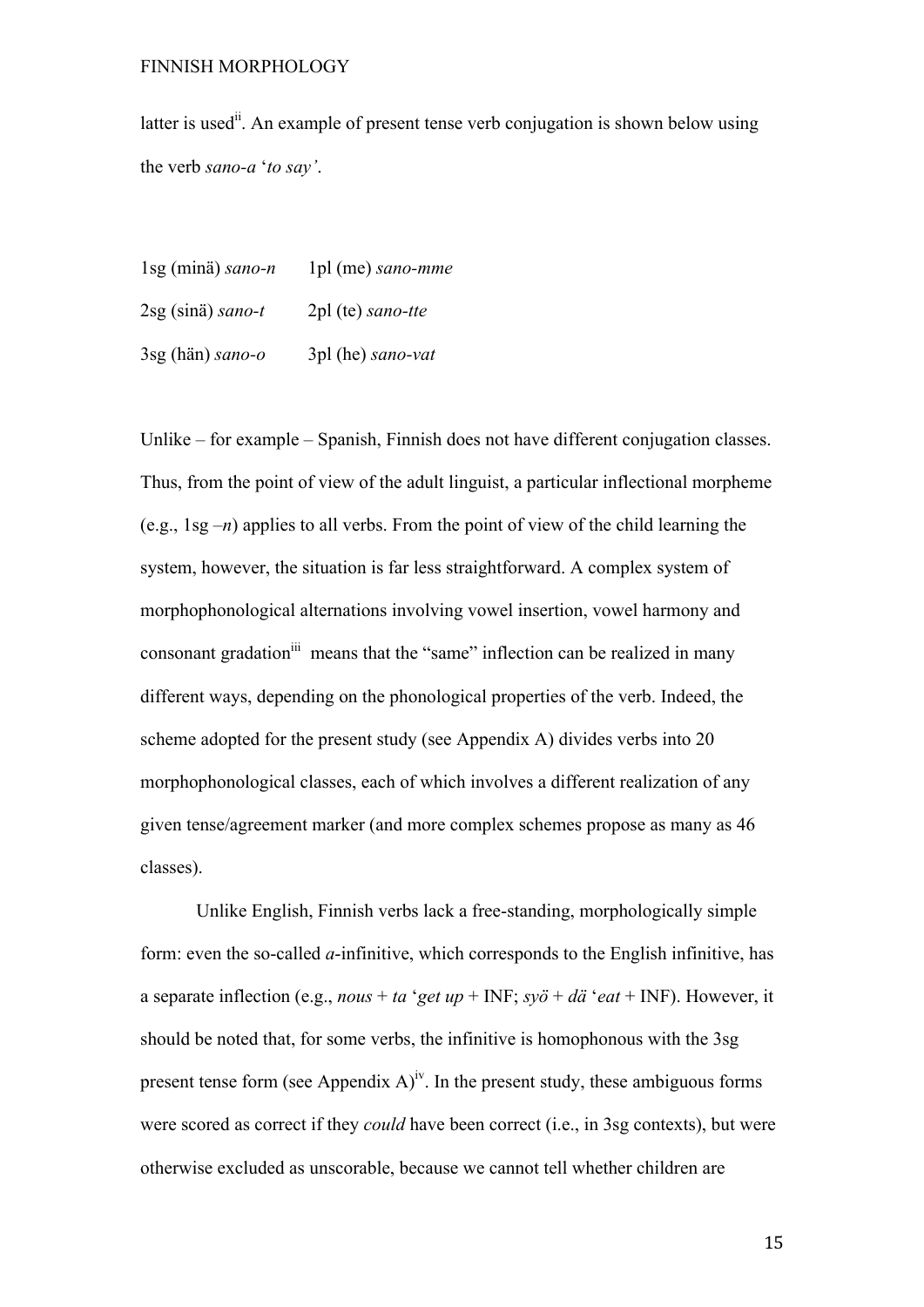latter is used[ii]. An example of present tense verb conjugation is shown below using the verb *sano-a* '*to say'*.

1sg (minä) *sano-n*  1pl (me) *sano-mme*

2sg (sinä) *sano-t*  2pl (te) *sano-tte*

3sg (hän) *sano-o*  3pl (he) *sano-vat*

Unlike – for example – Spanish, Finnish does not have different conjugation classes. Thus, from the point of view of the adult linguist, a particular inflectional morpheme (e.g., 1sg *–n*) applies to all verbs. From the point of view of the child learning the system, however, the situation is far less straightforward. A complex system of morphophonological alternations involving vowel insertion, vowel harmony and consonant gradation[iii] means that the "same" inflection can be realized in many different ways, depending on the phonological properties of the verb. Indeed, the scheme adopted for the present study (see Appendix A) divides verbs into 20 morphophonological classes, each of which involves a different realization of any given tense/agreement marker (and more complex schemes propose as many as 46 classes).

Unlike English, Finnish verbs lack a free-standing, morphologically simple form: even the so-called *a*-infinitive, which corresponds to the English infinitive, has a separate inflection (e.g., *nous* + *ta* '*get up* + INF; *syö* + *dä* '*eat* + INF). However, it should be noted that, for some verbs, the infinitive is homophonous with the 3sg present tense form (see Appendix A)[iv]. In the present study, these ambiguous forms were scored as correct if they *could* have been correct (i.e., in 3sg contexts), but were otherwise excluded as unscorable, because we cannot tell whether children are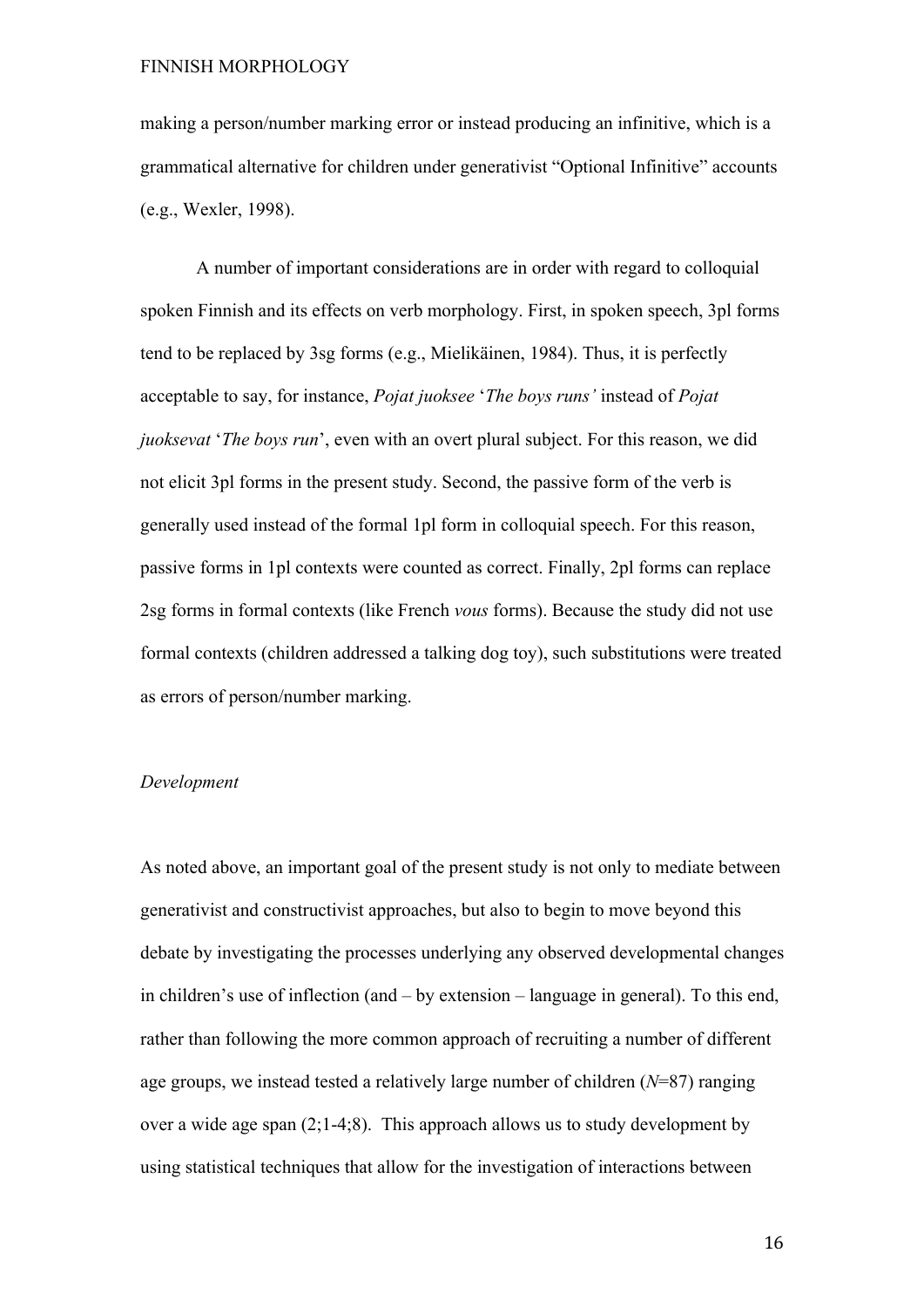making a person/number marking error or instead producing an infinitive, which is a grammatical alternative for children under generativist "Optional Infinitive" accounts (e.g., Wexler, 1998).

A number of important considerations are in order with regard to colloquial spoken Finnish and its effects on verb morphology. First, in spoken speech, 3pl forms tend to be replaced by 3sg forms (e.g., Mielikäinen, 1984). Thus, it is perfectly acceptable to say, for instance, *Pojat juoksee* '*The boys runs'* instead of *Pojat juoksevat* '*The boys run*', even with an overt plural subject. For this reason, we did not elicit 3pl forms in the present study. Second, the passive form of the verb is generally used instead of the formal 1pl form in colloquial speech. For this reason, passive forms in 1pl contexts were counted as correct. Finally, 2pl forms can replace 2sg forms in formal contexts (like French *vous* forms). Because the study did not use formal contexts (children addressed a talking dog toy), such substitutions were treated as errors of person/number marking.

*Development*

As noted above, an important goal of the present study is not only to mediate between generativist and constructivist approaches, but also to begin to move beyond this debate by investigating the processes underlying any observed developmental changes in children's use of inflection (and – by extension – language in general). To this end, rather than following the more common approach of recruiting a number of different age groups, we instead tested a relatively large number of children (*N*=87) ranging over a wide age span (2;1-4;8). This approach allows us to study development by using statistical techniques that allow for the investigation of interactions between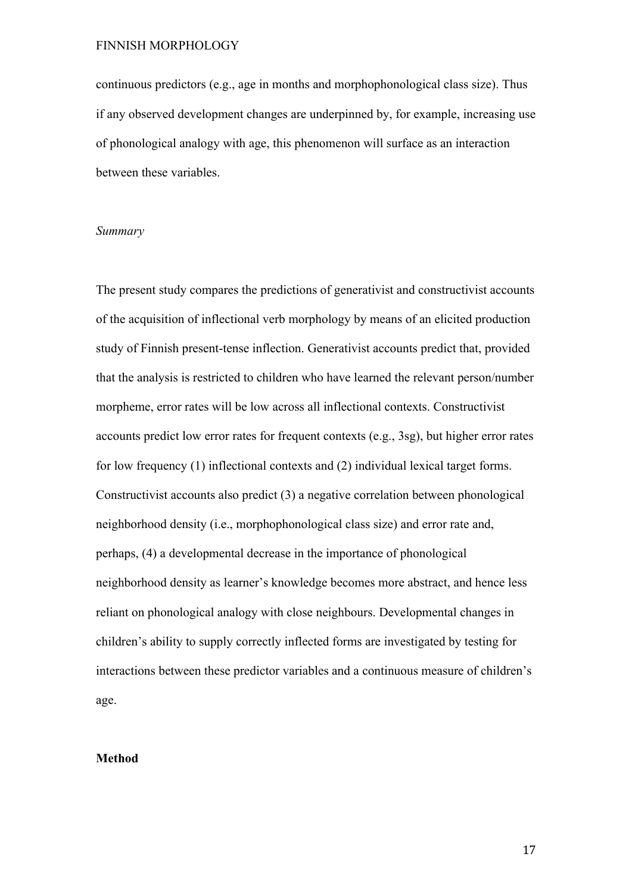continuous predictors (e.g., age in months and morphophonological class size). Thus if any observed development changes are underpinned by, for example, increasing use of phonological analogy with age, this phenomenon will surface as an interaction between these variables.

*Summary*

The present study compares the predictions of generativist and constructivist accounts of the acquisition of inflectional verb morphology by means of an elicited production study of Finnish present-tense inflection. Generativist accounts predict that, provided that the analysis is restricted to children who have learned the relevant person/number morpheme, error rates will be low across all inflectional contexts. Constructivist accounts predict low error rates for frequent contexts (e.g., 3sg), but higher error rates for low frequency (1) inflectional contexts and (2) individual lexical target forms. Constructivist accounts also predict (3) a negative correlation between phonological neighborhood density (i.e., morphophonological class size) and error rate and, perhaps, (4) a developmental decrease in the importance of phonological neighborhood density as learner's knowledge becomes more abstract, and hence less reliant on phonological analogy with close neighbours. Developmental changes in children's ability to supply correctly inflected forms are investigated by testing for interactions between these predictor variables and a continuous measure of children's age.

## Method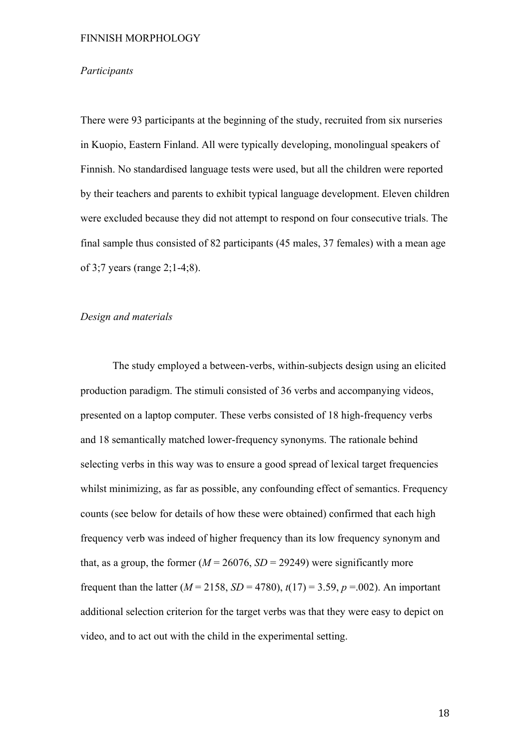*Participants*

There were 93 participants at the beginning of the study, recruited from six nurseries in Kuopio, Eastern Finland. All were typically developing, monolingual speakers of Finnish. No standardised language tests were used, but all the children were reported by their teachers and parents to exhibit typical language development. Eleven children were excluded because they did not attempt to respond on four consecutive trials. The final sample thus consisted of 82 participants (45 males, 37 females) with a mean age of 3;7 years (range 2;1-4;8).

*Design and materials*

The study employed a between-verbs, within-subjects design using an elicited production paradigm. The stimuli consisted of 36 verbs and accompanying videos, presented on a laptop computer. These verbs consisted of 18 high-frequency verbs and 18 semantically matched lower-frequency synonyms. The rationale behind selecting verbs in this way was to ensure a good spread of lexical target frequencies whilst minimizing, as far as possible, any confounding effect of semantics. Frequency counts (see below for details of how these were obtained) confirmed that each high frequency verb was indeed of higher frequency than its low frequency synonym and that, as a group, the former ($M$ = 26076, $SD$ = 29249) were significantly more frequent than the latter ($M$ = 2158, $SD$ = 4780), $t(17) = 3.59$, $p$ =.002). An important additional selection criterion for the target verbs was that they were easy to depict on video, and to act out with the child in the experimental setting.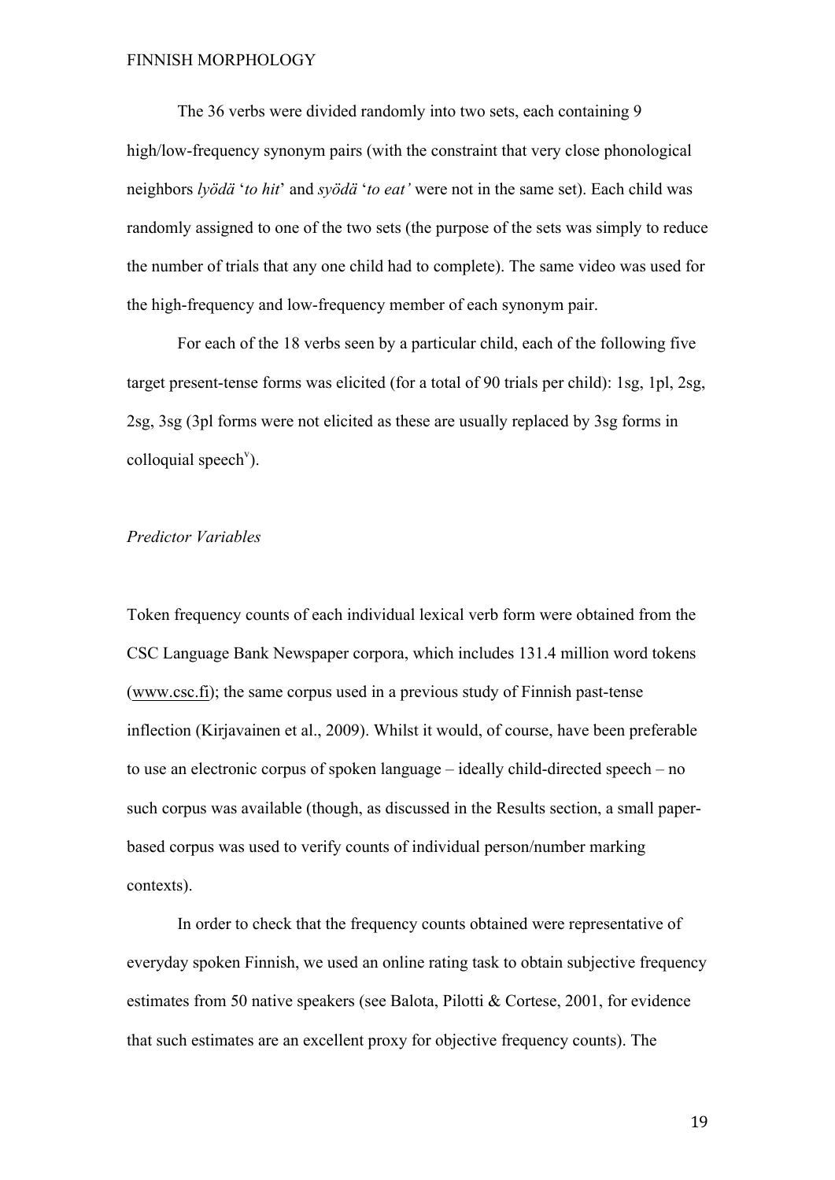The 36 verbs were divided randomly into two sets, each containing 9 high/low-frequency synonym pairs (with the constraint that very close phonological neighbors *lyödä* '*to hit*' and *syödä* '*to eat'* were not in the same set). Each child was randomly assigned to one of the two sets (the purpose of the sets was simply to reduce the number of trials that any one child had to complete). The same video was used for the high-frequency and low-frequency member of each synonym pair.

For each of the 18 verbs seen by a particular child, each of the following five target present-tense forms was elicited (for a total of 90 trials per child): 1sg, 1pl, 2sg, 2sg, 3sg (3pl forms were not elicited as these are usually replaced by 3sg forms in colloquial speech[v]).

*Predictor Variables*

Token frequency counts of each individual lexical verb form were obtained from the CSC Language Bank Newspaper corpora, which includes 131.4 million word tokens (www.csc.fi); the same corpus used in a previous study of Finnish past-tense inflection (Kirjavainen et al., 2009). Whilst it would, of course, have been preferable to use an electronic corpus of spoken language – ideally child-directed speech – no such corpus was available (though, as discussed in the Results section, a small paper-based corpus was used to verify counts of individual person/number marking contexts).

In order to check that the frequency counts obtained were representative of everyday spoken Finnish, we used an online rating task to obtain subjective frequency estimates from 50 native speakers (see Balota, Pilotti & Cortese, 2001, for evidence that such estimates are an excellent proxy for objective frequency counts). The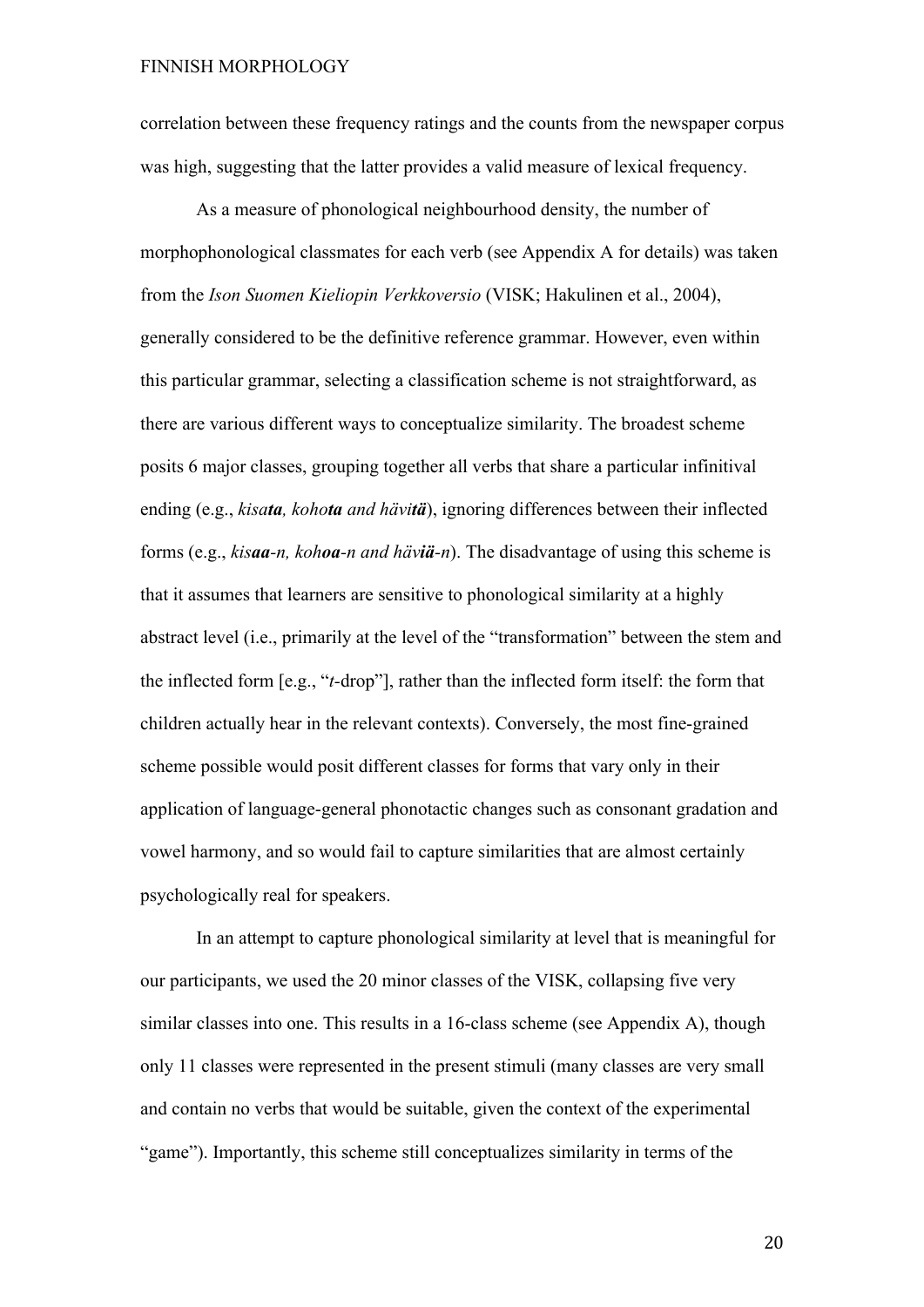correlation between these frequency ratings and the counts from the newspaper corpus was high, suggesting that the latter provides a valid measure of lexical frequency.

As a measure of phonological neighbourhood density, the number of morphophonological classmates for each verb (see Appendix A for details) was taken from the *Ison Suomen Kieliopin Verkkoversio* (VISK; Hakulinen et al., 2004), generally considered to be the definitive reference grammar. However, even within this particular grammar, selecting a classification scheme is not straightforward, as there are various different ways to conceptualize similarity. The broadest scheme posits 6 major classes, grouping together all verbs that share a particular infinitival ending (e.g., *kisa**ta**, koho**ta** and hävi**tä***), ignoring differences between their inflected forms (e.g., *kis**aa**-n, koh**oa**-n and häv**iä**-n*). The disadvantage of using this scheme is that it assumes that learners are sensitive to phonological similarity at a highly abstract level (i.e., primarily at the level of the "transformation" between the stem and the inflected form [e.g., "*t*-drop"], rather than the inflected form itself: the form that children actually hear in the relevant contexts). Conversely, the most fine-grained scheme possible would posit different classes for forms that vary only in their application of language-general phonotactic changes such as consonant gradation and vowel harmony, and so would fail to capture similarities that are almost certainly psychologically real for speakers.

In an attempt to capture phonological similarity at level that is meaningful for our participants, we used the 20 minor classes of the VISK, collapsing five very similar classes into one. This results in a 16-class scheme (see Appendix A), though only 11 classes were represented in the present stimuli (many classes are very small and contain no verbs that would be suitable, given the context of the experimental "game"). Importantly, this scheme still conceptualizes similarity in terms of the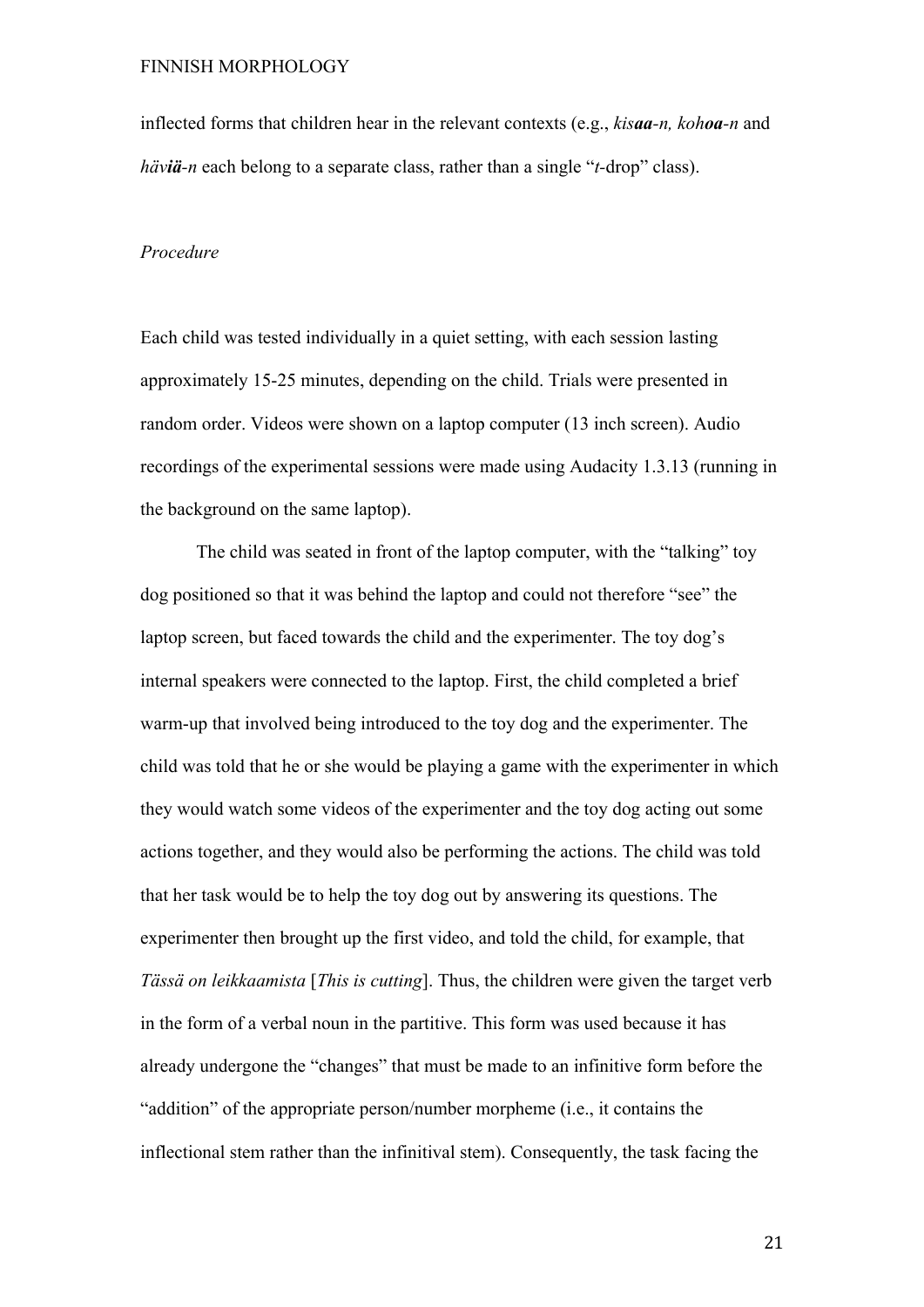inflected forms that children hear in the relevant contexts (e.g., *kis**aa**-n, koh**oa**-n* and *häv**iä**-n* each belong to a separate class, rather than a single "*t*-drop" class).

*Procedure*

Each child was tested individually in a quiet setting, with each session lasting approximately 15-25 minutes, depending on the child. Trials were presented in random order. Videos were shown on a laptop computer (13 inch screen). Audio recordings of the experimental sessions were made using Audacity 1.3.13 (running in the background on the same laptop).

The child was seated in front of the laptop computer, with the "talking" toy dog positioned so that it was behind the laptop and could not therefore "see" the laptop screen, but faced towards the child and the experimenter. The toy dog's internal speakers were connected to the laptop. First, the child completed a brief warm-up that involved being introduced to the toy dog and the experimenter. The child was told that he or she would be playing a game with the experimenter in which they would watch some videos of the experimenter and the toy dog acting out some actions together, and they would also be performing the actions. The child was told that her task would be to help the toy dog out by answering its questions. The experimenter then brought up the first video, and told the child, for example, that *Tässä on leikkaamista* [*This is cutting*]. Thus, the children were given the target verb in the form of a verbal noun in the partitive. This form was used because it has already undergone the "changes" that must be made to an infinitive form before the "addition" of the appropriate person/number morpheme (i.e., it contains the inflectional stem rather than the infinitival stem). Consequently, the task facing the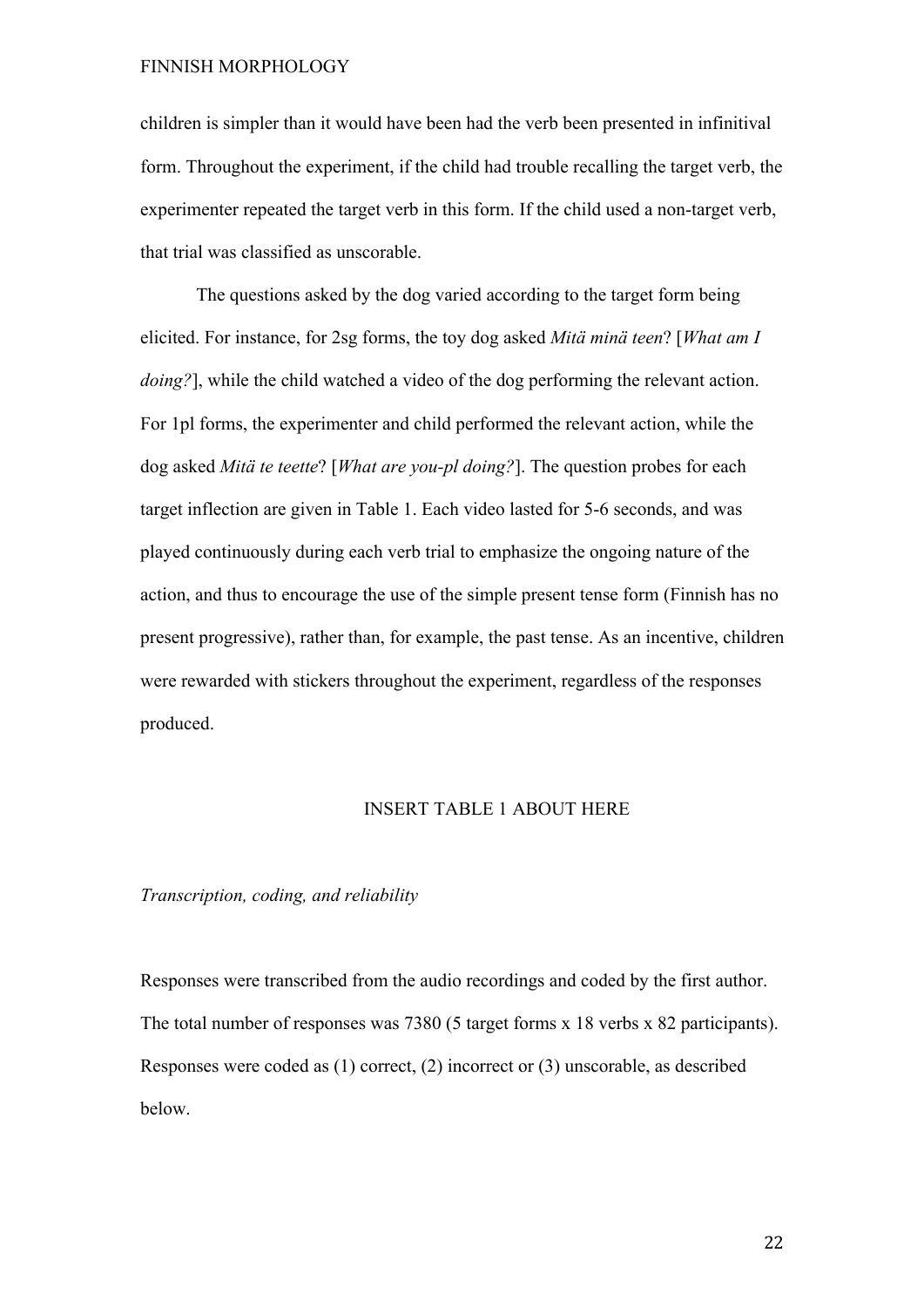children is simpler than it would have been had the verb been presented in infinitival form. Throughout the experiment, if the child had trouble recalling the target verb, the experimenter repeated the target verb in this form. If the child used a non-target verb, that trial was classified as unscorable.

The questions asked by the dog varied according to the target form being elicited. For instance, for 2sg forms, the toy dog asked *Mitä minä teen*? [*What am I doing?*], while the child watched a video of the dog performing the relevant action. For 1pl forms, the experimenter and child performed the relevant action, while the dog asked *Mitä te teette*? [*What are you-pl doing?*]. The question probes for each target inflection are given in Table 1. Each video lasted for 5-6 seconds, and was played continuously during each verb trial to emphasize the ongoing nature of the action, and thus to encourage the use of the simple present tense form (Finnish has no present progressive), rather than, for example, the past tense. As an incentive, children were rewarded with stickers throughout the experiment, regardless of the responses produced.

INSERT TABLE 1 ABOUT HERE

*Transcription, coding, and reliability*

Responses were transcribed from the audio recordings and coded by the first author. The total number of responses was 7380 (5 target forms x 18 verbs x 82 participants). Responses were coded as (1) correct, (2) incorrect or (3) unscorable, as described below.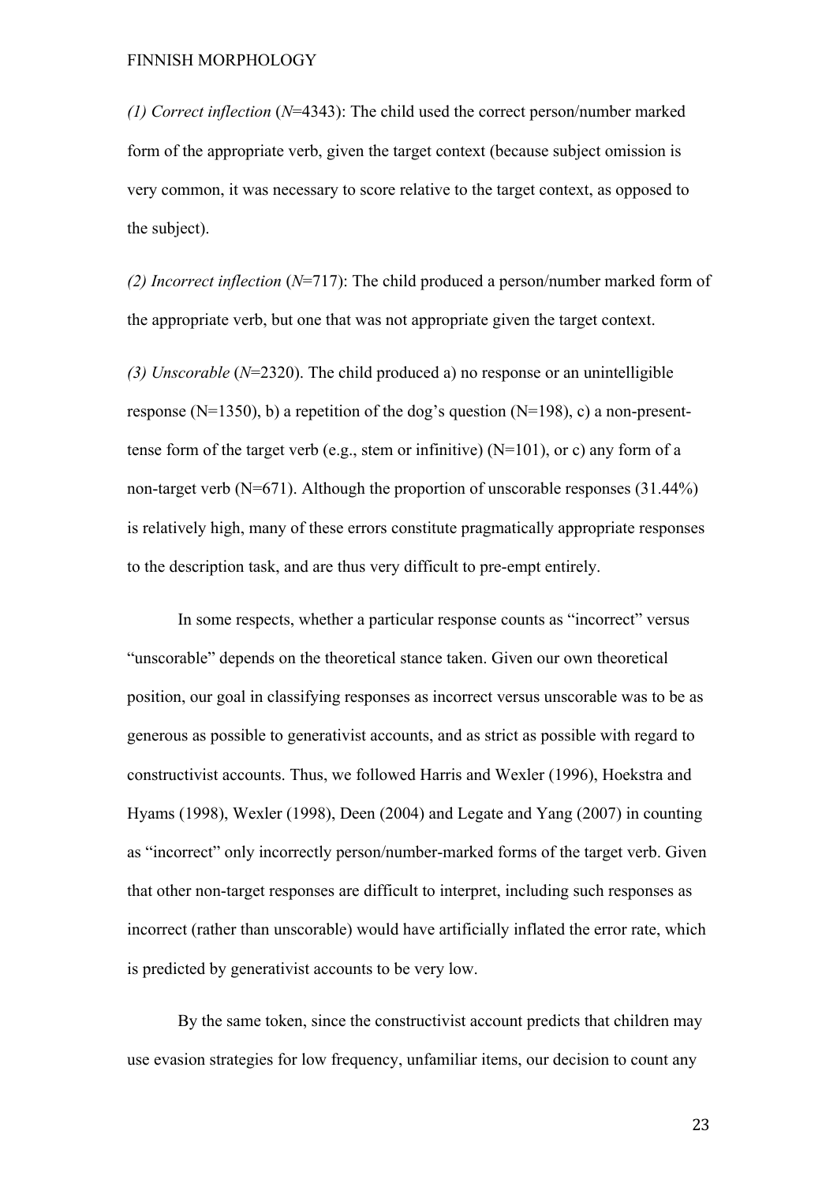*(1) Correct inflection* (*N*=4343): The child used the correct person/number marked form of the appropriate verb, given the target context (because subject omission is very common, it was necessary to score relative to the target context, as opposed to the subject).

*(2) Incorrect inflection* (*N*=717): The child produced a person/number marked form of the appropriate verb, but one that was not appropriate given the target context.

*(3) Unscorable* (*N*=2320). The child produced a) no response or an unintelligible response (N=1350), b) a repetition of the dog's question (N=198), c) a non-present-tense form of the target verb (e.g., stem or infinitive) (N=101), or c) any form of a non-target verb (N=671). Although the proportion of unscorable responses (31.44%) is relatively high, many of these errors constitute pragmatically appropriate responses to the description task, and are thus very difficult to pre-empt entirely.

In some respects, whether a particular response counts as "incorrect" versus "unscorable" depends on the theoretical stance taken. Given our own theoretical position, our goal in classifying responses as incorrect versus unscorable was to be as generous as possible to generativist accounts, and as strict as possible with regard to constructivist accounts. Thus, we followed Harris and Wexler (1996), Hoekstra and Hyams (1998), Wexler (1998), Deen (2004) and Legate and Yang (2007) in counting as "incorrect" only incorrectly person/number-marked forms of the target verb. Given that other non-target responses are difficult to interpret, including such responses as incorrect (rather than unscorable) would have artificially inflated the error rate, which is predicted by generativist accounts to be very low.

By the same token, since the constructivist account predicts that children may use evasion strategies for low frequency, unfamiliar items, our decision to count any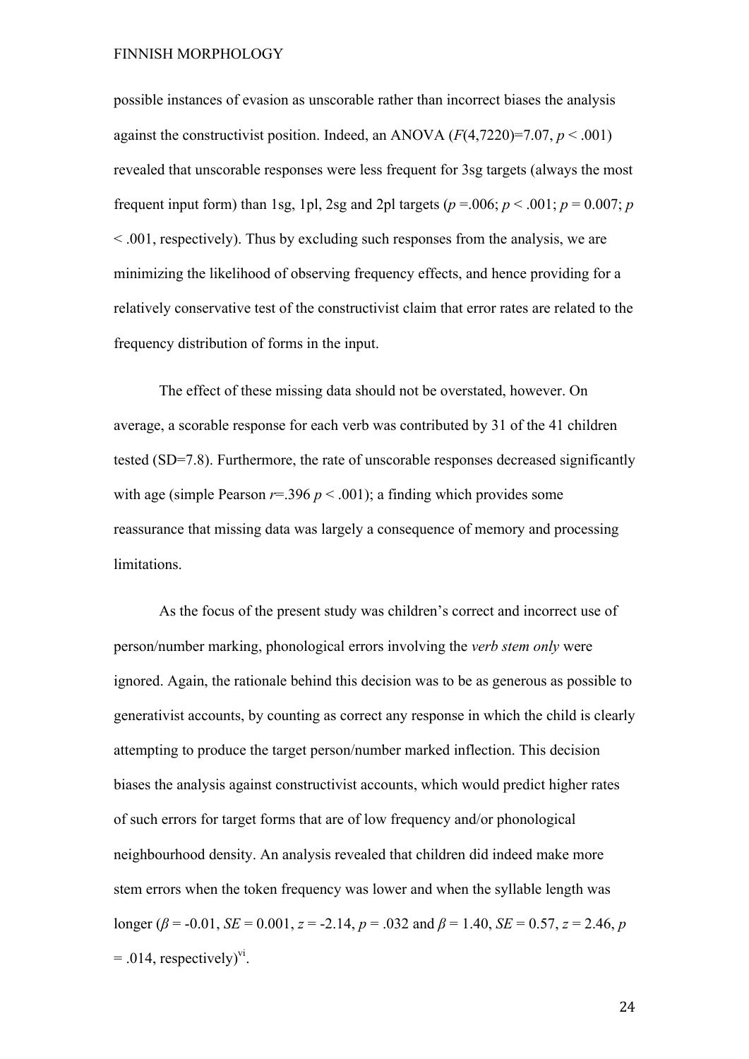possible instances of evasion as unscorable rather than incorrect biases the analysis against the constructivist position. Indeed, an ANOVA ($F(4,7220)=7.07$, $p < .001$) revealed that unscorable responses were less frequent for 3sg targets (always the most frequent input form) than 1sg, 1pl, 2sg and 2pl targets ($p = .006$; $p < .001$; $p = 0.007$; $p < .001$, respectively). Thus by excluding such responses from the analysis, we are minimizing the likelihood of observing frequency effects, and hence providing for a relatively conservative test of the constructivist claim that error rates are related to the frequency distribution of forms in the input.

The effect of these missing data should not be overstated, however. On average, a scorable response for each verb was contributed by 31 of the 41 children tested (SD=7.8). Furthermore, the rate of unscorable responses decreased significantly with age (simple Pearson $r=.396$ $p < .001$); a finding which provides some reassurance that missing data was largely a consequence of memory and processing limitations.

As the focus of the present study was children's correct and incorrect use of person/number marking, phonological errors involving the *verb stem only* were ignored. Again, the rationale behind this decision was to be as generous as possible to generativist accounts, by counting as correct any response in which the child is clearly attempting to produce the target person/number marked inflection. This decision biases the analysis against constructivist accounts, which would predict higher rates of such errors for target forms that are of low frequency and/or phonological neighbourhood density. An analysis revealed that children did indeed make more stem errors when the token frequency was lower and when the syllable length was longer ($\beta = -0.01$, $SE = 0.001$, $z = -2.14$, $p = .032$ and $\beta = 1.40$, $SE = 0.57$, $z = 2.46$, $p = .014$, respectively)[vi].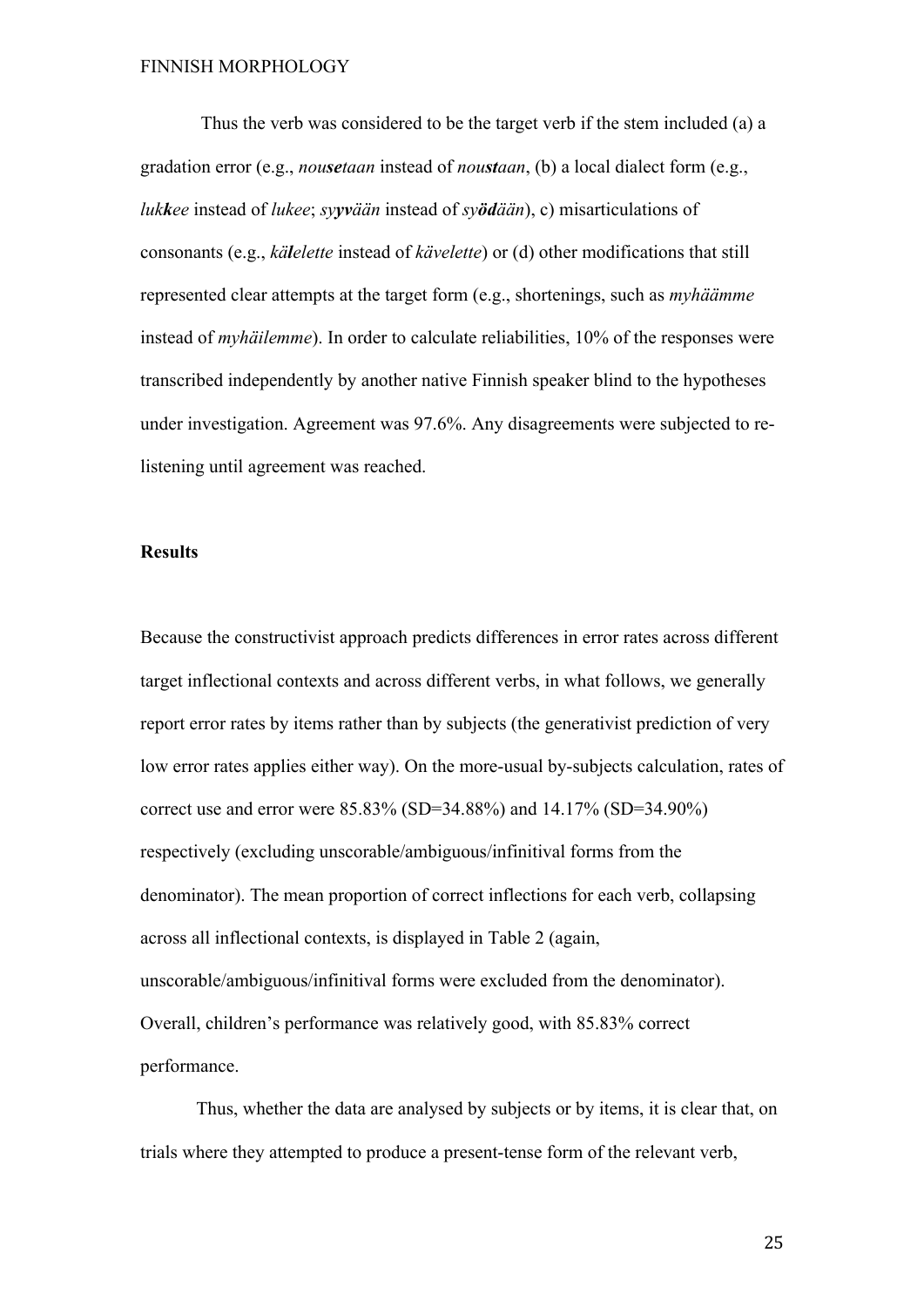Thus the verb was considered to be the target verb if the stem included (a) a gradation error (e.g., *nou**se**taan* instead of *nou**st**aan*, (b) a local dialect form (e.g., *luk**k**ee* instead of *lukee*; *sy**yv**ään* instead of *sy**öd**ään*), c) misarticulations of consonants (e.g., *kä**l**elette* instead of *kävelette*) or (d) other modifications that still represented clear attempts at the target form (e.g., shortenings, such as *myhäämme* instead of *myhäilemme*). In order to calculate reliabilities, 10% of the responses were transcribed independently by another native Finnish speaker blind to the hypotheses under investigation. Agreement was 97.6%. Any disagreements were subjected to re-listening until agreement was reached.

**Results**

Because the constructivist approach predicts differences in error rates across different target inflectional contexts and across different verbs, in what follows, we generally report error rates by items rather than by subjects (the generativist prediction of very low error rates applies either way). On the more-usual by-subjects calculation, rates of correct use and error were 85.83% (SD=34.88%) and 14.17% (SD=34.90%) respectively (excluding unscorable/ambiguous/infinitival forms from the denominator). The mean proportion of correct inflections for each verb, collapsing across all inflectional contexts, is displayed in Table 2 (again, unscorable/ambiguous/infinitival forms were excluded from the denominator). Overall, children's performance was relatively good, with 85.83% correct performance.

Thus, whether the data are analysed by subjects or by items, it is clear that, on trials where they attempted to produce a present-tense form of the relevant verb,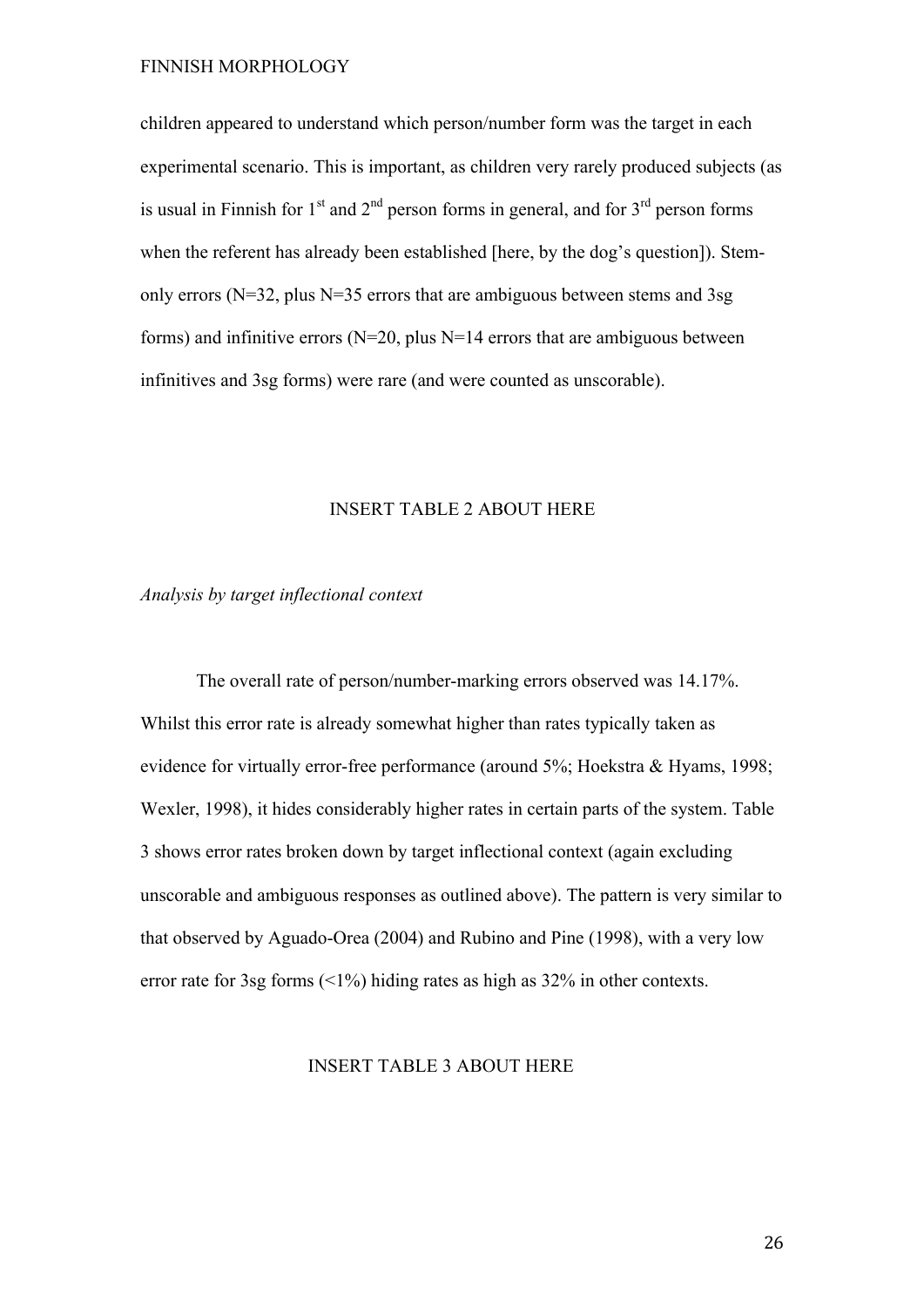children appeared to understand which person/number form was the target in each experimental scenario. This is important, as children very rarely produced subjects (as is usual in Finnish for 1st and 2nd person forms in general, and for 3rd person forms when the referent has already been established [here, by the dog's question]). Stem-only errors (N=32, plus N=35 errors that are ambiguous between stems and 3sg forms) and infinitive errors (N=20, plus N=14 errors that are ambiguous between infinitives and 3sg forms) were rare (and were counted as unscorable).

INSERT TABLE 2 ABOUT HERE

*Analysis by target inflectional context*

The overall rate of person/number-marking errors observed was 14.17%. Whilst this error rate is already somewhat higher than rates typically taken as evidence for virtually error-free performance (around 5%; Hoekstra & Hyams, 1998; Wexler, 1998), it hides considerably higher rates in certain parts of the system. Table 3 shows error rates broken down by target inflectional context (again excluding unscorable and ambiguous responses as outlined above). The pattern is very similar to that observed by Aguado-Orea (2004) and Rubino and Pine (1998), with a very low error rate for 3sg forms (<1%) hiding rates as high as 32% in other contexts.

INSERT TABLE 3 ABOUT HERE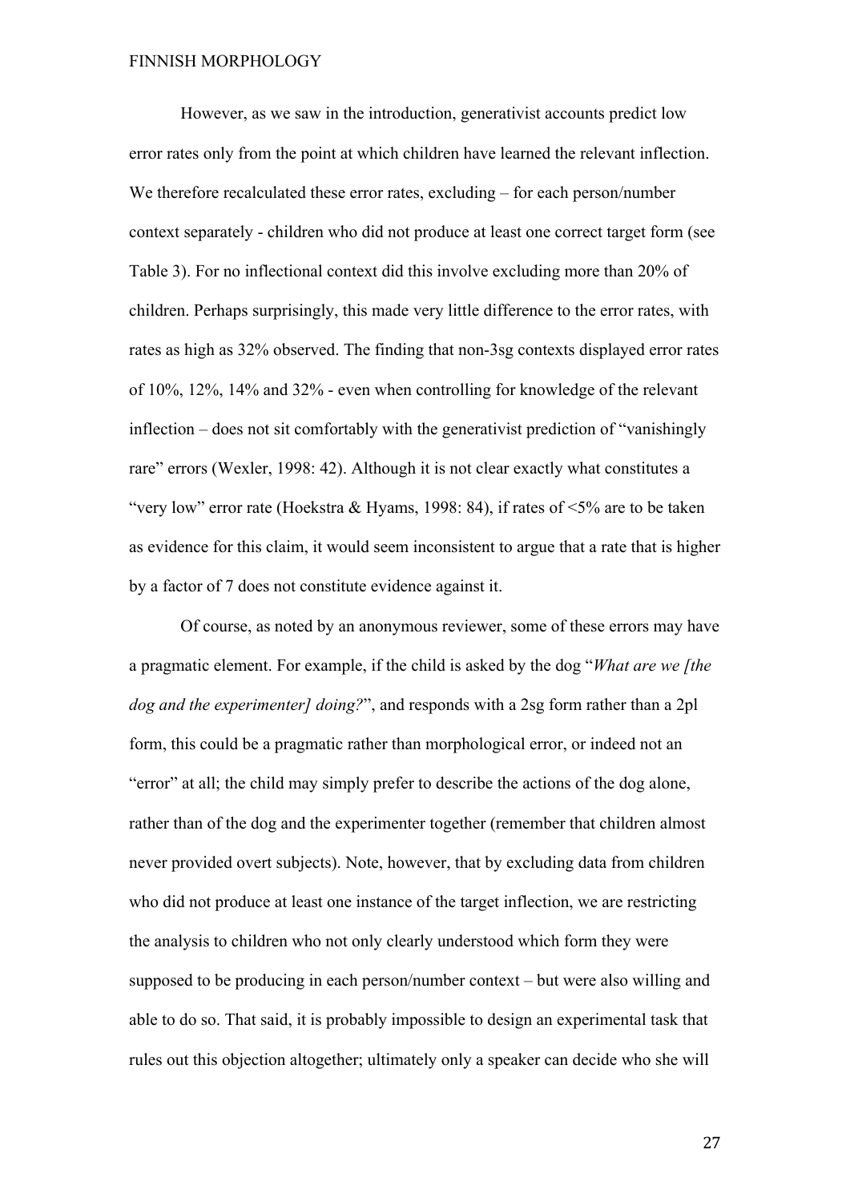However, as we saw in the introduction, generativist accounts predict low error rates only from the point at which children have learned the relevant inflection. We therefore recalculated these error rates, excluding – for each person/number context separately - children who did not produce at least one correct target form (see Table 3). For no inflectional context did this involve excluding more than 20% of children. Perhaps surprisingly, this made very little difference to the error rates, with rates as high as 32% observed. The finding that non-3sg contexts displayed error rates of 10%, 12%, 14% and 32% - even when controlling for knowledge of the relevant inflection – does not sit comfortably with the generativist prediction of "vanishingly rare" errors (Wexler, 1998: 42). Although it is not clear exactly what constitutes a "very low" error rate (Hoekstra & Hyams, 1998: 84), if rates of <5% are to be taken as evidence for this claim, it would seem inconsistent to argue that a rate that is higher by a factor of 7 does not constitute evidence against it.

Of course, as noted by an anonymous reviewer, some of these errors may have a pragmatic element. For example, if the child is asked by the dog "*What are we [the dog and the experimenter] doing?*", and responds with a 2sg form rather than a 2pl form, this could be a pragmatic rather than morphological error, or indeed not an "error" at all; the child may simply prefer to describe the actions of the dog alone, rather than of the dog and the experimenter together (remember that children almost never provided overt subjects). Note, however, that by excluding data from children who did not produce at least one instance of the target inflection, we are restricting the analysis to children who not only clearly understood which form they were supposed to be producing in each person/number context – but were also willing and able to do so. That said, it is probably impossible to design an experimental task that rules out this objection altogether; ultimately only a speaker can decide who she will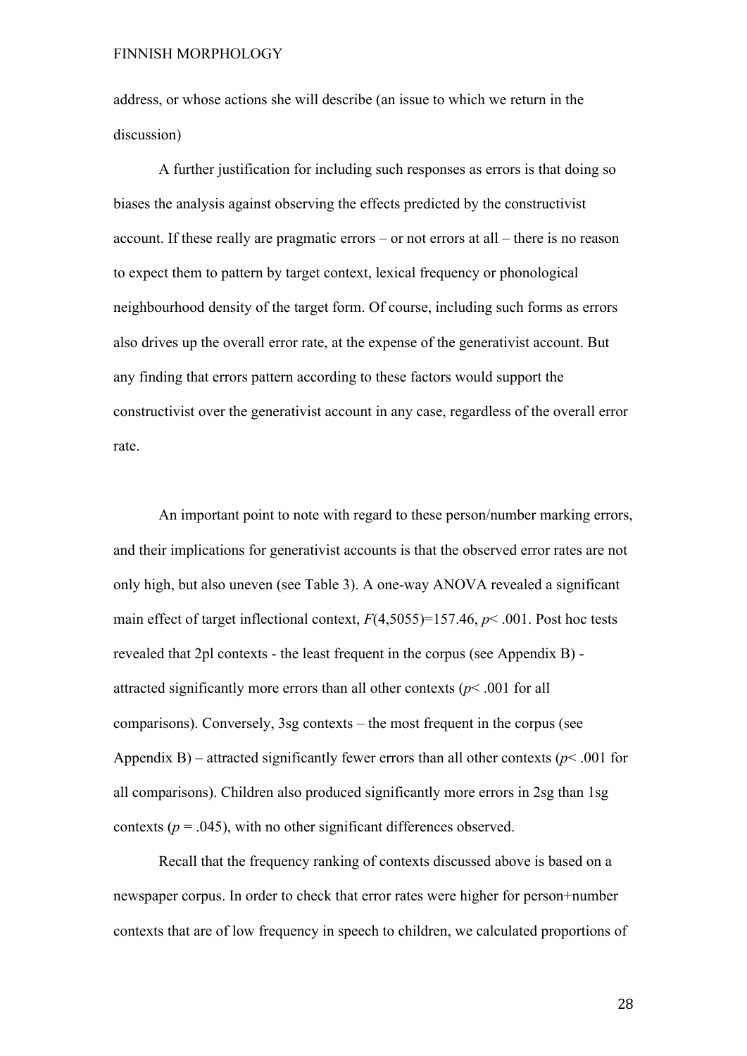address, or whose actions she will describe (an issue to which we return in the discussion)

A further justification for including such responses as errors is that doing so biases the analysis against observing the effects predicted by the constructivist account. If these really are pragmatic errors – or not errors at all – there is no reason to expect them to pattern by target context, lexical frequency or phonological neighbourhood density of the target form. Of course, including such forms as errors also drives up the overall error rate, at the expense of the generativist account. But any finding that errors pattern according to these factors would support the constructivist over the generativist account in any case, regardless of the overall error rate.

An important point to note with regard to these person/number marking errors, and their implications for generativist accounts is that the observed error rates are not only high, but also uneven (see Table 3). A one-way ANOVA revealed a significant main effect of target inflectional context, $F(4,5055)=157.46$, $p< .001$. Post hoc tests revealed that 2pl contexts - the least frequent in the corpus (see Appendix B) - attracted significantly more errors than all other contexts ($p< .001$ for all comparisons). Conversely, 3sg contexts – the most frequent in the corpus (see Appendix B) – attracted significantly fewer errors than all other contexts ($p< .001$ for all comparisons). Children also produced significantly more errors in 2sg than 1sg contexts ($p = .045$), with no other significant differences observed.

Recall that the frequency ranking of contexts discussed above is based on a newspaper corpus. In order to check that error rates were higher for person+number contexts that are of low frequency in speech to children, we calculated proportions of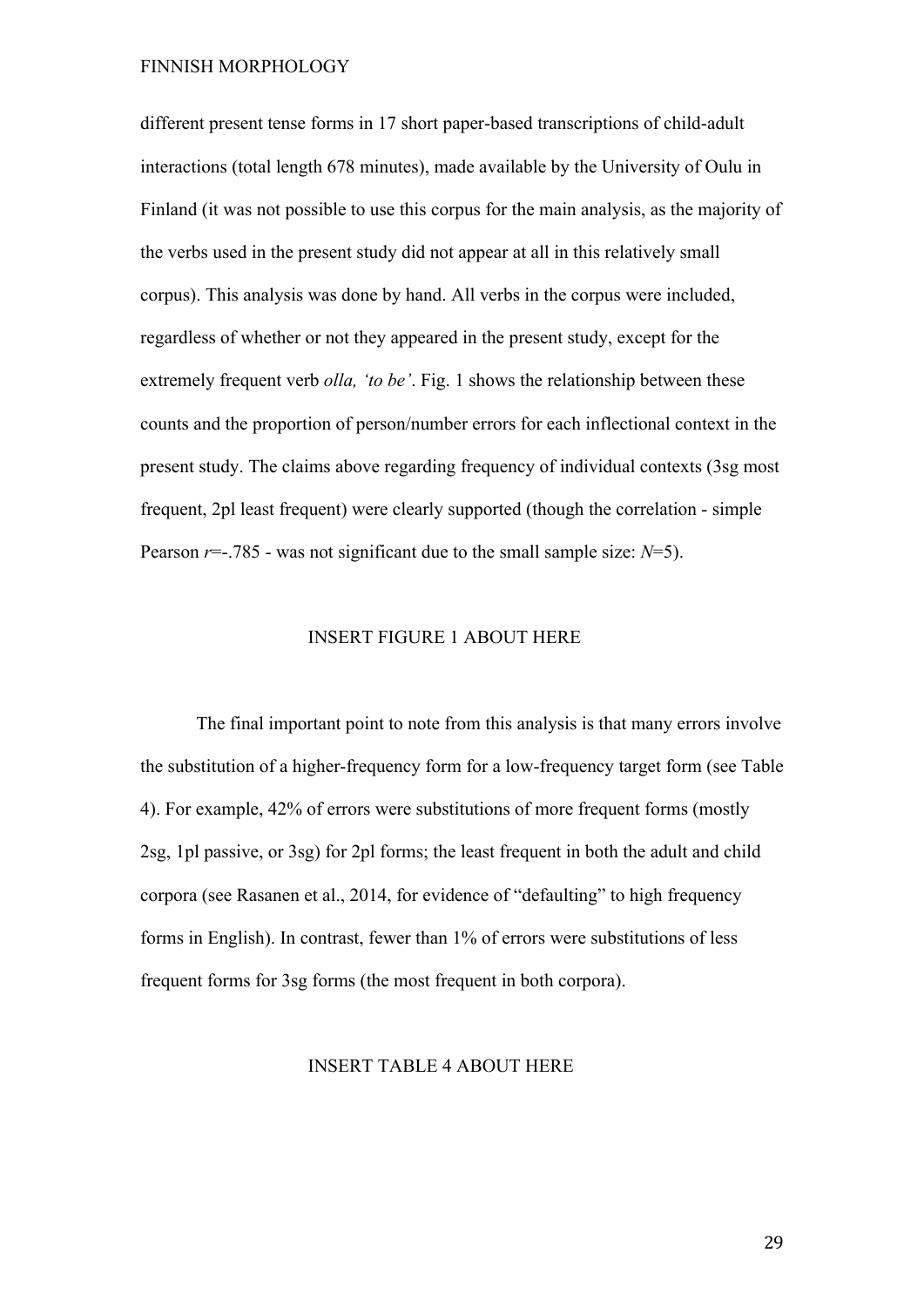different present tense forms in 17 short paper-based transcriptions of child-adult interactions (total length 678 minutes), made available by the University of Oulu in Finland (it was not possible to use this corpus for the main analysis, as the majority of the verbs used in the present study did not appear at all in this relatively small corpus). This analysis was done by hand. All verbs in the corpus were included, regardless of whether or not they appeared in the present study, except for the extremely frequent verb *olla, 'to be'*. Fig. 1 shows the relationship between these counts and the proportion of person/number errors for each inflectional context in the present study. The claims above regarding frequency of individual contexts (3sg most frequent, 2pl least frequent) were clearly supported (though the correlation - simple Pearson $r$=-.785 - was not significant due to the small sample size: $N$=5).

INSERT FIGURE 1 ABOUT HERE

The final important point to note from this analysis is that many errors involve the substitution of a higher-frequency form for a low-frequency target form (see Table 4). For example, 42% of errors were substitutions of more frequent forms (mostly 2sg, 1pl passive, or 3sg) for 2pl forms; the least frequent in both the adult and child corpora (see Rasanen et al., 2014, for evidence of "defaulting" to high frequency forms in English). In contrast, fewer than 1% of errors were substitutions of less frequent forms for 3sg forms (the most frequent in both corpora).

INSERT TABLE 4 ABOUT HERE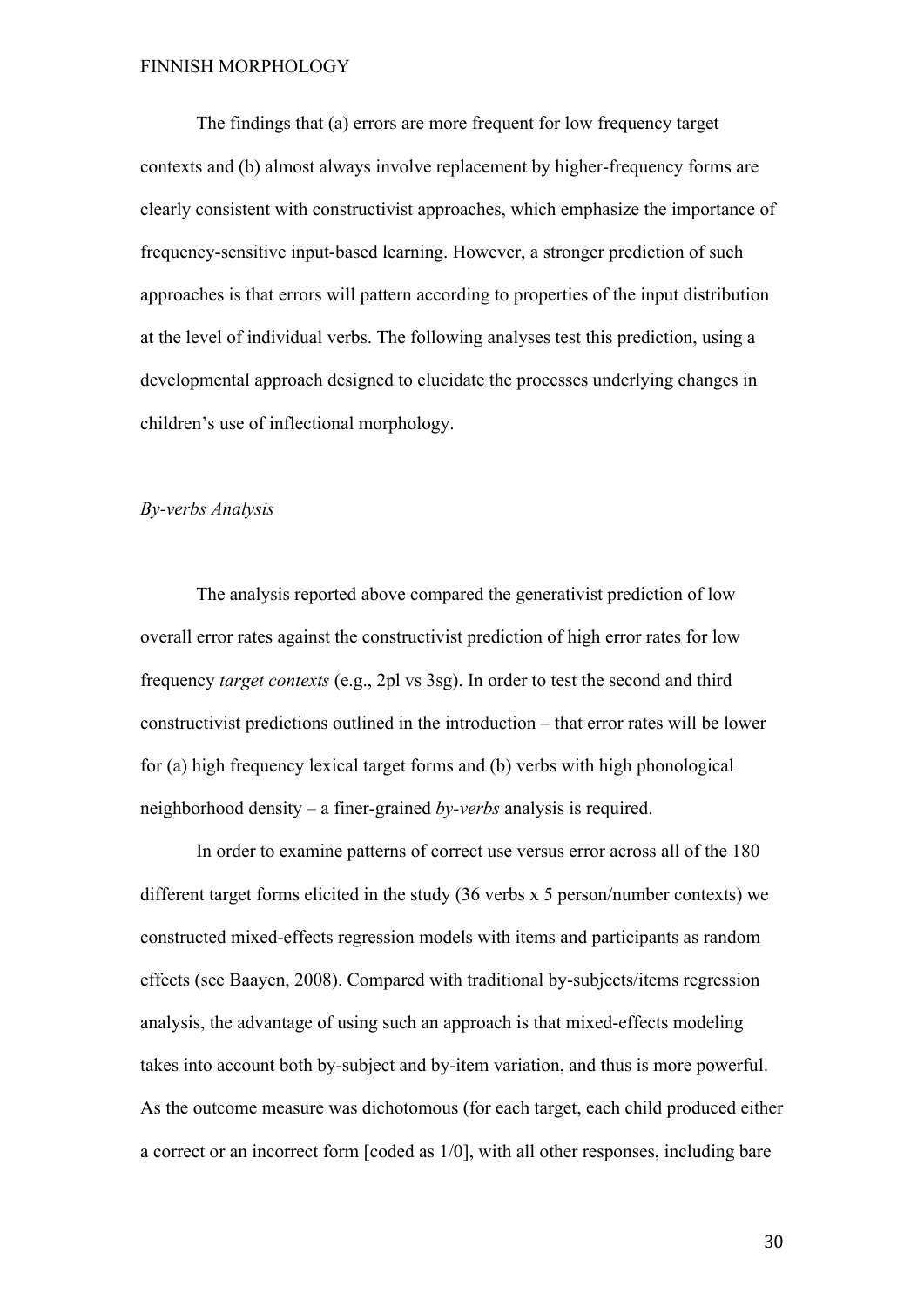The findings that (a) errors are more frequent for low frequency target contexts and (b) almost always involve replacement by higher-frequency forms are clearly consistent with constructivist approaches, which emphasize the importance of frequency-sensitive input-based learning. However, a stronger prediction of such approaches is that errors will pattern according to properties of the input distribution at the level of individual verbs. The following analyses test this prediction, using a developmental approach designed to elucidate the processes underlying changes in children's use of inflectional morphology.

*By-verbs Analysis*

The analysis reported above compared the generativist prediction of low overall error rates against the constructivist prediction of high error rates for low frequency *target contexts* (e.g., 2pl vs 3sg). In order to test the second and third constructivist predictions outlined in the introduction – that error rates will be lower for (a) high frequency lexical target forms and (b) verbs with high phonological neighborhood density – a finer-grained *by-verbs* analysis is required.

In order to examine patterns of correct use versus error across all of the 180 different target forms elicited in the study (36 verbs x 5 person/number contexts) we constructed mixed-effects regression models with items and participants as random effects (see Baayen, 2008). Compared with traditional by-subjects/items regression analysis, the advantage of using such an approach is that mixed-effects modeling takes into account both by-subject and by-item variation, and thus is more powerful. As the outcome measure was dichotomous (for each target, each child produced either a correct or an incorrect form [coded as 1/0], with all other responses, including bare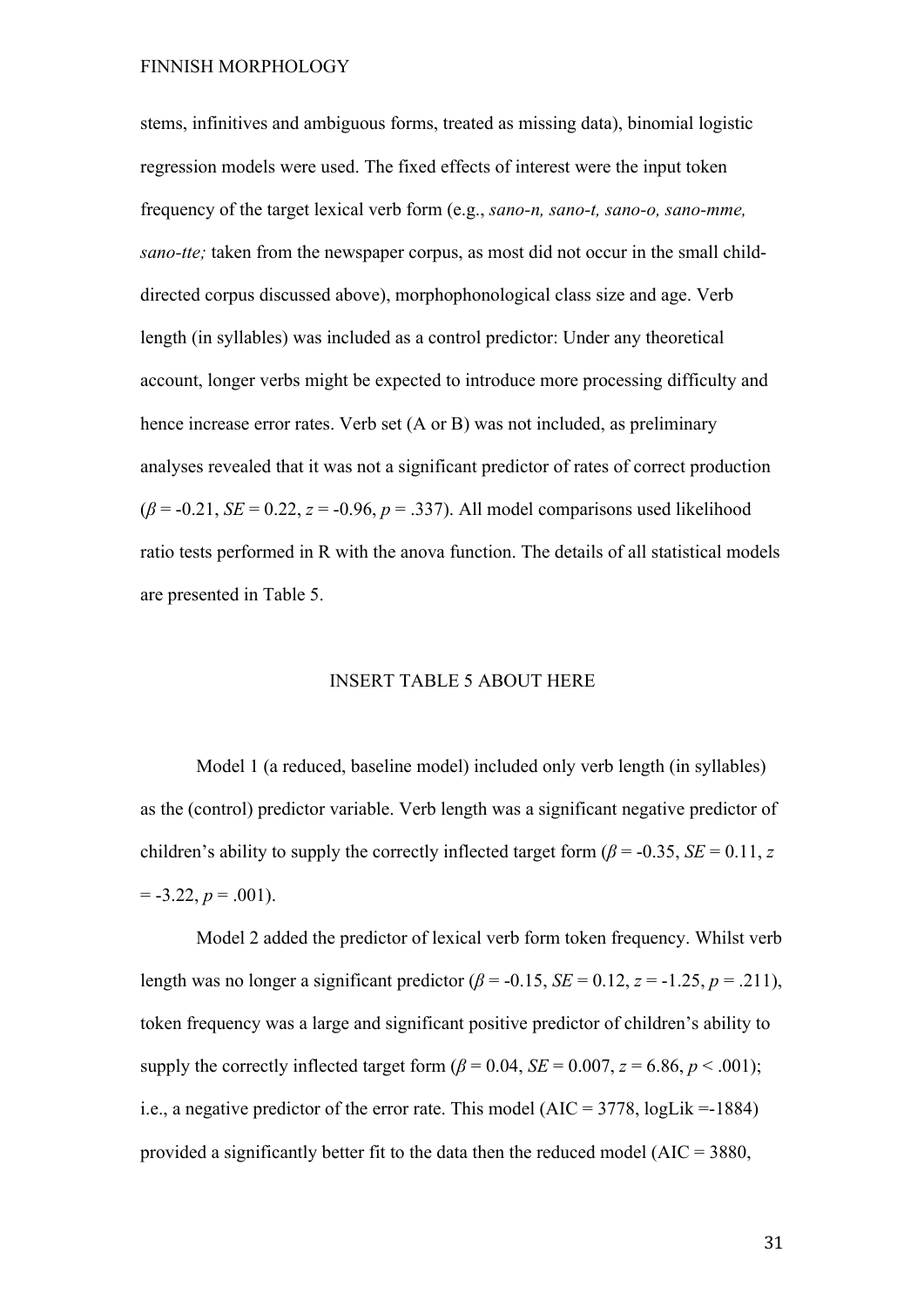stems, infinitives and ambiguous forms, treated as missing data), binomial logistic regression models were used. The fixed effects of interest were the input token frequency of the target lexical verb form (e.g., *sano-n, sano-t, sano-o, sano-mme, sano-tte;* taken from the newspaper corpus, as most did not occur in the small child-directed corpus discussed above), morphophonological class size and age. Verb length (in syllables) was included as a control predictor: Under any theoretical account, longer verbs might be expected to introduce more processing difficulty and hence increase error rates. Verb set (A or B) was not included, as preliminary analyses revealed that it was not a significant predictor of rates of correct production ($\beta$ = -0.21, *SE* = 0.22, $z$ = -0.96, $p$ = .337). All model comparisons used likelihood ratio tests performed in R with the anova function. The details of all statistical models are presented in Table 5.

INSERT TABLE 5 ABOUT HERE

Model 1 (a reduced, baseline model) included only verb length (in syllables) as the (control) predictor variable. Verb length was a significant negative predictor of children's ability to supply the correctly inflected target form ($\beta$ = -0.35, *SE* = 0.11, $z$ = -3.22, $p$ = .001).

Model 2 added the predictor of lexical verb form token frequency. Whilst verb length was no longer a significant predictor ($\beta$ = -0.15, *SE* = 0.12, $z$ = -1.25, $p$ = .211), token frequency was a large and significant positive predictor of children's ability to supply the correctly inflected target form ($\beta$ = 0.04, *SE* = 0.007, $z$ = 6.86, $p$ < .001); i.e., a negative predictor of the error rate. This model (AIC = 3778, logLik =-1884) provided a significantly better fit to the data then the reduced model (AIC = 3880,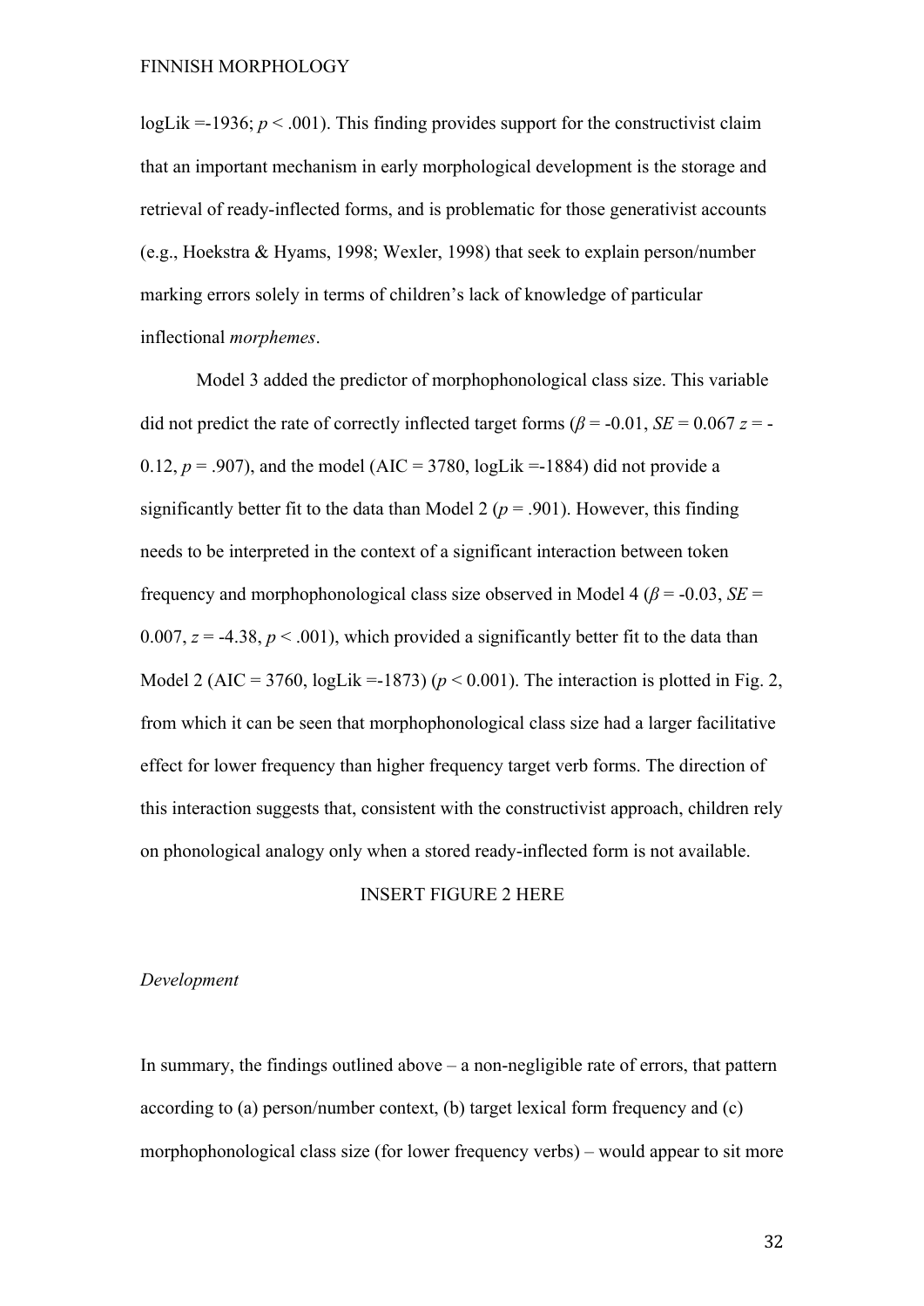logLik =-1936; $p < .001$). This finding provides support for the constructivist claim that an important mechanism in early morphological development is the storage and retrieval of ready-inflected forms, and is problematic for those generativist accounts (e.g., Hoekstra & Hyams, 1998; Wexler, 1998) that seek to explain person/number marking errors solely in terms of children's lack of knowledge of particular inflectional *morphemes*.

Model 3 added the predictor of morphophonological class size. This variable did not predict the rate of correctly inflected target forms ($\beta = -0.01$, $SE = 0.067$ $z = -0.12$, $p = .907$), and the model (AIC = 3780, logLik =-1884) did not provide a significantly better fit to the data than Model 2 ($p = .901$). However, this finding needs to be interpreted in the context of a significant interaction between token frequency and morphophonological class size observed in Model 4 ($\beta = -0.03$, $SE = 0.007$, $z = -4.38$, $p < .001$), which provided a significantly better fit to the data than Model 2 (AIC = 3760, logLik =-1873) ($p < 0.001$). The interaction is plotted in Fig. 2, from which it can be seen that morphophonological class size had a larger facilitative effect for lower frequency than higher frequency target verb forms. The direction of this interaction suggests that, consistent with the constructivist approach, children rely on phonological analogy only when a stored ready-inflected form is not available.

INSERT FIGURE 2 HERE

*Development*

In summary, the findings outlined above – a non-negligible rate of errors, that pattern according to (a) person/number context, (b) target lexical form frequency and (c) morphophonological class size (for lower frequency verbs) – would appear to sit more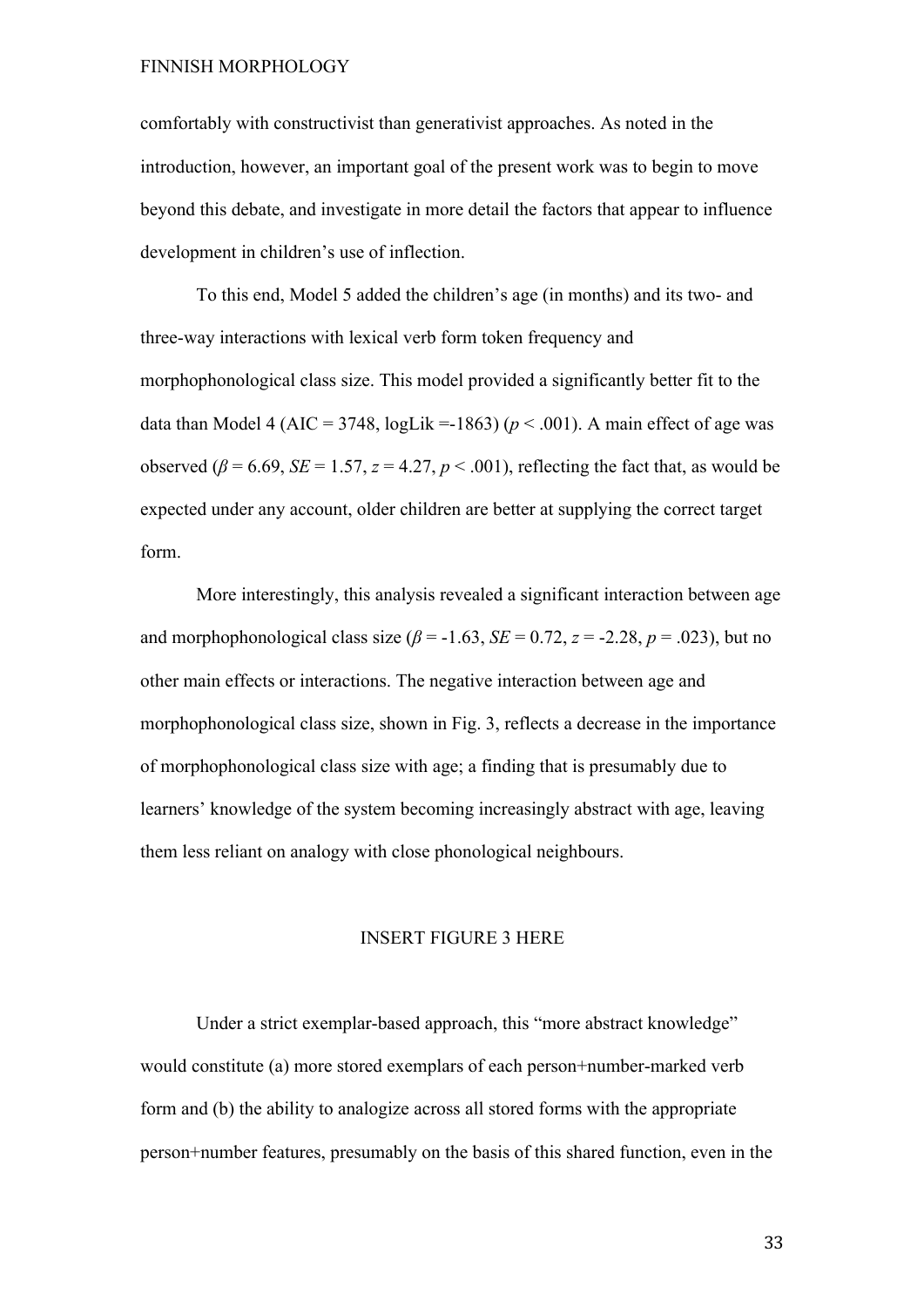comfortably with constructivist than generativist approaches. As noted in the introduction, however, an important goal of the present work was to begin to move beyond this debate, and investigate in more detail the factors that appear to influence development in children's use of inflection.

To this end, Model 5 added the children's age (in months) and its two- and three-way interactions with lexical verb form token frequency and morphophonological class size. This model provided a significantly better fit to the data than Model 4 (AIC = 3748, logLik =-1863) ($p < .001$). A main effect of age was observed ($\beta = 6.69$, $SE = 1.57$, $z = 4.27$, $p < .001$), reflecting the fact that, as would be expected under any account, older children are better at supplying the correct target form.

More interestingly, this analysis revealed a significant interaction between age and morphophonological class size ($\beta = -1.63$, $SE = 0.72$, $z = -2.28$, $p = .023$), but no other main effects or interactions. The negative interaction between age and morphophonological class size, shown in Fig. 3, reflects a decrease in the importance of morphophonological class size with age; a finding that is presumably due to learners' knowledge of the system becoming increasingly abstract with age, leaving them less reliant on analogy with close phonological neighbours.

INSERT FIGURE 3 HERE

Under a strict exemplar-based approach, this "more abstract knowledge" would constitute (a) more stored exemplars of each person+number-marked verb form and (b) the ability to analogize across all stored forms with the appropriate person+number features, presumably on the basis of this shared function, even in the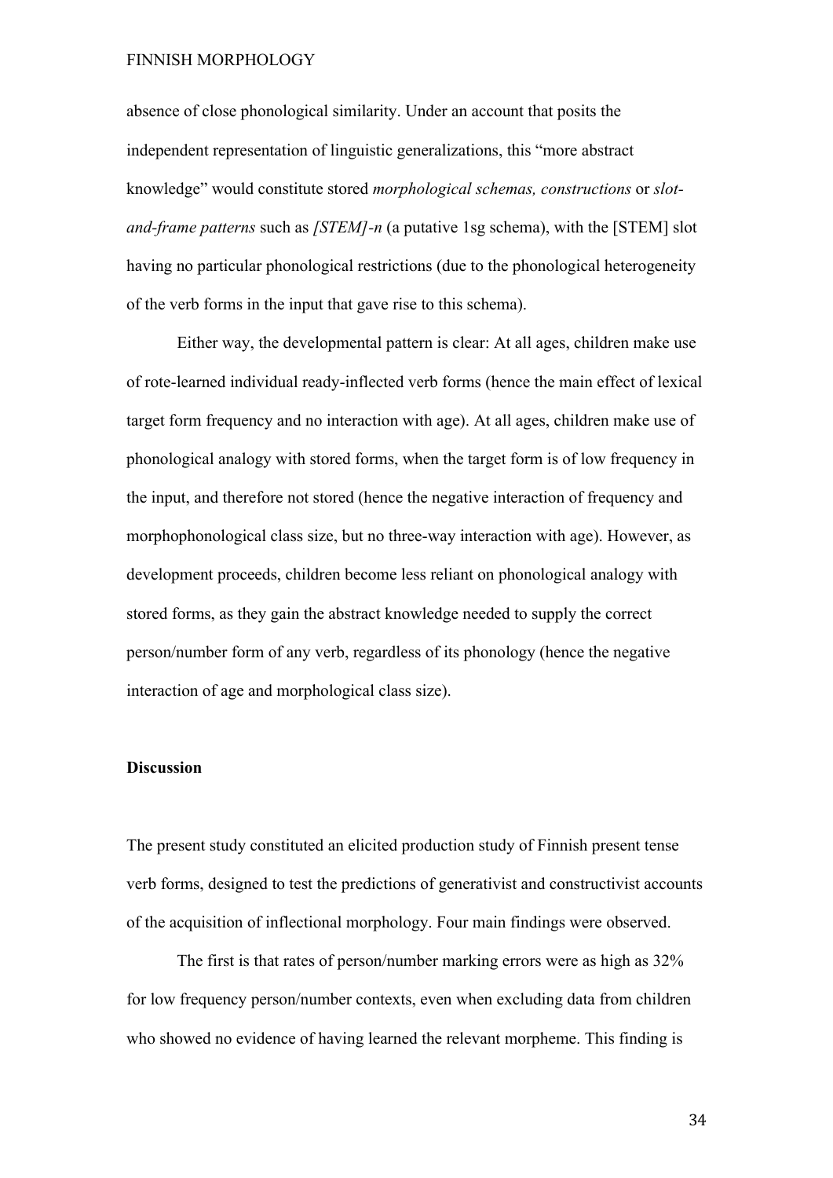absence of close phonological similarity. Under an account that posits the independent representation of linguistic generalizations, this "more abstract knowledge" would constitute stored *morphological schemas, constructions* or *slot-and-frame patterns* such as *[STEM]-n* (a putative 1sg schema), with the [STEM] slot having no particular phonological restrictions (due to the phonological heterogeneity of the verb forms in the input that gave rise to this schema).

Either way, the developmental pattern is clear: At all ages, children make use of rote-learned individual ready-inflected verb forms (hence the main effect of lexical target form frequency and no interaction with age). At all ages, children make use of phonological analogy with stored forms, when the target form is of low frequency in the input, and therefore not stored (hence the negative interaction of frequency and morphophonological class size, but no three-way interaction with age). However, as development proceeds, children become less reliant on phonological analogy with stored forms, as they gain the abstract knowledge needed to supply the correct person/number form of any verb, regardless of its phonology (hence the negative interaction of age and morphological class size).

**Discussion**

The present study constituted an elicited production study of Finnish present tense verb forms, designed to test the predictions of generativist and constructivist accounts of the acquisition of inflectional morphology. Four main findings were observed.

The first is that rates of person/number marking errors were as high as 32% for low frequency person/number contexts, even when excluding data from children who showed no evidence of having learned the relevant morpheme. This finding is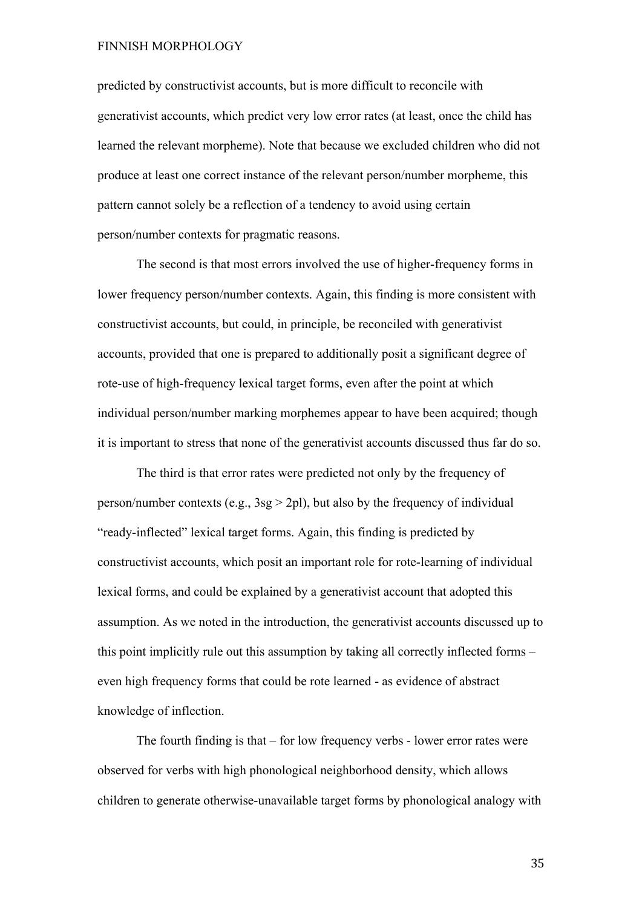predicted by constructivist accounts, but is more difficult to reconcile with generativist accounts, which predict very low error rates (at least, once the child has learned the relevant morpheme). Note that because we excluded children who did not produce at least one correct instance of the relevant person/number morpheme, this pattern cannot solely be a reflection of a tendency to avoid using certain person/number contexts for pragmatic reasons.

The second is that most errors involved the use of higher-frequency forms in lower frequency person/number contexts. Again, this finding is more consistent with constructivist accounts, but could, in principle, be reconciled with generativist accounts, provided that one is prepared to additionally posit a significant degree of rote-use of high-frequency lexical target forms, even after the point at which individual person/number marking morphemes appear to have been acquired; though it is important to stress that none of the generativist accounts discussed thus far do so.

The third is that error rates were predicted not only by the frequency of person/number contexts (e.g., 3sg > 2pl), but also by the frequency of individual "ready-inflected" lexical target forms. Again, this finding is predicted by constructivist accounts, which posit an important role for rote-learning of individual lexical forms, and could be explained by a generativist account that adopted this assumption. As we noted in the introduction, the generativist accounts discussed up to this point implicitly rule out this assumption by taking all correctly inflected forms – even high frequency forms that could be rote learned - as evidence of abstract knowledge of inflection.

The fourth finding is that – for low frequency verbs - lower error rates were observed for verbs with high phonological neighborhood density, which allows children to generate otherwise-unavailable target forms by phonological analogy with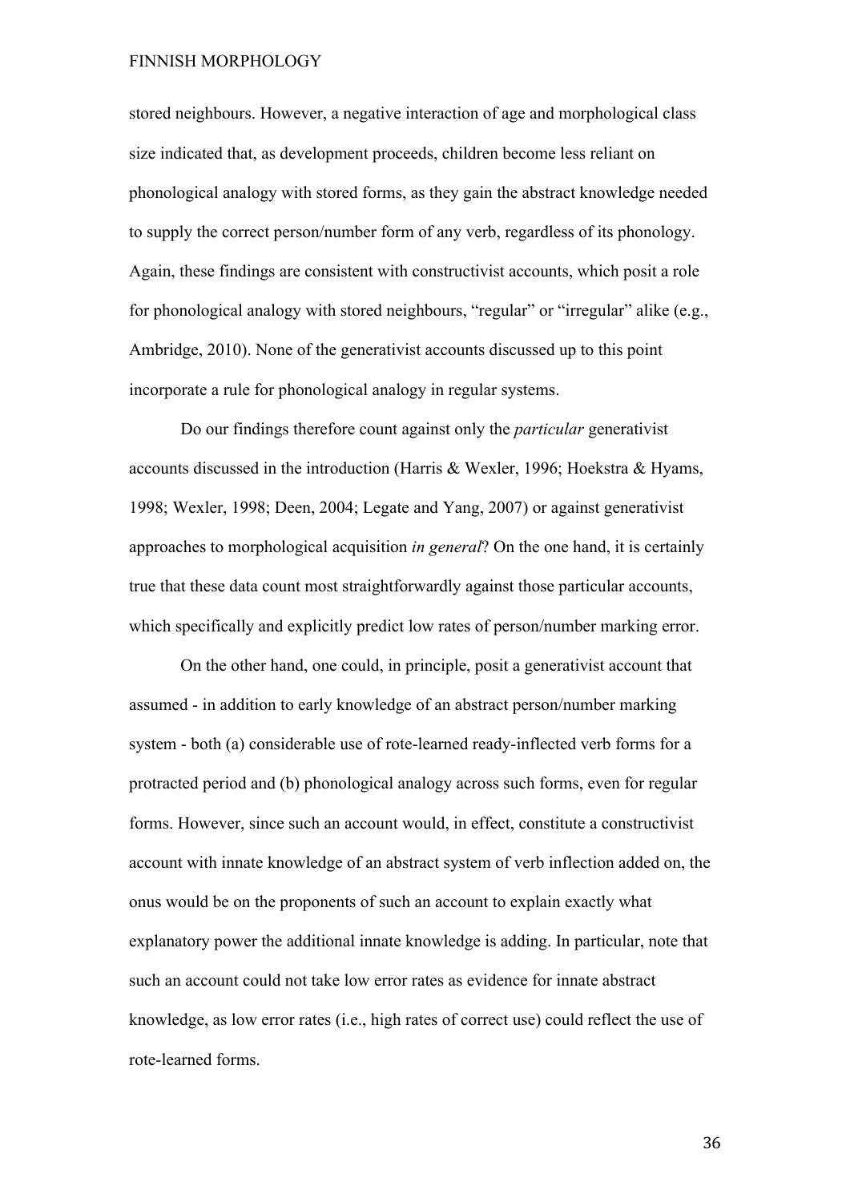stored neighbours. However, a negative interaction of age and morphological class size indicated that, as development proceeds, children become less reliant on phonological analogy with stored forms, as they gain the abstract knowledge needed to supply the correct person/number form of any verb, regardless of its phonology. Again, these findings are consistent with constructivist accounts, which posit a role for phonological analogy with stored neighbours, "regular" or "irregular" alike (e.g., Ambridge, 2010). None of the generativist accounts discussed up to this point incorporate a rule for phonological analogy in regular systems.

Do our findings therefore count against only the *particular* generativist accounts discussed in the introduction (Harris & Wexler, 1996; Hoekstra & Hyams, 1998; Wexler, 1998; Deen, 2004; Legate and Yang, 2007) or against generativist approaches to morphological acquisition *in general*? On the one hand, it is certainly true that these data count most straightforwardly against those particular accounts, which specifically and explicitly predict low rates of person/number marking error.

On the other hand, one could, in principle, posit a generativist account that assumed - in addition to early knowledge of an abstract person/number marking system - both (a) considerable use of rote-learned ready-inflected verb forms for a protracted period and (b) phonological analogy across such forms, even for regular forms. However, since such an account would, in effect, constitute a constructivist account with innate knowledge of an abstract system of verb inflection added on, the onus would be on the proponents of such an account to explain exactly what explanatory power the additional innate knowledge is adding. In particular, note that such an account could not take low error rates as evidence for innate abstract knowledge, as low error rates (i.e., high rates of correct use) could reflect the use of rote-learned forms.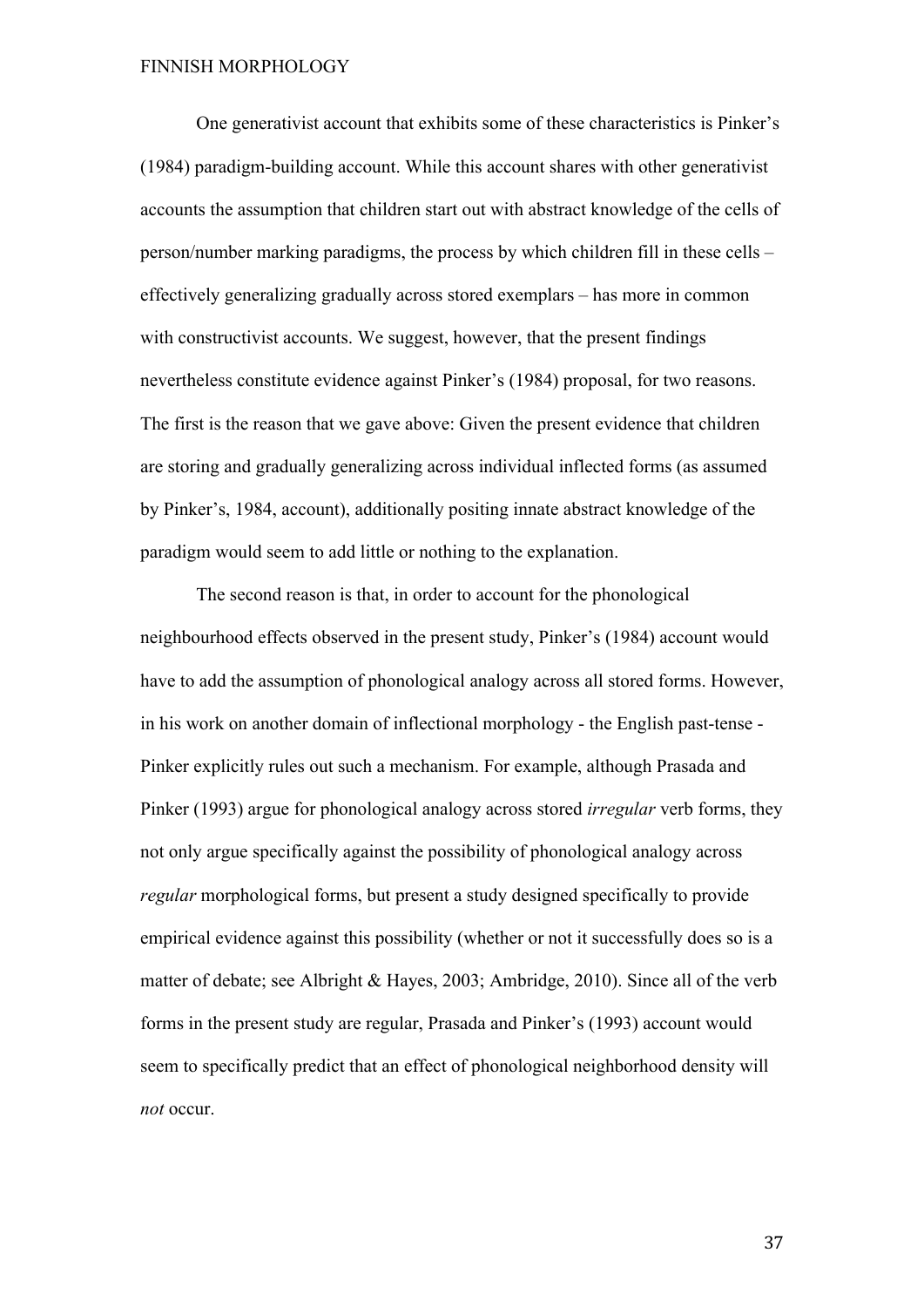One generativist account that exhibits some of these characteristics is Pinker's (1984) paradigm-building account. While this account shares with other generativist accounts the assumption that children start out with abstract knowledge of the cells of person/number marking paradigms, the process by which children fill in these cells – effectively generalizing gradually across stored exemplars – has more in common with constructivist accounts. We suggest, however, that the present findings nevertheless constitute evidence against Pinker's (1984) proposal, for two reasons. The first is the reason that we gave above: Given the present evidence that children are storing and gradually generalizing across individual inflected forms (as assumed by Pinker's, 1984, account), additionally positing innate abstract knowledge of the paradigm would seem to add little or nothing to the explanation.

The second reason is that, in order to account for the phonological neighbourhood effects observed in the present study, Pinker's (1984) account would have to add the assumption of phonological analogy across all stored forms. However, in his work on another domain of inflectional morphology - the English past-tense - Pinker explicitly rules out such a mechanism. For example, although Prasada and Pinker (1993) argue for phonological analogy across stored *irregular* verb forms, they not only argue specifically against the possibility of phonological analogy across *regular* morphological forms, but present a study designed specifically to provide empirical evidence against this possibility (whether or not it successfully does so is a matter of debate; see Albright & Hayes, 2003; Ambridge, 2010). Since all of the verb forms in the present study are regular, Prasada and Pinker's (1993) account would seem to specifically predict that an effect of phonological neighborhood density will *not* occur.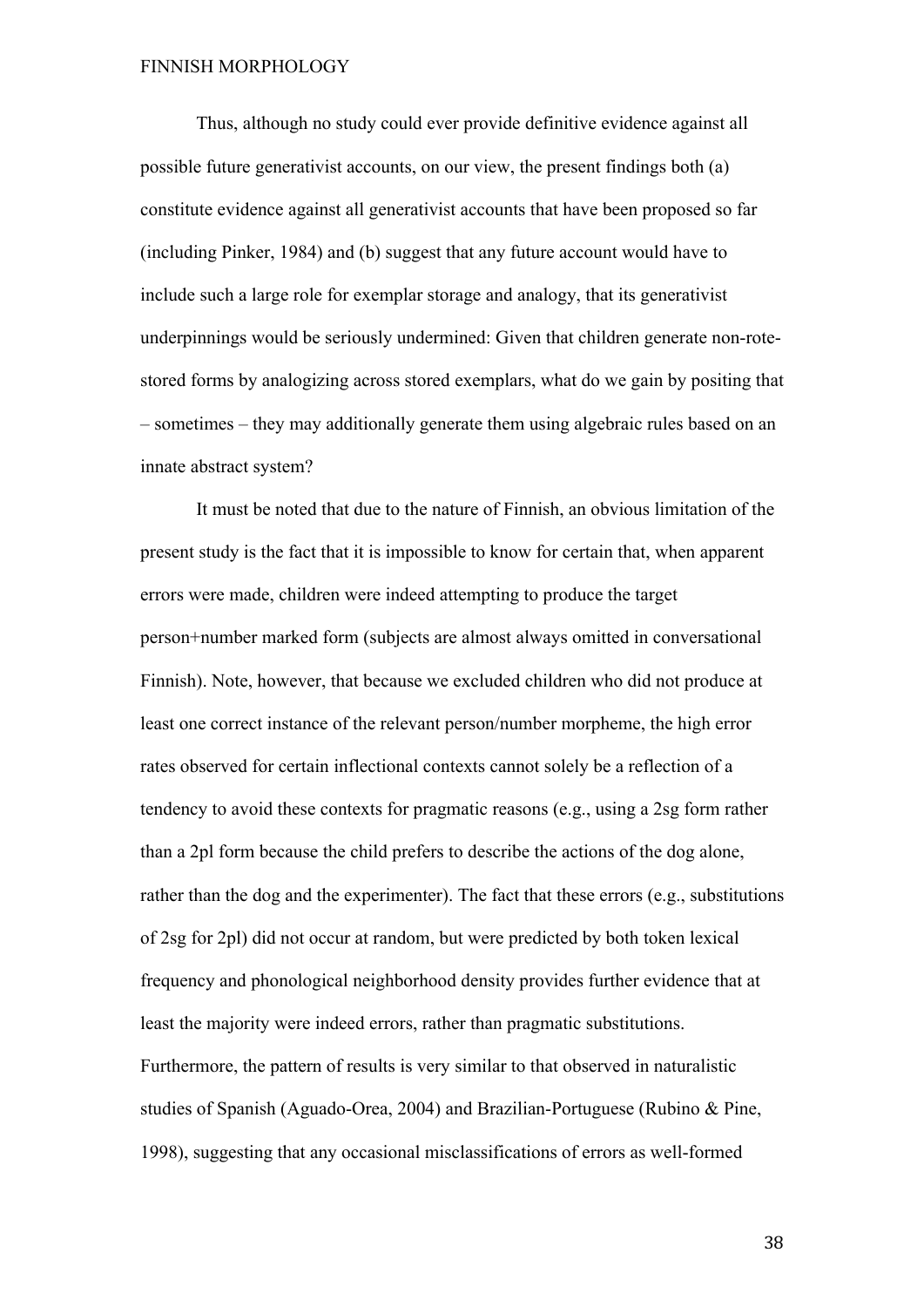Thus, although no study could ever provide definitive evidence against all possible future generativist accounts, on our view, the present findings both (a) constitute evidence against all generativist accounts that have been proposed so far (including Pinker, 1984) and (b) suggest that any future account would have to include such a large role for exemplar storage and analogy, that its generativist underpinnings would be seriously undermined: Given that children generate non-rote-stored forms by analogizing across stored exemplars, what do we gain by positing that – sometimes – they may additionally generate them using algebraic rules based on an innate abstract system?

It must be noted that due to the nature of Finnish, an obvious limitation of the present study is the fact that it is impossible to know for certain that, when apparent errors were made, children were indeed attempting to produce the target person+number marked form (subjects are almost always omitted in conversational Finnish). Note, however, that because we excluded children who did not produce at least one correct instance of the relevant person/number morpheme, the high error rates observed for certain inflectional contexts cannot solely be a reflection of a tendency to avoid these contexts for pragmatic reasons (e.g., using a 2sg form rather than a 2pl form because the child prefers to describe the actions of the dog alone, rather than the dog and the experimenter). The fact that these errors (e.g., substitutions of 2sg for 2pl) did not occur at random, but were predicted by both token lexical frequency and phonological neighborhood density provides further evidence that at least the majority were indeed errors, rather than pragmatic substitutions. Furthermore, the pattern of results is very similar to that observed in naturalistic studies of Spanish (Aguado-Orea, 2004) and Brazilian-Portuguese (Rubino & Pine, 1998), suggesting that any occasional misclassifications of errors as well-formed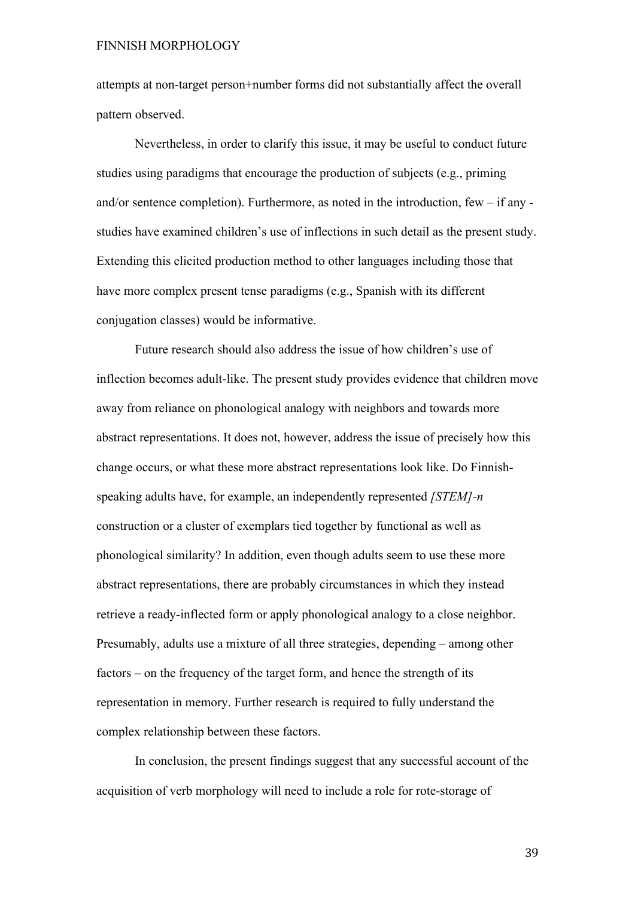attempts at non-target person+number forms did not substantially affect the overall pattern observed.

Nevertheless, in order to clarify this issue, it may be useful to conduct future studies using paradigms that encourage the production of subjects (e.g., priming and/or sentence completion). Furthermore, as noted in the introduction, few – if any - studies have examined children's use of inflections in such detail as the present study. Extending this elicited production method to other languages including those that have more complex present tense paradigms (e.g., Spanish with its different conjugation classes) would be informative.

Future research should also address the issue of how children's use of inflection becomes adult-like. The present study provides evidence that children move away from reliance on phonological analogy with neighbors and towards more abstract representations. It does not, however, address the issue of precisely how this change occurs, or what these more abstract representations look like. Do Finnish-speaking adults have, for example, an independently represented *[STEM]-n* construction or a cluster of exemplars tied together by functional as well as phonological similarity? In addition, even though adults seem to use these more abstract representations, there are probably circumstances in which they instead retrieve a ready-inflected form or apply phonological analogy to a close neighbor. Presumably, adults use a mixture of all three strategies, depending – among other factors – on the frequency of the target form, and hence the strength of its representation in memory. Further research is required to fully understand the complex relationship between these factors.

In conclusion, the present findings suggest that any successful account of the acquisition of verb morphology will need to include a role for rote-storage of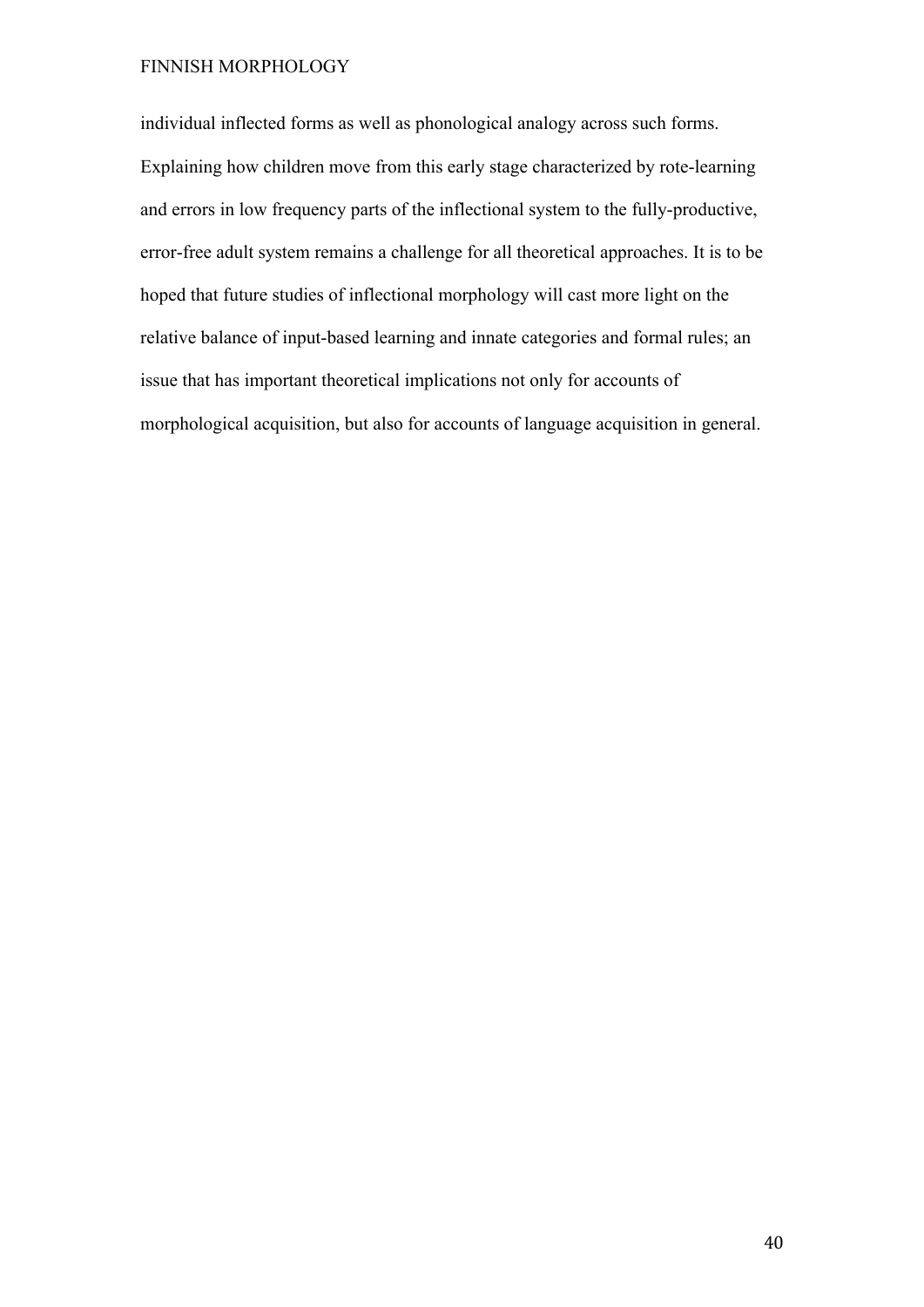individual inflected forms as well as phonological analogy across such forms. Explaining how children move from this early stage characterized by rote-learning and errors in low frequency parts of the inflectional system to the fully-productive, error-free adult system remains a challenge for all theoretical approaches. It is to be hoped that future studies of inflectional morphology will cast more light on the relative balance of input-based learning and innate categories and formal rules; an issue that has important theoretical implications not only for accounts of morphological acquisition, but also for accounts of language acquisition in general.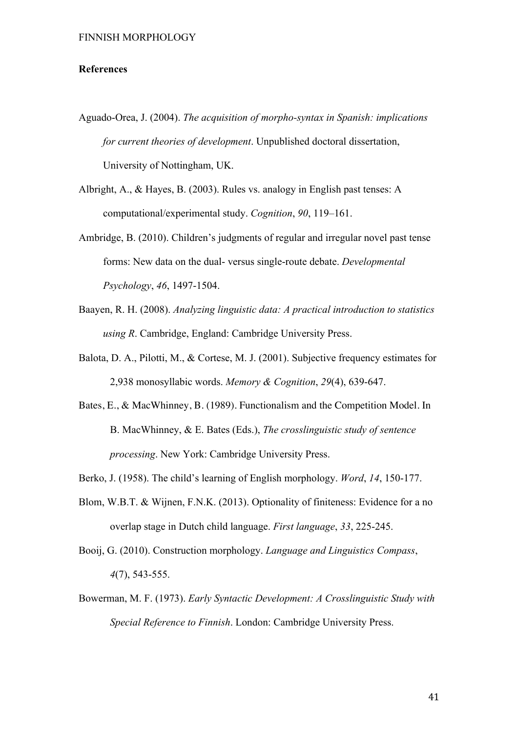**References**

Aguado-Orea, J. (2004). *The acquisition of morpho-syntax in Spanish: implications for current theories of development*. Unpublished doctoral dissertation, University of Nottingham, UK.

Albright, A., & Hayes, B. (2003). Rules vs. analogy in English past tenses: A computational/experimental study. *Cognition*, *90*, 119–161.

Ambridge, B. (2010). Children's judgments of regular and irregular novel past tense forms: New data on the dual- versus single-route debate. *Developmental Psychology*, *46*, 1497-1504.

Baayen, R. H. (2008). *Analyzing linguistic data: A practical introduction to statistics using R*. Cambridge, England: Cambridge University Press.

Balota, D. A., Pilotti, M., & Cortese, M. J. (2001). Subjective frequency estimates for 2,938 monosyllabic words. *Memory & Cognition*, *29*(4), 639-647.

Bates, E., & MacWhinney, B. (1989). Functionalism and the Competition Model. In B. MacWhinney, & E. Bates (Eds.), *The crosslinguistic study of sentence processing*. New York: Cambridge University Press.

Berko, J. (1958). The child's learning of English morphology. *Word*, *14*, 150-177.

Blom, W.B.T. & Wijnen, F.N.K. (2013). Optionality of finiteness: Evidence for a no overlap stage in Dutch child language. *First language*, *33*, 225-245.

Booij, G. (2010). Construction morphology. *Language and Linguistics Compass*, *4*(7), 543-555.

Bowerman, M. F. (1973). *Early Syntactic Development: A Crosslinguistic Study with Special Reference to Finnish*. London: Cambridge University Press.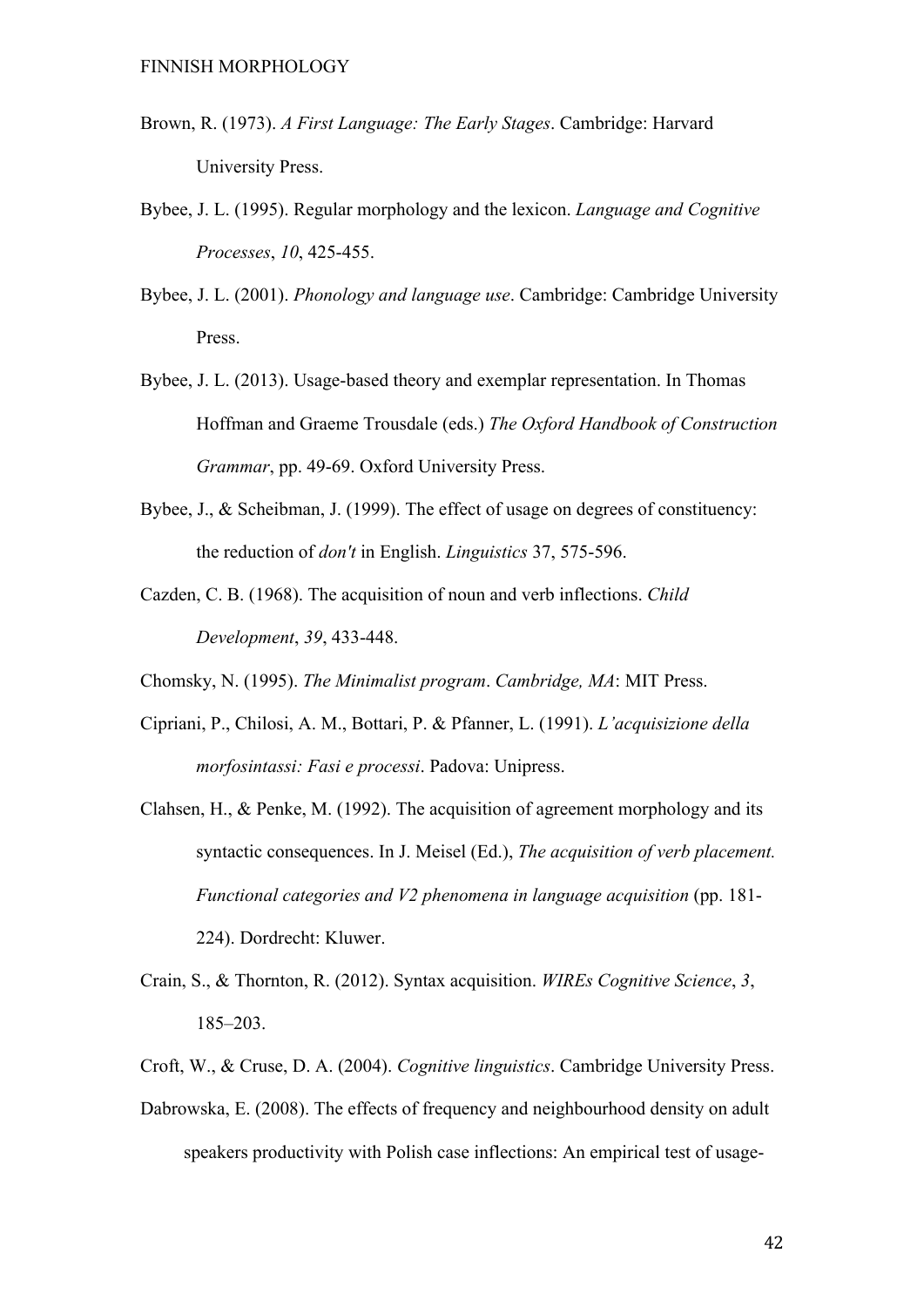Brown, R. (1973). *A First Language: The Early Stages*. Cambridge: Harvard University Press.

Bybee, J. L. (1995). Regular morphology and the lexicon. *Language and Cognitive Processes*, *10*, 425-455.

Bybee, J. L. (2001). *Phonology and language use*. Cambridge: Cambridge University Press.

Bybee, J. L. (2013). Usage-based theory and exemplar representation. In Thomas Hoffman and Graeme Trousdale (eds.) *The Oxford Handbook of Construction Grammar*, pp. 49-69. Oxford University Press.

Bybee, J., & Scheibman, J. (1999). The effect of usage on degrees of constituency: the reduction of *don't* in English. *Linguistics* 37, 575-596.

Cazden, C. B. (1968). The acquisition of noun and verb inflections. *Child Development*, *39*, 433-448.

Chomsky, N. (1995). *The Minimalist program*. *Cambridge, MA*: MIT Press.

Cipriani, P., Chilosi, A. M., Bottari, P. & Pfanner, L. (1991). *L'acquisizione della morfosintassi: Fasi e processi*. Padova: Unipress.

Clahsen, H., & Penke, M. (1992). The acquisition of agreement morphology and its syntactic consequences. In J. Meisel (Ed.), *The acquisition of verb placement. Functional categories and V2 phenomena in language acquisition* (pp. 181-224). Dordrecht: Kluwer.

Crain, S., & Thornton, R. (2012). Syntax acquisition. *WIREs Cognitive Science*, *3*, 185–203.

Croft, W., & Cruse, D. A. (2004). *Cognitive linguistics*. Cambridge University Press.

Dabrowska, E. (2008). The effects of frequency and neighbourhood density on adult speakers productivity with Polish case inflections: An empirical test of usage-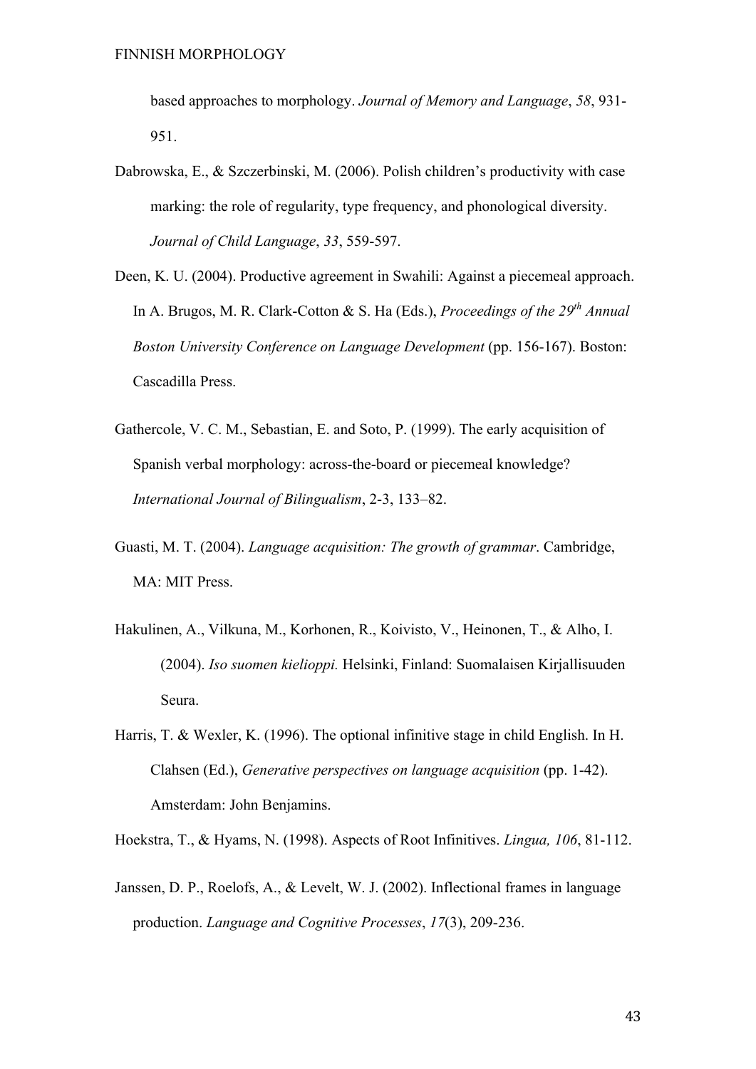based approaches to morphology. *Journal of Memory and Language*, *58*, 931-951.

Dabrowska, E., & Szczerbinski, M. (2006). Polish children's productivity with case marking: the role of regularity, type frequency, and phonological diversity. *Journal of Child Language*, *33*, 559-597.

Deen, K. U. (2004). Productive agreement in Swahili: Against a piecemeal approach. In A. Brugos, M. R. Clark-Cotton & S. Ha (Eds.), *Proceedings of the 29th Annual Boston University Conference on Language Development* (pp. 156-167). Boston: Cascadilla Press.

Gathercole, V. C. M., Sebastian, E. and Soto, P. (1999). The early acquisition of Spanish verbal morphology: across-the-board or piecemeal knowledge? *International Journal of Bilingualism*, 2-3, 133–82.

Guasti, M. T. (2004). *Language acquisition: The growth of grammar*. Cambridge, MA: MIT Press.

Hakulinen, A., Vilkuna, M., Korhonen, R., Koivisto, V., Heinonen, T., & Alho, I. (2004). *Iso suomen kielioppi.* Helsinki, Finland: Suomalaisen Kirjallisuuden Seura.

Harris, T. & Wexler, K. (1996). The optional infinitive stage in child English. In H. Clahsen (Ed.), *Generative perspectives on language acquisition* (pp. 1-42). Amsterdam: John Benjamins.

Hoekstra, T., & Hyams, N. (1998). Aspects of Root Infinitives. *Lingua, 106*, 81-112.

Janssen, D. P., Roelofs, A., & Levelt, W. J. (2002). Inflectional frames in language production. *Language and Cognitive Processes*, *17*(3), 209-236.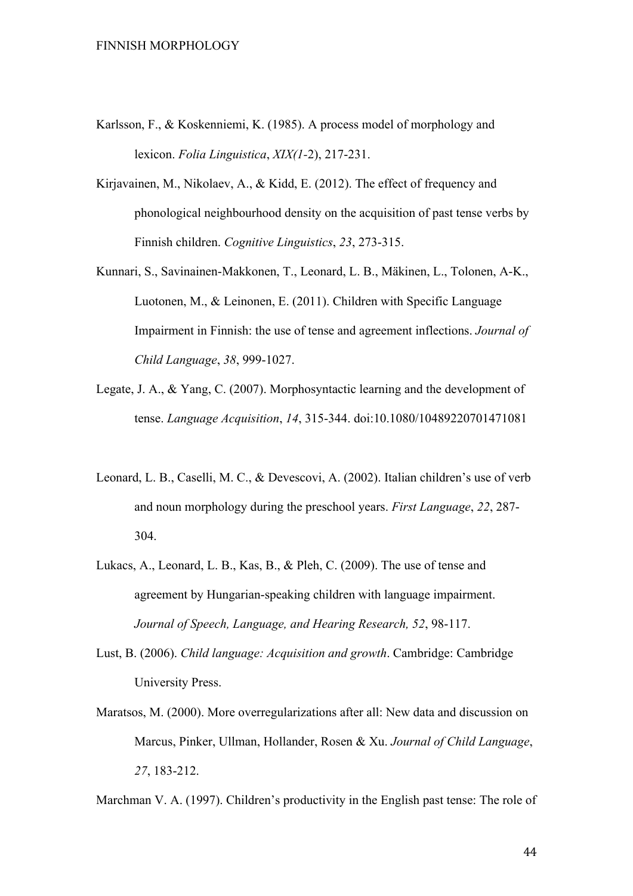Karlsson, F., & Koskenniemi, K. (1985). A process model of morphology and lexicon. *Folia Linguistica*, *XIX(1*-2), 217-231.

Kirjavainen, M., Nikolaev, A., & Kidd, E. (2012). The effect of frequency and phonological neighbourhood density on the acquisition of past tense verbs by Finnish children. *Cognitive Linguistics*, *23*, 273-315.

Kunnari, S., Savinainen-Makkonen, T., Leonard, L. B., Mäkinen, L., Tolonen, A-K., Luotonen, M., & Leinonen, E. (2011). Children with Specific Language Impairment in Finnish: the use of tense and agreement inflections. *Journal of Child Language*, *38*, 999-1027.

Legate, J. A., & Yang, C. (2007). Morphosyntactic learning and the development of tense. *Language Acquisition*, *14*, 315-344. doi:10.1080/10489220701471081

Leonard, L. B., Caselli, M. C., & Devescovi, A. (2002). Italian children's use of verb and noun morphology during the preschool years. *First Language*, *22*, 287-304.

Lukacs, A., Leonard, L. B., Kas, B., & Pleh, C. (2009). The use of tense and agreement by Hungarian-speaking children with language impairment. *Journal of Speech, Language, and Hearing Research, 52*, 98-117.

Lust, B. (2006). *Child language: Acquisition and growth*. Cambridge: Cambridge University Press.

Maratsos, M. (2000). More overregularizations after all: New data and discussion on Marcus, Pinker, Ullman, Hollander, Rosen & Xu. *Journal of Child Language*, *27*, 183-212.

Marchman V. A. (1997). Children's productivity in the English past tense: The role of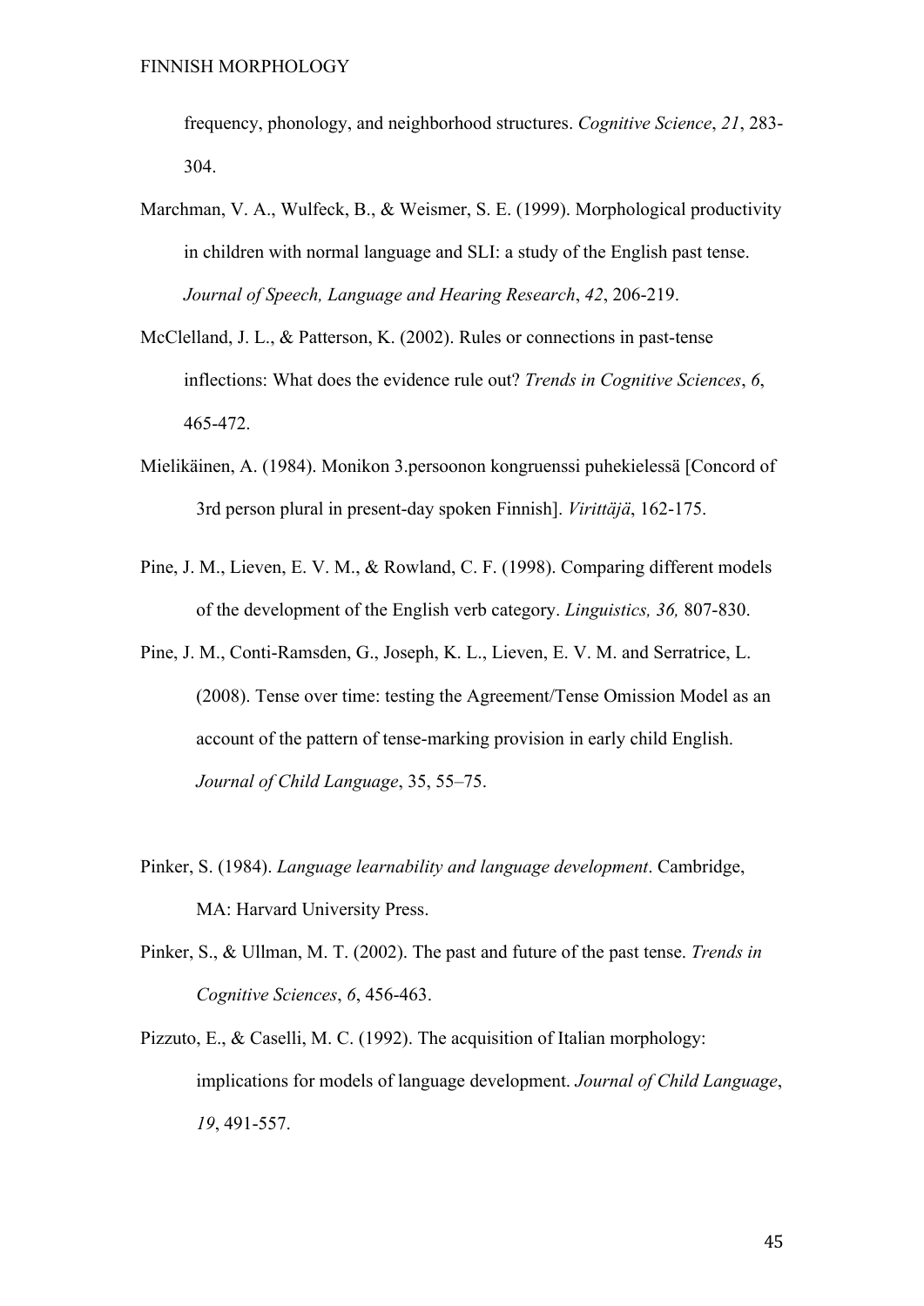frequency, phonology, and neighborhood structures. *Cognitive Science*, *21*, 283-304.

Marchman, V. A., Wulfeck, B., & Weismer, S. E. (1999). Morphological productivity in children with normal language and SLI: a study of the English past tense. *Journal of Speech, Language and Hearing Research*, *42*, 206-219.

McClelland, J. L., & Patterson, K. (2002). Rules or connections in past-tense inflections: What does the evidence rule out? *Trends in Cognitive Sciences*, *6*, 465-472.

Mielikäinen, A. (1984). Monikon 3.persoonon kongruenssi puhekielessä [Concord of 3rd person plural in present-day spoken Finnish]. *Virittäjä*, 162-175.

Pine, J. M., Lieven, E. V. M., & Rowland, C. F. (1998). Comparing different models of the development of the English verb category. *Linguistics, 36,* 807-830.

Pine, J. M., Conti-Ramsden, G., Joseph, K. L., Lieven, E. V. M. and Serratrice, L. (2008). Tense over time: testing the Agreement/Tense Omission Model as an account of the pattern of tense-marking provision in early child English. *Journal of Child Language*, 35, 55–75.

Pinker, S. (1984). *Language learnability and language development*. Cambridge, MA: Harvard University Press.

Pinker, S., & Ullman, M. T. (2002). The past and future of the past tense. *Trends in Cognitive Sciences*, *6*, 456-463.

Pizzuto, E., & Caselli, M. C. (1992). The acquisition of Italian morphology: implications for models of language development. *Journal of Child Language*, *19*, 491-557.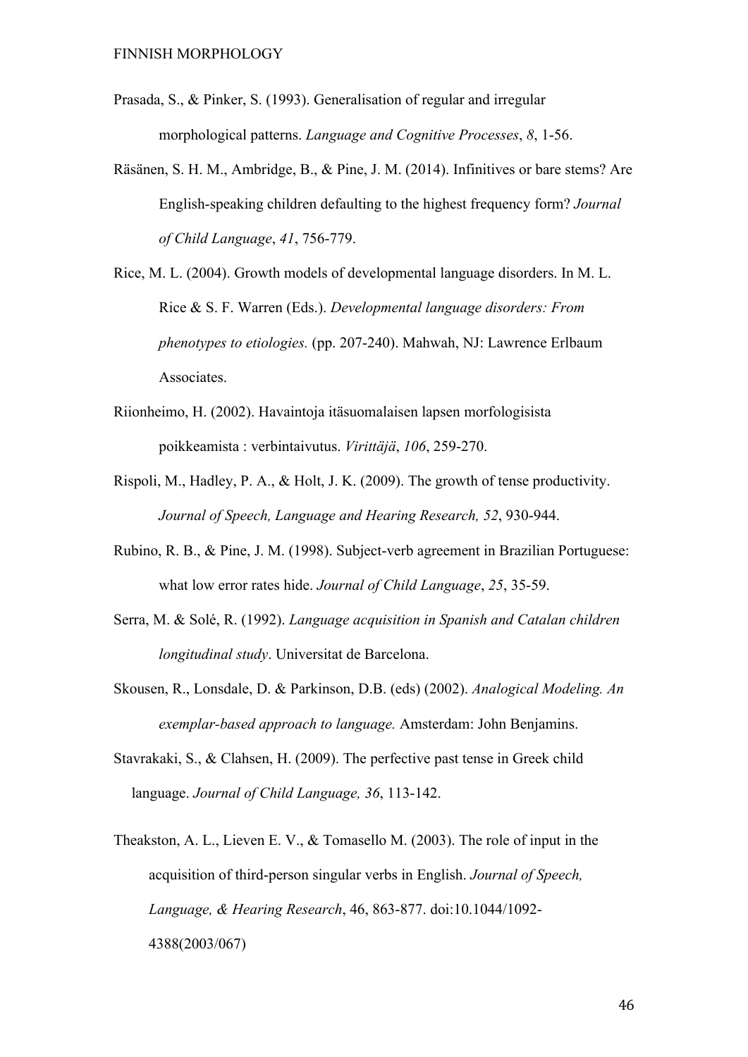Prasada, S., & Pinker, S. (1993). Generalisation of regular and irregular morphological patterns. *Language and Cognitive Processes*, *8*, 1-56.

Räsänen, S. H. M., Ambridge, B., & Pine, J. M. (2014). Infinitives or bare stems? Are English-speaking children defaulting to the highest frequency form? *Journal of Child Language*, *41*, 756-779.

Rice, M. L. (2004). Growth models of developmental language disorders. In M. L. Rice & S. F. Warren (Eds.). *Developmental language disorders: From phenotypes to etiologies.* (pp. 207-240). Mahwah, NJ: Lawrence Erlbaum Associates.

Riionheimo, H. (2002). Havaintoja itäsuomalaisen lapsen morfologisista poikkeamista : verbintaivutus. *Virittäjä*, *106*, 259-270.

Rispoli, M., Hadley, P. A., & Holt, J. K. (2009). The growth of tense productivity. *Journal of Speech, Language and Hearing Research, 52*, 930-944.

Rubino, R. B., & Pine, J. M. (1998). Subject-verb agreement in Brazilian Portuguese: what low error rates hide. *Journal of Child Language*, *25*, 35-59.

Serra, M. & Solé, R. (1992). *Language acquisition in Spanish and Catalan children longitudinal study*. Universitat de Barcelona.

Skousen, R., Lonsdale, D. & Parkinson, D.B. (eds) (2002). *Analogical Modeling. An exemplar-based approach to language.* Amsterdam: John Benjamins.

Stavrakaki, S., & Clahsen, H. (2009). The perfective past tense in Greek child language. *Journal of Child Language, 36*, 113-142.

Theakston, A. L., Lieven E. V., & Tomasello M. (2003). The role of input in the acquisition of third-person singular verbs in English. *Journal of Speech, Language, & Hearing Research*, 46, 863-877. doi:10.1044/1092-4388(2003/067)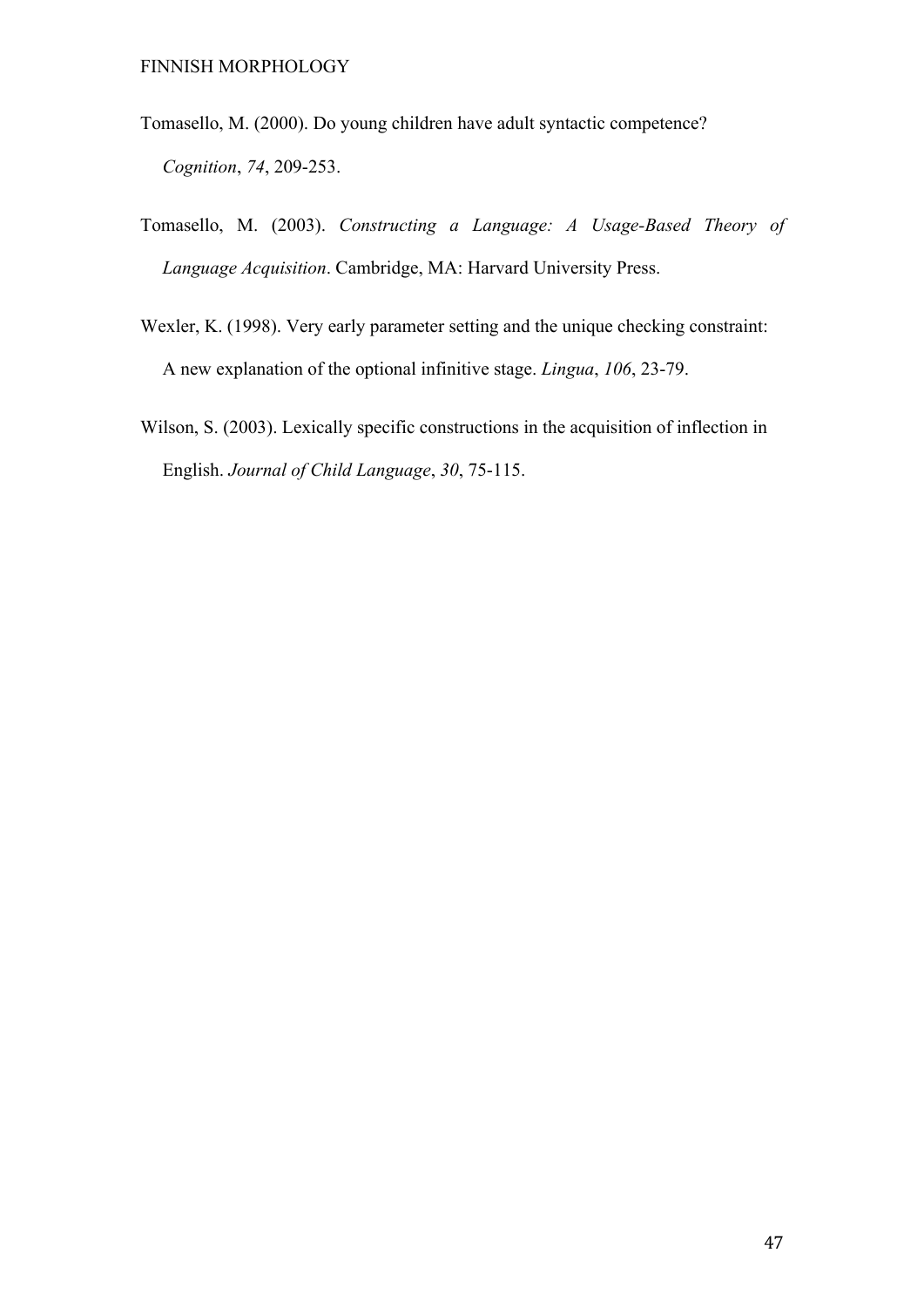Tomasello, M. (2000). Do young children have adult syntactic competence? *Cognition*, *74*, 209-253.

Tomasello, M. (2003). *Constructing a Language: A Usage-Based Theory of Language Acquisition*. Cambridge, MA: Harvard University Press.

Wexler, K. (1998). Very early parameter setting and the unique checking constraint: A new explanation of the optional infinitive stage. *Lingua*, *106*, 23-79.

Wilson, S. (2003). Lexically specific constructions in the acquisition of inflection in English. *Journal of Child Language*, *30*, 75-115.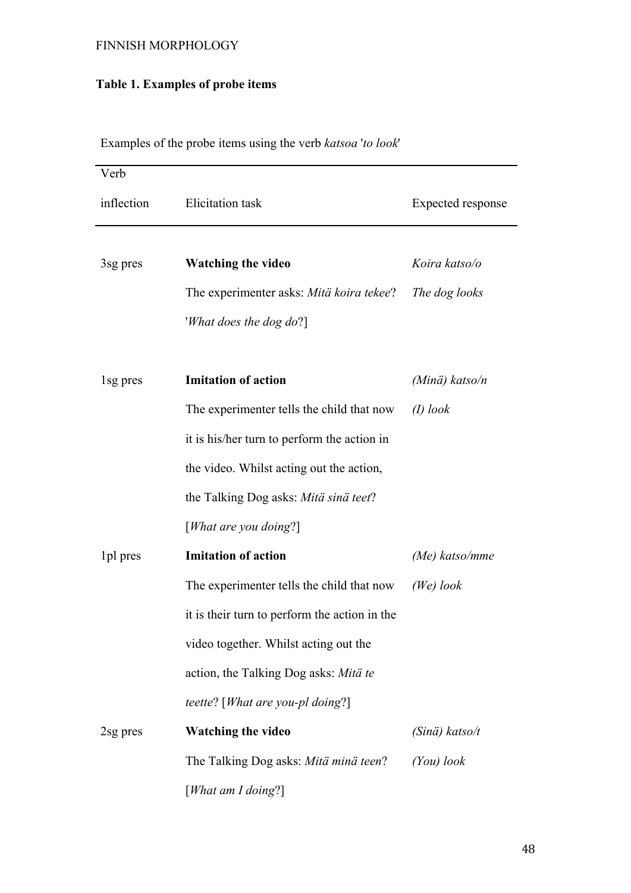**Table 1. Examples of probe items**

Examples of the probe items using the verb *katsoa* '*to look*'

| Verb inflection | Elicitation task | Expected response |
|---|---|---|
| 3sg pres | **Watching the video** The experimenter asks: *Mitä koira tekee*? '*What does the dog do*?] | *Koira katso/o* *The dog looks* |
| 1sg pres | **Imitation of action** The experimenter tells the child that now it is his/her turn to perform the action in the video. Whilst acting out the action, the Talking Dog asks: *Mitä sinä teet*? [*What are you doing*?] | *(Minä) katso/n* *(I) look* |
| 1pl pres | **Imitation of action** The experimenter tells the child that now it is their turn to perform the action in the video together. Whilst acting out the action, the Talking Dog asks: *Mitä te teette*? [*What are you-pl doing*?] | *(Me) katso/mme* *(We) look* |
| 2sg pres | **Watching the video** The Talking Dog asks: *Mitä minä teen*? [*What am I doing*?] | *(Sinä) katso/t* *(You) look* |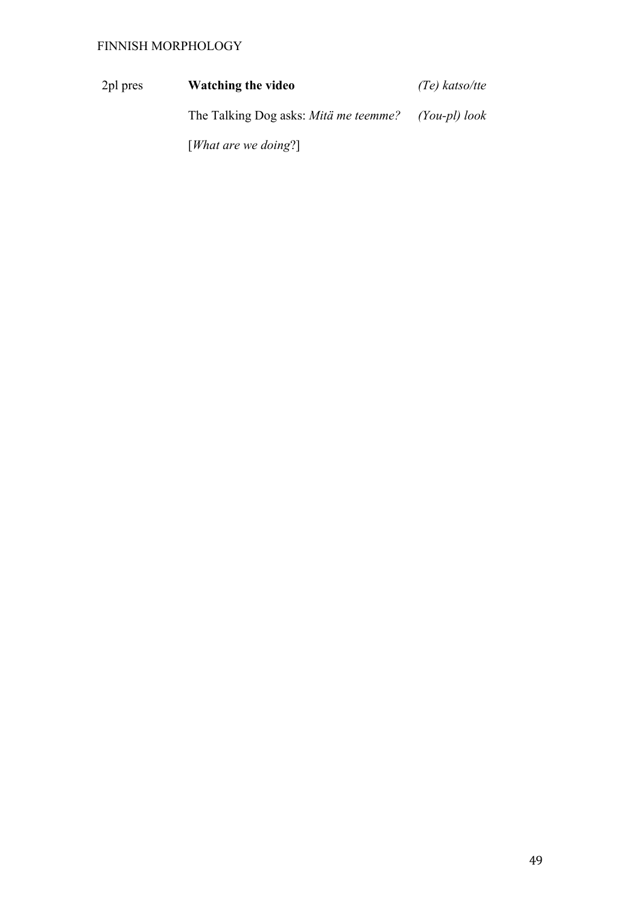| | | |
|---|---|---|
| 2pl pres | **Watching the video** | *(Te) katso/tte* |
| | The Talking Dog asks: *Mitä me teemme?* | *(You-pl) look* |
| | [*What are we doing*?] | |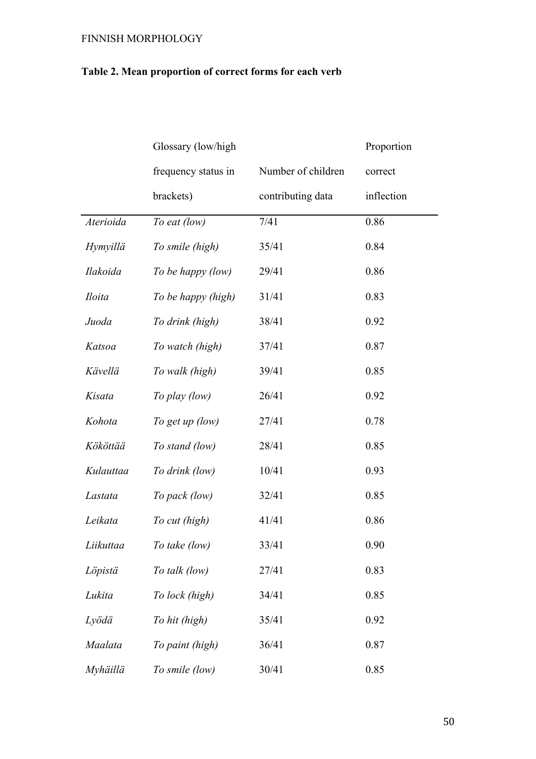**Table 2. Mean proportion of correct forms for each verb**

| | Glossary (low/high frequency status in brackets) | Number of children contributing data | Proportion correct inflection |
|---|---|---|---|
| *Aterioida* | *To eat (low)* | 7/41 | 0.86 |
| *Hymyillä* | *To smile (high)* | 35/41 | 0.84 |
| *Ilakoida* | *To be happy (low)* | 29/41 | 0.86 |
| *Iloita* | *To be happy (high)* | 31/41 | 0.83 |
| *Juoda* | *To drink (high)* | 38/41 | 0.92 |
| *Katsoa* | *To watch (high)* | 37/41 | 0.87 |
| *Kävellä* | *To walk (high)* | 39/41 | 0.85 |
| *Kisata* | *To play (low)* | 26/41 | 0.92 |
| *Kohota* | *To get up (low)* | 27/41 | 0.78 |
| *Kököttää* | *To stand (low)* | 28/41 | 0.85 |
| *Kulauttaa* | *To drink (low)* | 10/41 | 0.93 |
| *Lastata* | *To pack (low)* | 32/41 | 0.85 |
| *Leikata* | *To cut (high)* | 41/41 | 0.86 |
| *Liikuttaa* | *To take (low)* | 33/41 | 0.90 |
| *Löpistä* | *To talk (low)* | 27/41 | 0.83 |
| *Lukita* | *To lock (high)* | 34/41 | 0.85 |
| *Lyödä* | *To hit (high)* | 35/41 | 0.92 |
| *Maalata* | *To paint (high)* | 36/41 | 0.87 |
| *Myhäillä* | *To smile (low)* | 30/41 | 0.85 |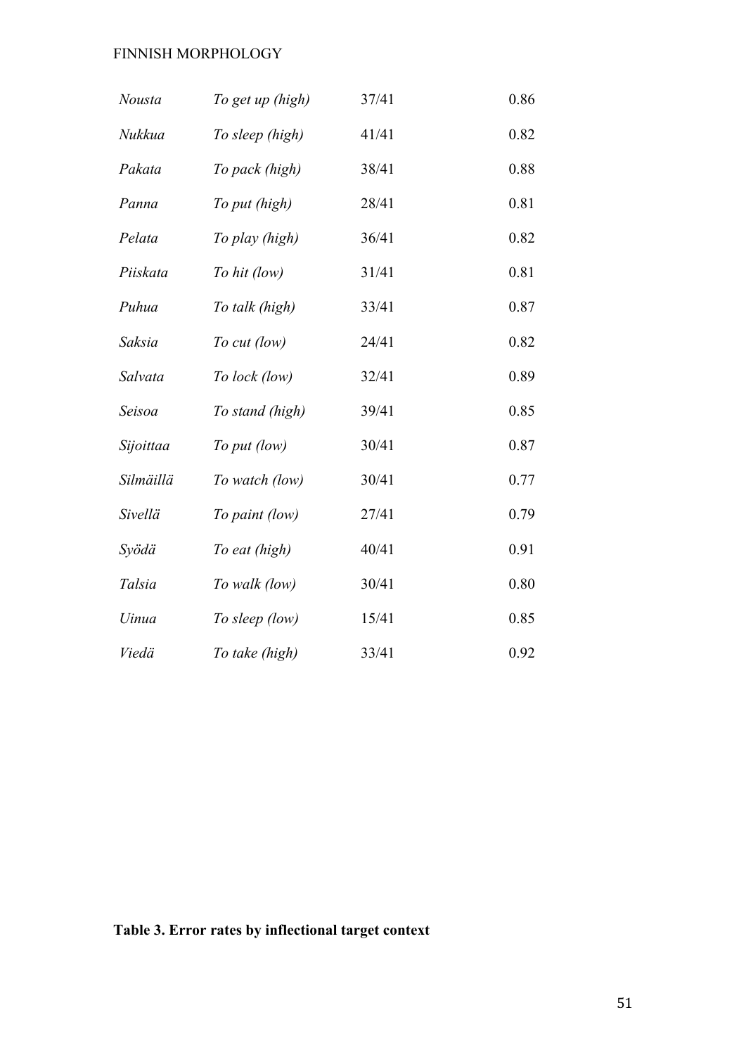| | | | |
|---|---|---|---|
| *Nousta* | *To get up (high)* | 37/41 | 0.86 |
| *Nukkua* | *To sleep (high)* | 41/41 | 0.82 |
| *Pakata* | *To pack (high)* | 38/41 | 0.88 |
| *Panna* | *To put (high)* | 28/41 | 0.81 |
| *Pelata* | *To play (high)* | 36/41 | 0.82 |
| *Piiskata* | *To hit (low)* | 31/41 | 0.81 |
| *Puhua* | *To talk (high)* | 33/41 | 0.87 |
| *Saksia* | *To cut (low)* | 24/41 | 0.82 |
| *Salvata* | *To lock (low)* | 32/41 | 0.89 |
| *Seisoa* | *To stand (high)* | 39/41 | 0.85 |
| *Sijoittaa* | *To put (low)* | 30/41 | 0.87 |
| *Silmäillä* | *To watch (low)* | 30/41 | 0.77 |
| *Sivellä* | *To paint (low)* | 27/41 | 0.79 |
| *Syödä* | *To eat (high)* | 40/41 | 0.91 |
| *Talsia* | *To walk (low)* | 30/41 | 0.80 |
| *Uinua* | *To sleep (low)* | 15/41 | 0.85 |
| *Viedä* | *To take (high)* | 33/41 | 0.92 |

**Table 3. Error rates by inflectional target context**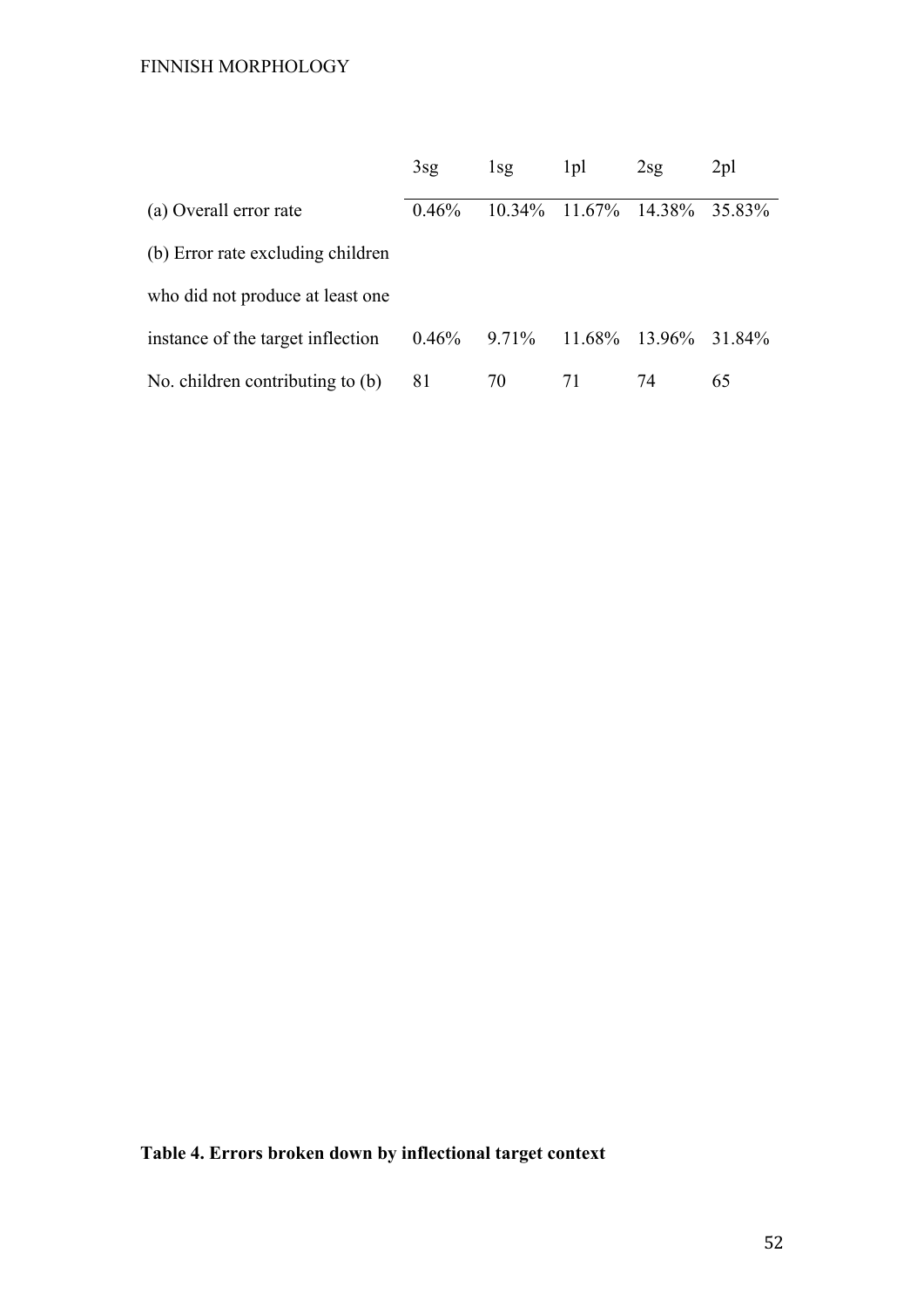| | 3sg | 1sg | 1pl | 2sg | 2pl |
|---|---|---|---|---|---|
| (a) Overall error rate | 0.46% | 10.34% | 11.67% | 14.38% | 35.83% |
| (b) Error rate excluding children who did not produce at least one instance of the target inflection | 0.46% | 9.71% | 11.68% | 13.96% | 31.84% |
| No. children contributing to (b) | 81 | 70 | 71 | 74 | 65 |

**Table 4. Errors broken down by inflectional target context**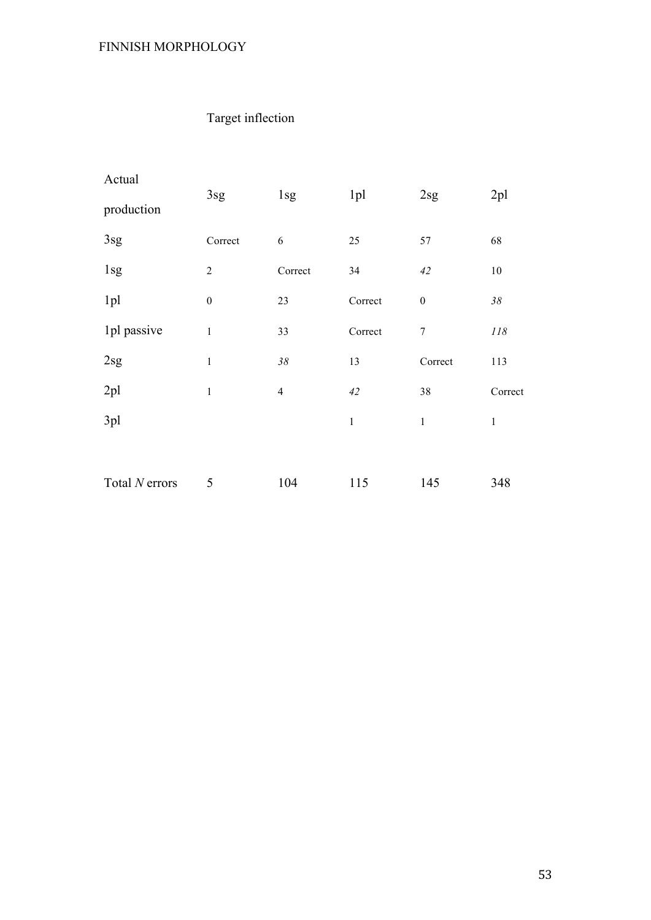| Actual production | Target inflection | | | | |
|---|---|---|---|---|---|
| | 3sg | 1sg | 1pl | 2sg | 2pl |
| 3sg | Correct | 6 | 25 | 57 | 68 |
| 1sg | 2 | Correct | 34 | *42* | 10 |
| 1pl | 0 | 23 | Correct | 0 | *38* |
| 1pl passive | 1 | 33 | Correct | 7 | *118* |
| 2sg | 1 | *38* | 13 | Correct | 113 |
| 2pl | 1 | 4 | *42* | 38 | Correct |
| 3pl | | | 1 | 1 | 1 |
| Total *N* errors | 5 | 104 | 115 | 145 | 348 |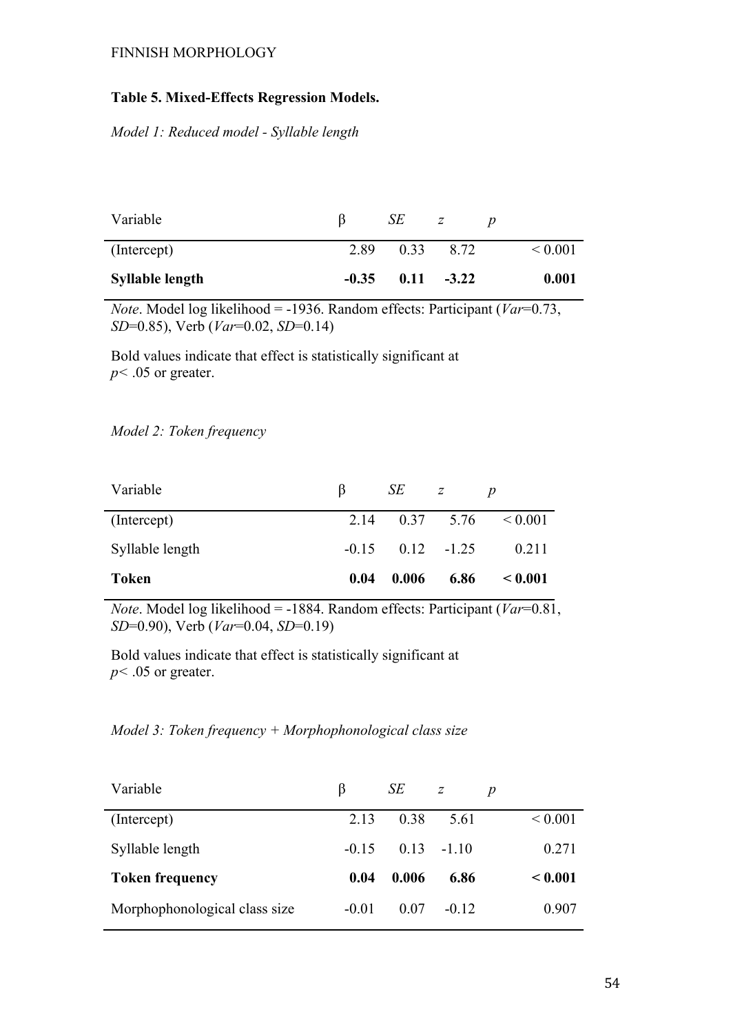**Table 5. Mixed-Effects Regression Models.**

*Model 1: Reduced model - Syllable length*

| Variable | β | *SE* | *z* | *p* |
|---|---|---|---|---|
| (Intercept) | 2.89 | 0.33 | 8.72 | < 0.001 |
| **Syllable length** | **-0.35** | **0.11** | **-3.22** | **0.001** |

*Note*. Model log likelihood = -1936. Random effects: Participant (*Var*=0.73, *SD*=0.85), Verb (*Var*=0.02, *SD*=0.14)

Bold values indicate that effect is statistically significant at $p < .05$ or greater.

*Model 2: Token frequency*

| Variable | β | *SE* | *z* | *p* |
|---|---|---|---|---|
| (Intercept) | 2.14 | 0.37 | 5.76 | < 0.001 |
| Syllable length | -0.15 | 0.12 | -1.25 | 0.211 |
| **Token** | **0.04** | **0.006** | **6.86** | **< 0.001** |

*Note*. Model log likelihood = -1884. Random effects: Participant (*Var*=0.81, *SD*=0.90), Verb (*Var*=0.04, *SD*=0.19)

Bold values indicate that effect is statistically significant at $p < .05$ or greater.

*Model 3: Token frequency + Morphophonological class size*

| Variable | β | *SE* | *z* | *p* |
|---|---|---|---|---|
| (Intercept) | 2.13 | 0.38 | 5.61 | < 0.001 |
| Syllable length | -0.15 | 0.13 | -1.10 | 0.271 |
| **Token frequency** | **0.04** | **0.006** | **6.86** | **< 0.001** |
| Morphophonological class size | -0.01 | 0.07 | -0.12 | 0.907 |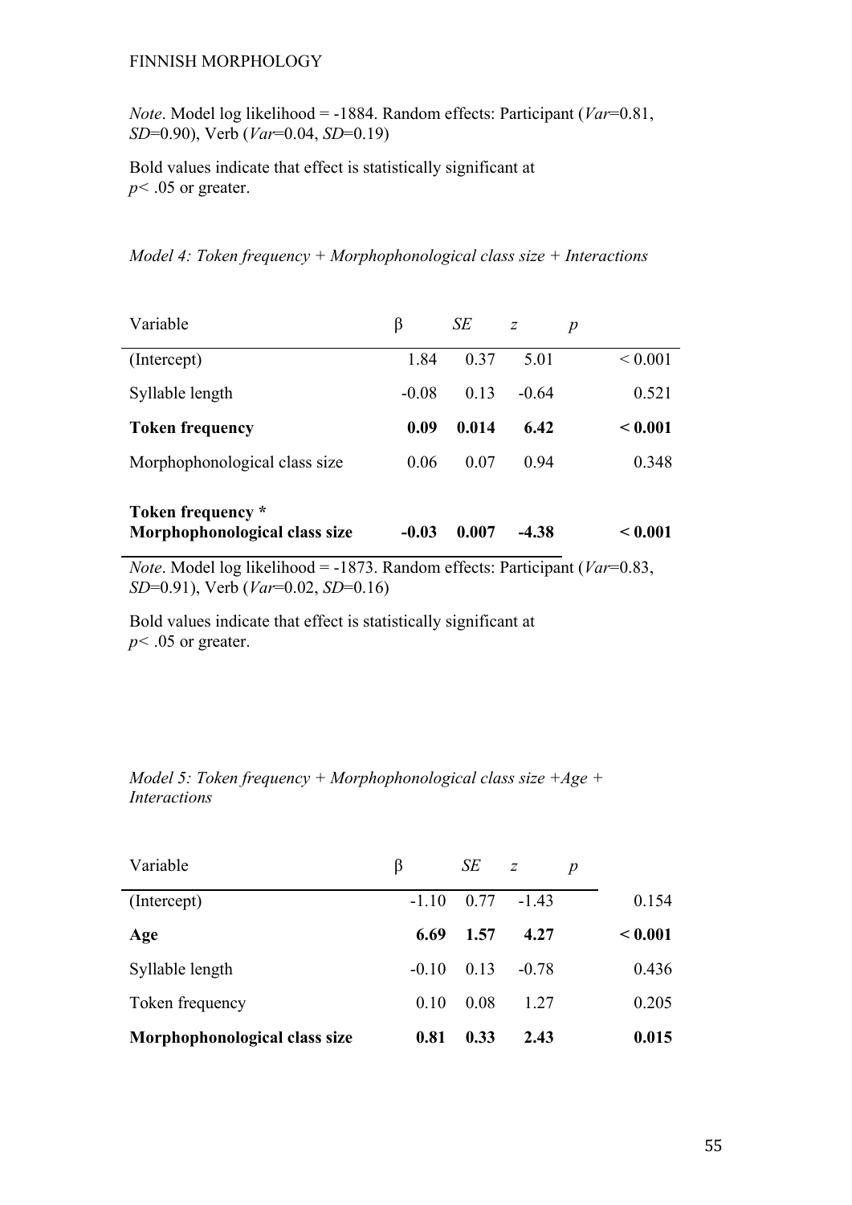*Note*. Model log likelihood = -1884. Random effects: Participant (*Var*=0.81, *SD*=0.90), Verb (*Var*=0.04, *SD*=0.19)

Bold values indicate that effect is statistically significant at $p < .05$ or greater.

*Model 4: Token frequency + Morphophonological class size + Interactions*

| Variable | β | *SE* | *z* | *p* |
|---|---|---|---|---|
| (Intercept) | 1.84 | 0.37 | 5.01 | < 0.001 |
| Syllable length | -0.08 | 0.13 | -0.64 | 0.521 |
| **Token frequency** | **0.09** | **0.014** | **6.42** | **< 0.001** |
| Morphophonological class size | 0.06 | 0.07 | 0.94 | 0.348 |
| **Token frequency * Morphophonological class size** | **-0.03** | **0.007** | **-4.38** | **< 0.001** |

*Note*. Model log likelihood = -1873. Random effects: Participant (*Var*=0.83, *SD*=0.91), Verb (*Var*=0.02, *SD*=0.16)

Bold values indicate that effect is statistically significant at $p < .05$ or greater.

*Model 5: Token frequency + Morphophonological class size +Age + Interactions*

| Variable | β | *SE* | *z* | *p* |
|---|---|---|---|---|
| (Intercept) | -1.10 | 0.77 | -1.43 | 0.154 |
| **Age** | **6.69** | **1.57** | **4.27** | **< 0.001** |
| Syllable length | -0.10 | 0.13 | -0.78 | 0.436 |
| Token frequency | 0.10 | 0.08 | 1.27 | 0.205 |
| **Morphophonological class size** | **0.81** | **0.33** | **2.43** | **0.015** |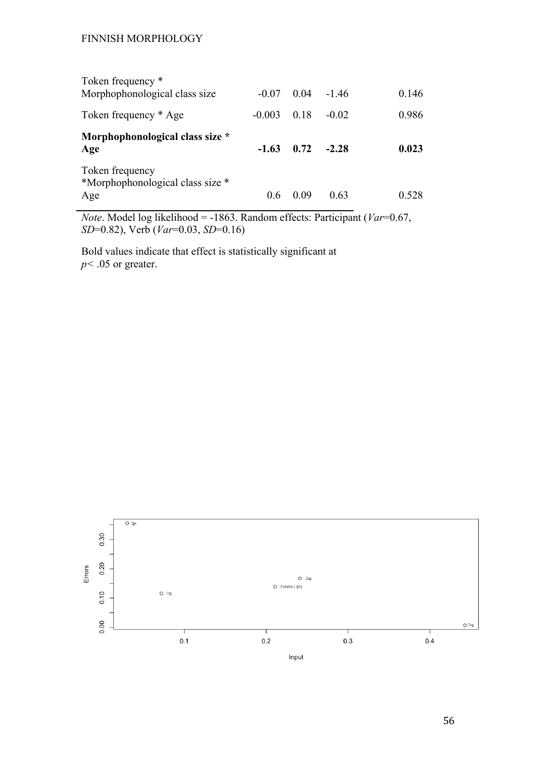| | | | | |
|---|---|---|---|---|
| Token frequency * Morphophonological class size | -0.07 | 0.04 | -1.46 | 0.146 |
| Token frequency * Age | -0.003 | 0.18 | -0.02 | 0.986 |
| **Morphophonological class size * Age** | **-1.63** | **0.72** | **-2.28** | **0.023** |
| Token frequency *Morphophonological class size * Age | 0.6 | 0.09 | 0.63 | 0.528 |

*Note*. Model log likelihood = -1863. Random effects: Participant (*Var*=0.67, *SD*=0.82), Verb (*Var*=0.03, *SD*=0.16)

Bold values indicate that effect is statistically significant at $p < .05$ or greater.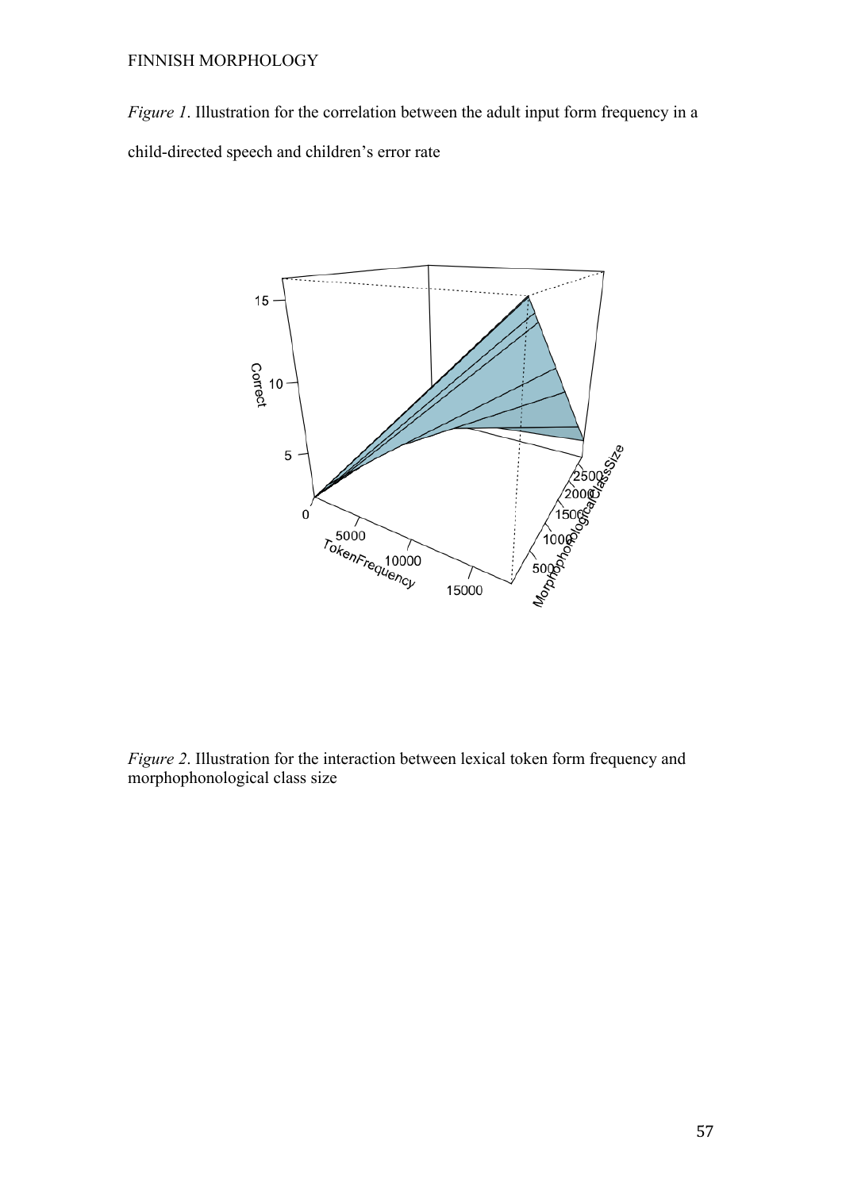*Figure 1*. Illustration for the correlation between the adult input form frequency in a child-directed speech and children's error rate

*Figure 2*. Illustration for the interaction between lexical token form frequency and morphophonological class size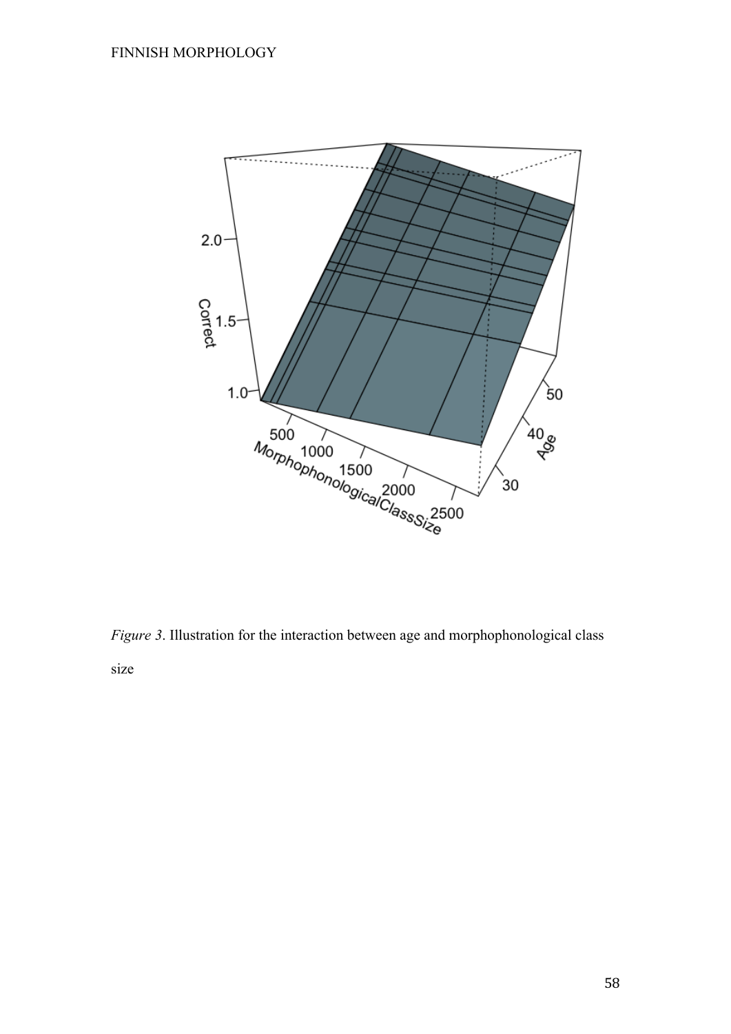*Figure 3*. Illustration for the interaction between age and morphophonological class size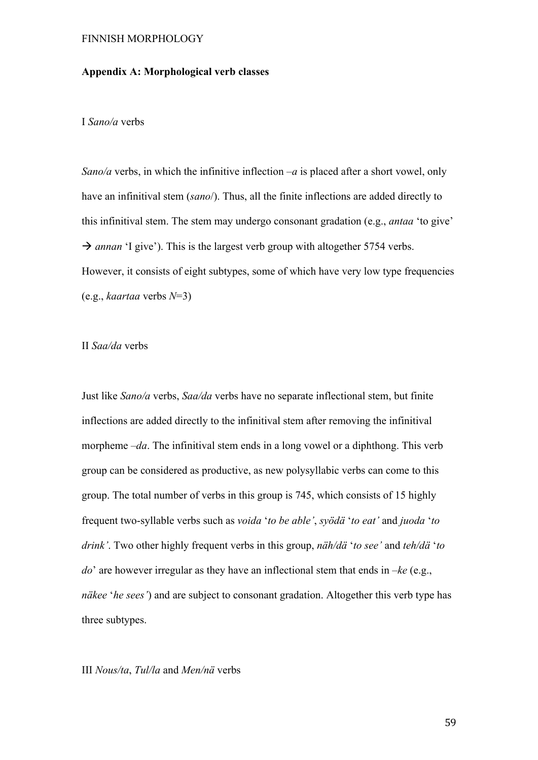## Appendix A: Morphological verb classes

### I *Sano/a* verbs

*Sano/a* verbs, in which the infinitive inflection *–a* is placed after a short vowel, only have an infinitival stem (*sano*/). Thus, all the finite inflections are added directly to this infinitival stem. The stem may undergo consonant gradation (e.g., *antaa* 'to give' → *annan* 'I give'). This is the largest verb group with altogether 5754 verbs. However, it consists of eight subtypes, some of which have very low type frequencies (e.g., *kaartaa* verbs *N*=3)

### II *Saa/da* verbs

Just like *Sano/a* verbs, *Saa/da* verbs have no separate inflectional stem, but finite inflections are added directly to the infinitival stem after removing the infinitival morpheme *–da*. The infinitival stem ends in a long vowel or a diphthong. This verb group can be considered as productive, as new polysyllabic verbs can come to this group. The total number of verbs in this group is 745, which consists of 15 highly frequent two-syllable verbs such as *voida* '*to be able'*, *syödä* '*to eat'* and *juoda* '*to drink'*. Two other highly frequent verbs in this group, *näh/dä* '*to see'* and *teh/dä* '*to do*' are however irregular as they have an inflectional stem that ends in *–ke* (e.g., *näkee* '*he sees'*) and are subject to consonant gradation. Altogether this verb type has three subtypes.

### III *Nous/ta*, *Tul/la* and *Men/nä* verbs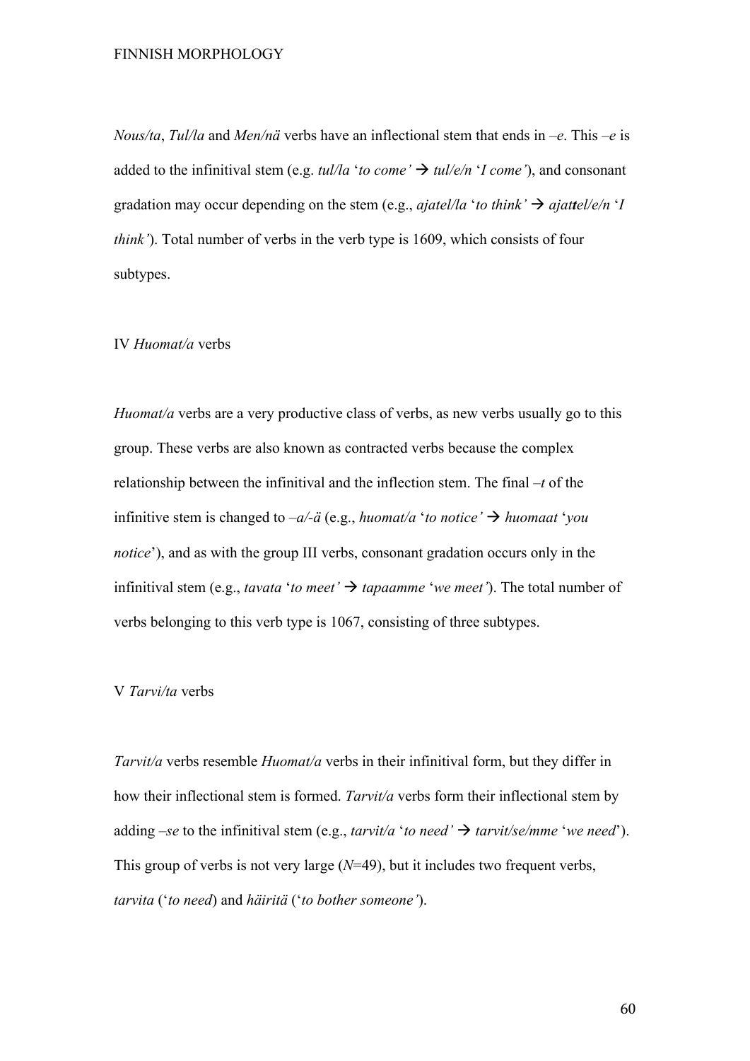*Nous/ta*, *Tul/la* and *Men/nä* verbs have an inflectional stem that ends in *–e*. This *–e* is added to the infinitival stem (e.g. *tul/la* '*to come'* → *tul/e/n* '*I come'*), and consonant gradation may occur depending on the stem (e.g., *ajatel/la* '*to think'* → *ajat**t**el/e/n* '*I think'*). Total number of verbs in the verb type is 1609, which consists of four subtypes.

IV *Huomat/a* verbs

*Huomat/a* verbs are a very productive class of verbs, as new verbs usually go to this group. These verbs are also known as contracted verbs because the complex relationship between the infinitival and the inflection stem. The final *–t* of the infinitive stem is changed to *–a/-ä* (e.g., *huomat/a* '*to notice'* → *huomaat* '*you notice*'), and as with the group III verbs, consonant gradation occurs only in the infinitival stem (e.g., *tavata* '*to meet'* → *tapaamme* '*we meet'*). The total number of verbs belonging to this verb type is 1067, consisting of three subtypes.

V *Tarvi/ta* verbs

*Tarvit/a* verbs resemble *Huomat/a* verbs in their infinitival form, but they differ in how their inflectional stem is formed. *Tarvit/a* verbs form their inflectional stem by adding *–se* to the infinitival stem (e.g., *tarvit/a* '*to need'* → *tarvit/se/mme* '*we need*'). This group of verbs is not very large (*N*=49), but it includes two frequent verbs, *tarvita* ('*to need*) and *häiritä* ('*to bother someone'*).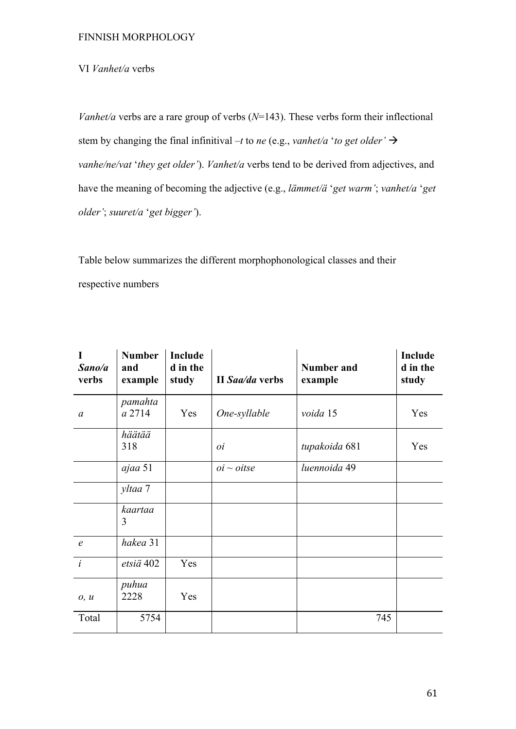VI *Vanhet/a* verbs

*Vanhet/a* verbs are a rare group of verbs (*N*=143). These verbs form their inflectional stem by changing the final infinitival *–t* to *ne* (e.g., *vanhet/a* '*to get older'* → *vanhe/ne/vat* '*they get older'*). *Vanhet/a* verbs tend to be derived from adjectives, and have the meaning of becoming the adjective (e.g., *lämmet/ä* '*get warm'*; *vanhet/a* '*get older'*; *suuret/a* '*get bigger'*).

Table below summarizes the different morphophonological classes and their respective numbers

| **I *Sano/a* verbs** | **Number and example** | **Included in the study** | **II *Saa/da* verbs** | **Number and example** | **Included in the study** |
|---|---|---|---|---|---|
| *a* | *pamahta a* 2714 | Yes | *One-syllable* | *voida* 15 | Yes |
| | *häätää* 318 | | *oi* | *tupakoida* 681 | Yes |
| | *ajaa* 51 | | *oi ~ oitse* | *luennoida* 49 | |
| | *yltaa* 7 | | | | |
| | *kaartaa* 3 | | | | |
| *e* | *hakea* 31 | | | | |
| *i* | *etsiä* 402 | Yes | | | |
| *o, u* | *puhua* 2228 | Yes | | | |
| Total | 5754 | | | 745 | |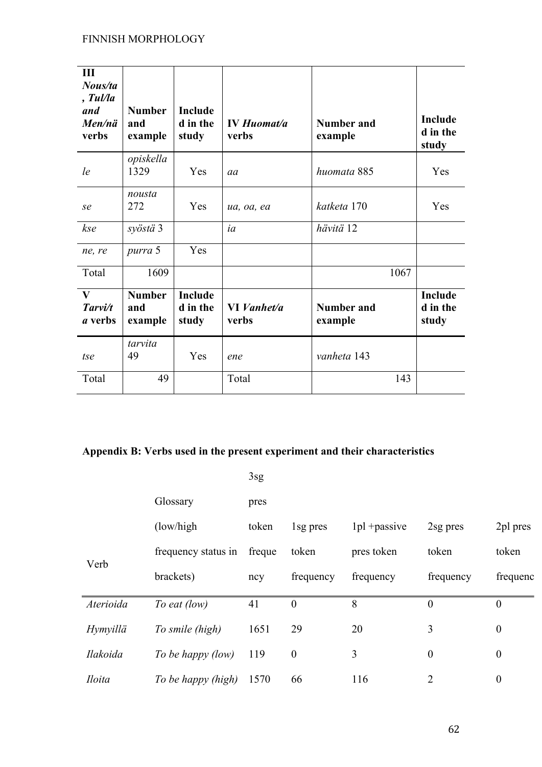| III *Nous/ta, Tul/la and Men/nä* verbs | Number and example | Included in the study | IV *Huomat/a* verbs | Number and example | Included in the study |
|---|---|---|---|---|---|
| *le* | *opiskella* 1329 | Yes | *aa* | *huomata* 885 | Yes |
| *se* | *nousta* 272 | Yes | *ua, oa, ea* | *katketa* 170 | Yes |
| *kse* | *syöstä* 3 | | *ia* | *hävitä* 12 | |
| *ne, re* | *purra* 5 | Yes | | | |
| Total | 1609 | | | 1067 | |
| **V *Tarvi/t a* verbs** | **Number and example** | **Included in the study** | **VI *Vanhet/a* verbs** | **Number and example** | **Included in the study** |
| *tse* | *tarvita* 49 | Yes | *ene* | *vanheta* 143 | |
| Total | 49 | | Total | 143 | |

**Appendix B: Verbs used in the present experiment and their characteristics**

| Verb | Glossary (low/high frequency status in brackets) | 3sg pres token frequency | 1sg pres token frequency | 1pl +passive pres token frequency | 2sg pres token frequency | 2pl pres token frequenc |
|---|---|---|---|---|---|---|
| *Aterioida* | *To eat (low)* | 41 | 0 | 8 | 0 | 0 |
| *Hymyillä* | *To smile (high)* | 1651 | 29 | 20 | 3 | 0 |
| *Ilakoida* | *To be happy (low)* | 119 | 0 | 3 | 0 | 0 |
| *Iloita* | *To be happy (high)* | 1570 | 66 | 116 | 2 | 0 |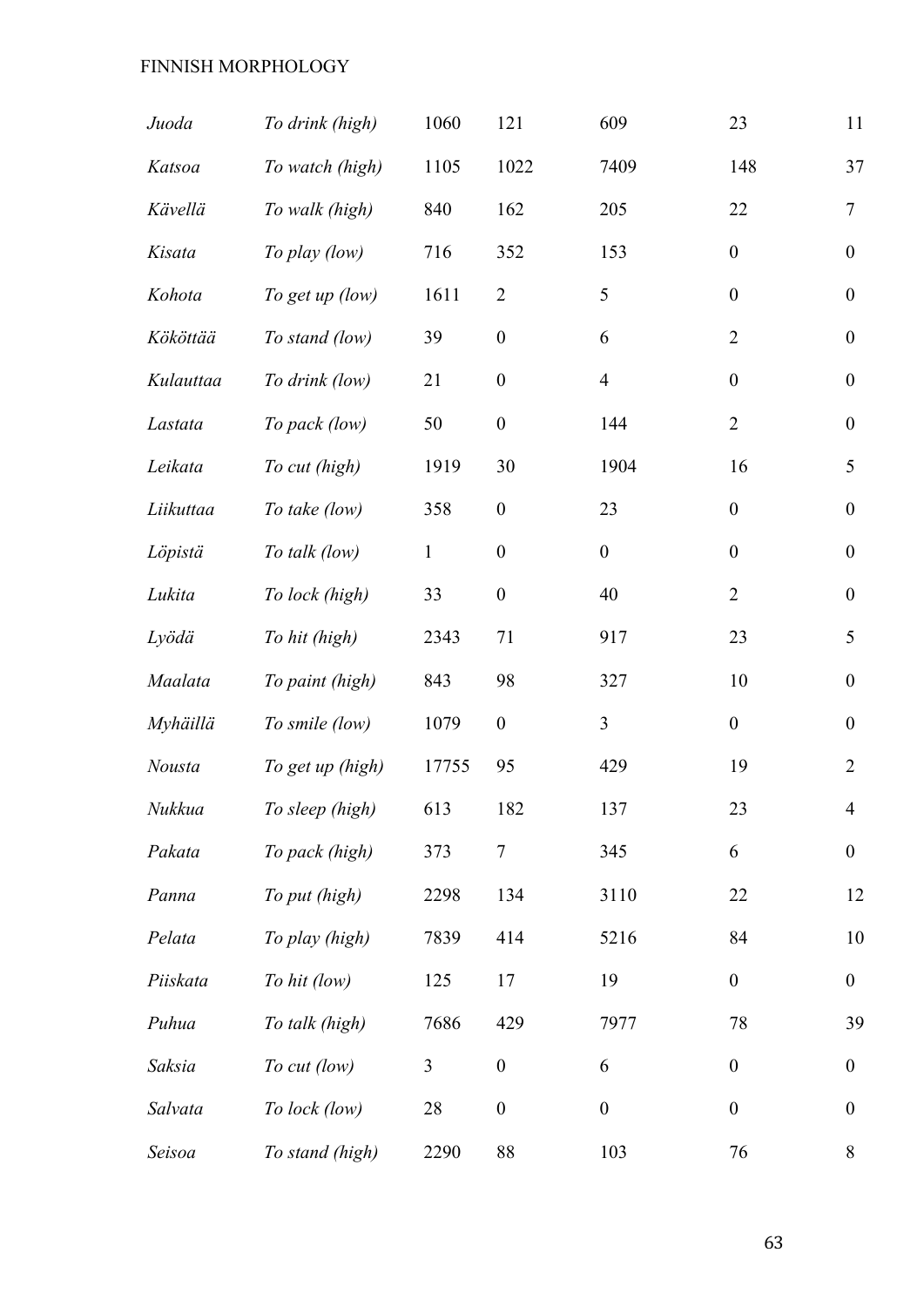| | | | | | | |
|---|---|---|---|---|---|---|
| *Juoda* | *To drink (high)* | 1060 | 121 | 609 | 23 | 11 |
| *Katsoa* | *To watch (high)* | 1105 | 1022 | 7409 | 148 | 37 |
| *Kävellä* | *To walk (high)* | 840 | 162 | 205 | 22 | 7 |
| *Kisata* | *To play (low)* | 716 | 352 | 153 | 0 | 0 |
| *Kohota* | *To get up (low)* | 1611 | 2 | 5 | 0 | 0 |
| *Kököttää* | *To stand (low)* | 39 | 0 | 6 | 2 | 0 |
| *Kulauttaa* | *To drink (low)* | 21 | 0 | 4 | 0 | 0 |
| *Lastata* | *To pack (low)* | 50 | 0 | 144 | 2 | 0 |
| *Leikata* | *To cut (high)* | 1919 | 30 | 1904 | 16 | 5 |
| *Liikuttaa* | *To take (low)* | 358 | 0 | 23 | 0 | 0 |
| *Löpistä* | *To talk (low)* | 1 | 0 | 0 | 0 | 0 |
| *Lukita* | *To lock (high)* | 33 | 0 | 40 | 2 | 0 |
| *Lyödä* | *To hit (high)* | 2343 | 71 | 917 | 23 | 5 |
| *Maalata* | *To paint (high)* | 843 | 98 | 327 | 10 | 0 |
| *Myhäillä* | *To smile (low)* | 1079 | 0 | 3 | 0 | 0 |
| *Nousta* | *To get up (high)* | 17755 | 95 | 429 | 19 | 2 |
| *Nukkua* | *To sleep (high)* | 613 | 182 | 137 | 23 | 4 |
| *Pakata* | *To pack (high)* | 373 | 7 | 345 | 6 | 0 |
| *Panna* | *To put (high)* | 2298 | 134 | 3110 | 22 | 12 |
| *Pelata* | *To play (high)* | 7839 | 414 | 5216 | 84 | 10 |
| *Piiskata* | *To hit (low)* | 125 | 17 | 19 | 0 | 0 |
| *Puhua* | *To talk (high)* | 7686 | 429 | 7977 | 78 | 39 |
| *Saksia* | *To cut (low)* | 3 | 0 | 6 | 0 | 0 |
| *Salvata* | *To lock (low)* | 28 | 0 | 0 | 0 | 0 |
| *Seisoa* | *To stand (high)* | 2290 | 88 | 103 | 76 | 8 |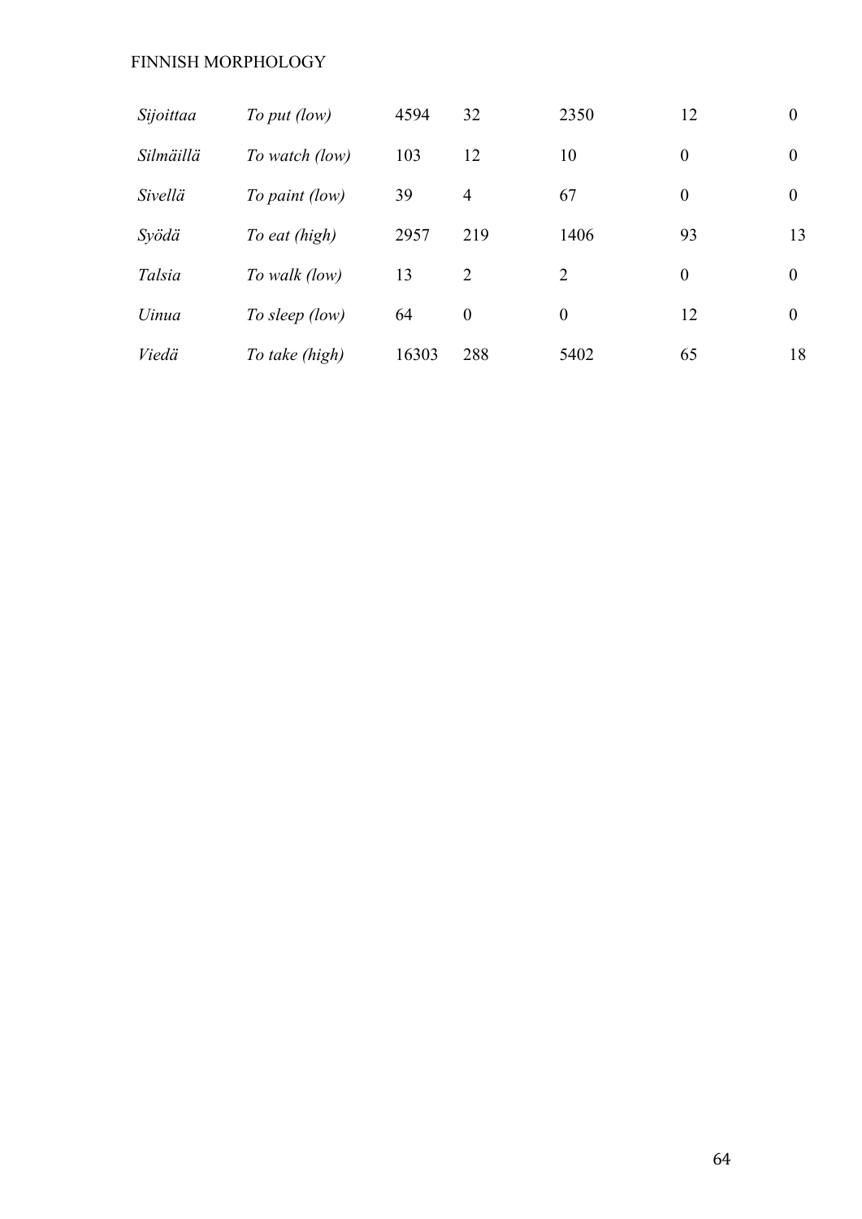| | | | | | | |
|---|---|---|---|---|---|---|
| *Sijoittaa* | *To put (low)* | 4594 | 32 | 2350 | 12 | 0 |
| *Silmäillä* | *To watch (low)* | 103 | 12 | 10 | 0 | 0 |
| *Sivellä* | *To paint (low)* | 39 | 4 | 67 | 0 | 0 |
| *Syödä* | *To eat (high)* | 2957 | 219 | 1406 | 93 | 13 |
| *Talsia* | *To walk (low)* | 13 | 2 | 2 | 0 | 0 |
| *Uinua* | *To sleep (low)* | 64 | 0 | 0 | 12 | 0 |
| *Viedä* | *To take (high)* | 16303 | 288 | 5402 | 65 | 18 |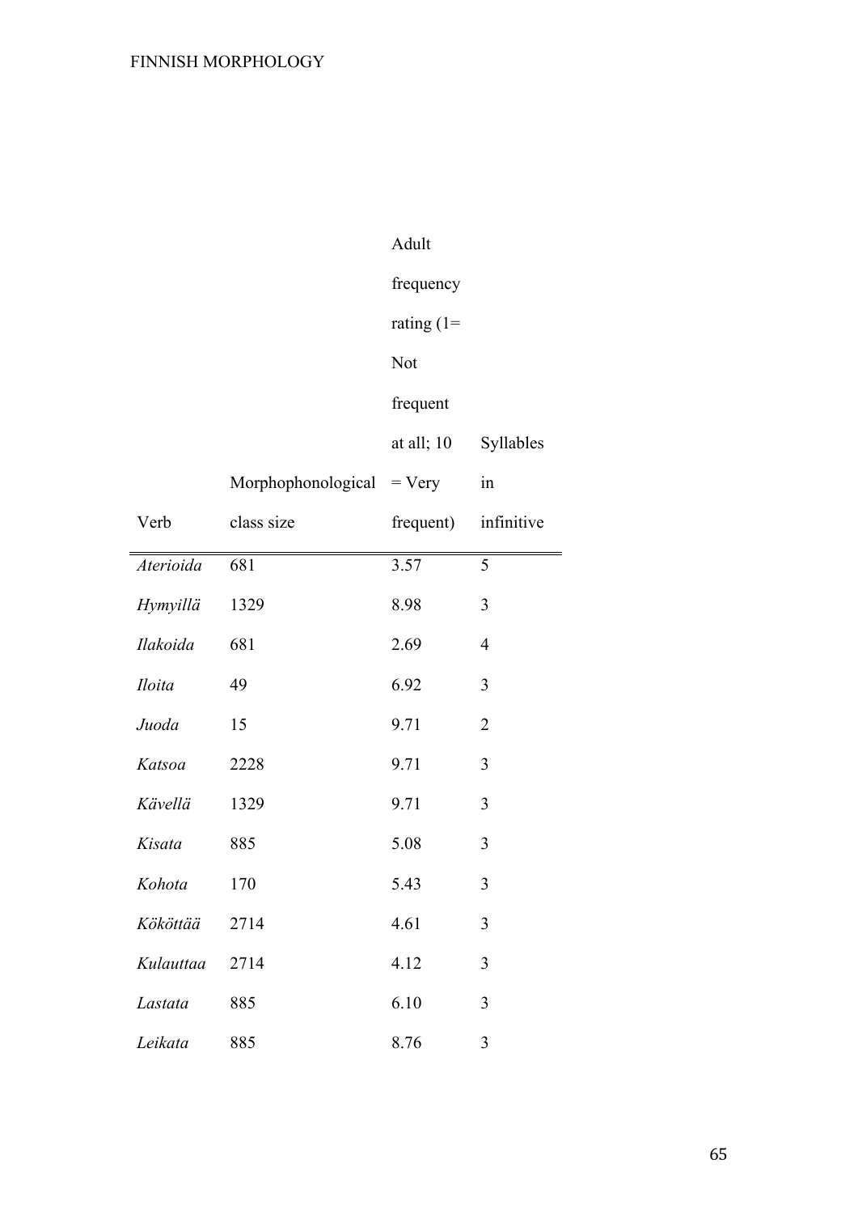| Verb | Morphophonological class size | Adult frequency rating (1= Not frequent at all; 10 = Very frequent) | Syllables in infinitive |
|---|---|---|---|
| *Aterioida* | 681 | 3.57 | 5 |
| *Hymyillä* | 1329 | 8.98 | 3 |
| *Ilakoida* | 681 | 2.69 | 4 |
| *Iloita* | 49 | 6.92 | 3 |
| *Juoda* | 15 | 9.71 | 2 |
| *Katsoa* | 2228 | 9.71 | 3 |
| *Kävellä* | 1329 | 9.71 | 3 |
| *Kisata* | 885 | 5.08 | 3 |
| *Kohota* | 170 | 5.43 | 3 |
| *Kököttää* | 2714 | 4.61 | 3 |
| *Kulauttaa* | 2714 | 4.12 | 3 |
| *Lastata* | 885 | 6.10 | 3 |
| *Leikata* | 885 | 8.76 | 3 |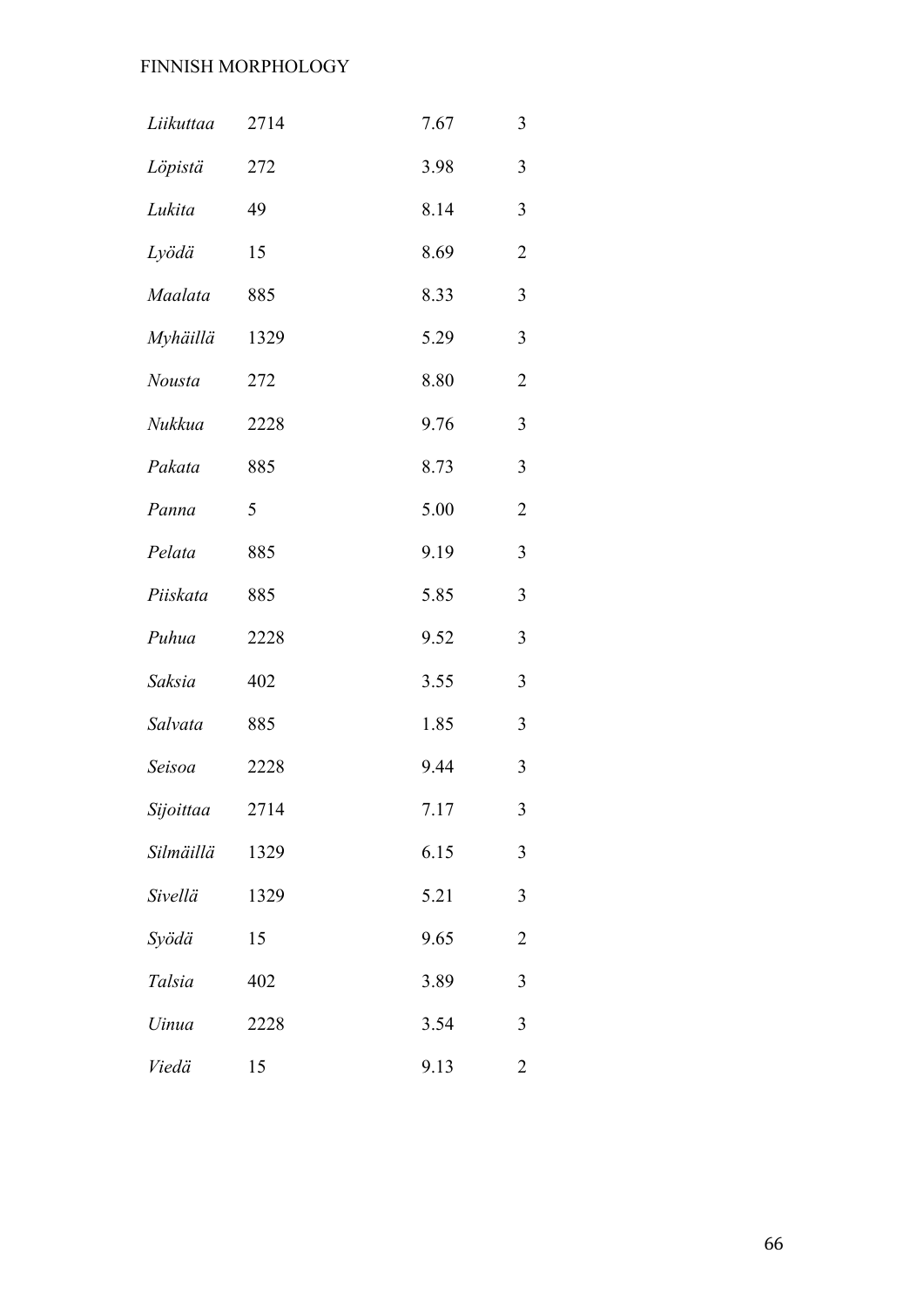| | | | |
|---|---|---|---|
| *Liikuttaa* | 2714 | 7.67 | 3 |
| *Löpistä* | 272 | 3.98 | 3 |
| *Lukita* | 49 | 8.14 | 3 |
| *Lyödä* | 15 | 8.69 | 2 |
| *Maalata* | 885 | 8.33 | 3 |
| *Myhäillä* | 1329 | 5.29 | 3 |
| *Nousta* | 272 | 8.80 | 2 |
| *Nukkua* | 2228 | 9.76 | 3 |
| *Pakata* | 885 | 8.73 | 3 |
| *Panna* | 5 | 5.00 | 2 |
| *Pelata* | 885 | 9.19 | 3 |
| *Piiskata* | 885 | 5.85 | 3 |
| *Puhua* | 2228 | 9.52 | 3 |
| *Saksia* | 402 | 3.55 | 3 |
| *Salvata* | 885 | 1.85 | 3 |
| *Seisoa* | 2228 | 9.44 | 3 |
| *Sijoittaa* | 2714 | 7.17 | 3 |
| *Silmäillä* | 1329 | 6.15 | 3 |
| *Sivellä* | 1329 | 5.21 | 3 |
| *Syödä* | 15 | 9.65 | 2 |
| *Talsia* | 402 | 3.89 | 3 |
| *Uinua* | 2228 | 3.54 | 3 |
| *Viedä* | 15 | 9.13 | 2 |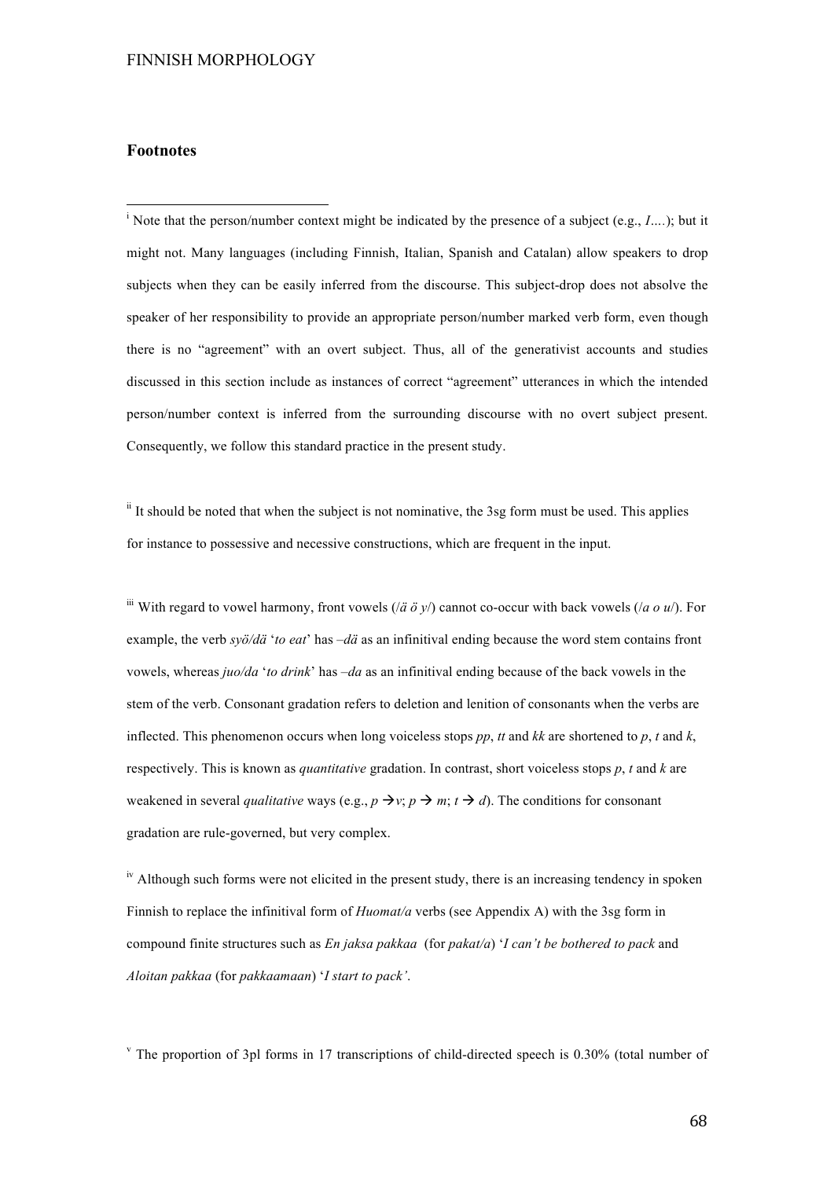### Footnotes

[i] Note that the person/number context might be indicated by the presence of a subject (e.g., *I....*); but it might not. Many languages (including Finnish, Italian, Spanish and Catalan) allow speakers to drop subjects when they can be easily inferred from the discourse. This subject-drop does not absolve the speaker of her responsibility to provide an appropriate person/number marked verb form, even though there is no "agreement" with an overt subject. Thus, all of the generativist accounts and studies discussed in this section include as instances of correct "agreement" utterances in which the intended person/number context is inferred from the surrounding discourse with no overt subject present. Consequently, we follow this standard practice in the present study.

[ii] It should be noted that when the subject is not nominative, the 3sg form must be used. This applies for instance to possessive and necessive constructions, which are frequent in the input.

[iii] With regard to vowel harmony, front vowels (/*ä ö y*/) cannot co-occur with back vowels (/*a o u*/). For example, the verb *syö/dä* '*to eat*' has *–dä* as an infinitival ending because the word stem contains front vowels, whereas *juo/da* '*to drink*' has *–da* as an infinitival ending because of the back vowels in the stem of the verb. Consonant gradation refers to deletion and lenition of consonants when the verbs are inflected. This phenomenon occurs when long voiceless stops *pp*, *tt* and *kk* are shortened to *p*, *t* and *k*, respectively. This is known as *quantitative* gradation. In contrast, short voiceless stops *p*, *t* and *k* are weakened in several *qualitative* ways (e.g., *p* → *v*; *p* → *m*; *t* → *d*). The conditions for consonant gradation are rule-governed, but very complex.

[iv] Although such forms were not elicited in the present study, there is an increasing tendency in spoken Finnish to replace the infinitival form of *Huomat/a* verbs (see Appendix A) with the 3sg form in compound finite structures such as *En jaksa pakkaa* (for *pakat/a*) '*I can't be bothered to pack* and *Aloitan pakkaa* (for *pakkaamaan*) '*I start to pack'*.

[v] The proportion of 3pl forms in 17 transcriptions of child-directed speech is 0.30% (total number of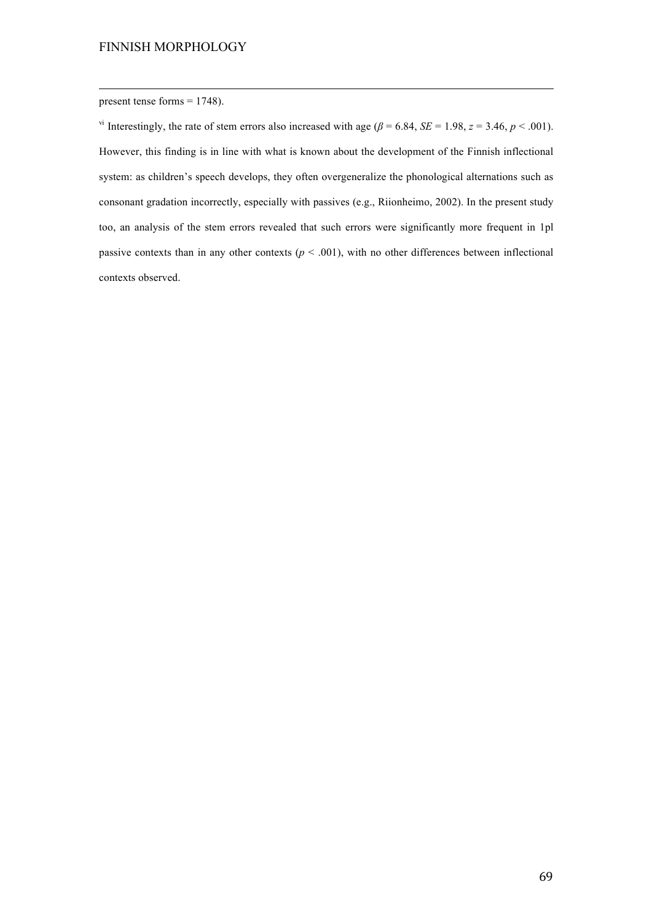present tense forms = 1748).

[vi] Interestingly, the rate of stem errors also increased with age ($\beta = 6.84$, $SE = 1.98$, $z = 3.46$, $p < .001$). However, this finding is in line with what is known about the development of the Finnish inflectional system: as children's speech develops, they often overgeneralize the phonological alternations such as consonant gradation incorrectly, especially with passives (e.g., Riionheimo, 2002). In the present study too, an analysis of the stem errors revealed that such errors were significantly more frequent in 1pl passive contexts than in any other contexts ($p < .001$), with no other differences between inflectional contexts observed.